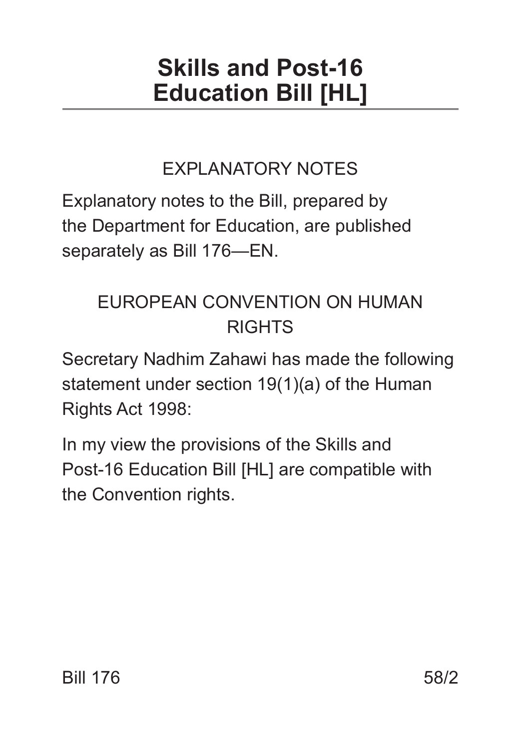# Skills and Post-16 Education Bill [HL]

## EXPLANATORY NOTES

Explanatory notes to the Bill, prepared by the Department for Education, are published separately as Bill 176—EN.

## EUROPEAN CONVENTION ON HUMAN RIGHTS

Secretary Nadhim Zahawi has made the following statement under section 19(1)(a) of the Human Rights Act 1998:

In my view the provisions of the Skills and Post-16 Education Bill [HL] are compatible with the Convention rights.

Bill 176 58/2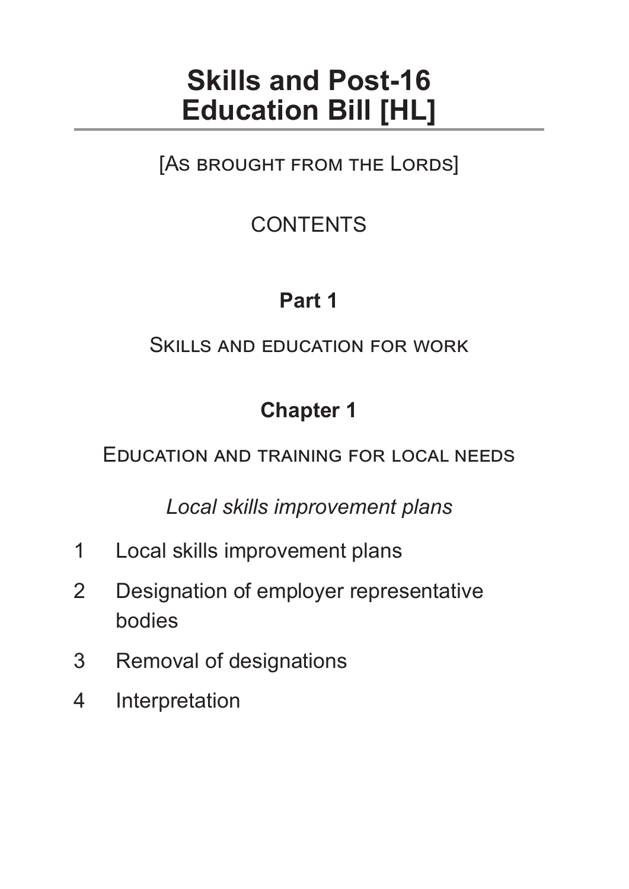# Skills and Post-16 Education Bill [HL]

[As brought from the Lords]

CONTENTS

## Part 1

Skills and education for work

### Chapter 1

Education and training for local needs

*Local skills improvement plans*

1 Local skills improvement plans

2 Designation of employer representative bodies

3 Removal of designations

4 Interpretation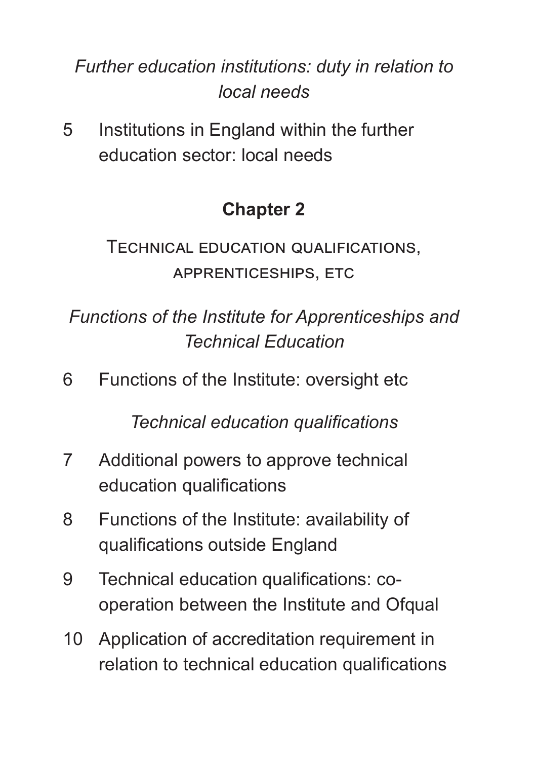*Further education institutions: duty in relation to local needs*

5 Institutions in England within the further education sector: local needs

## Chapter 2

### Technical education qualifications, apprenticeships, etc

*Functions of the Institute for Apprenticeships and Technical Education*

6 Functions of the Institute: oversight etc

*Technical education qualifications*

7 Additional powers to approve technical education qualifications

8 Functions of the Institute: availability of qualifications outside England

9 Technical education qualifications: co-operation between the Institute and Ofqual

10 Application of accreditation requirement in relation to technical education qualifications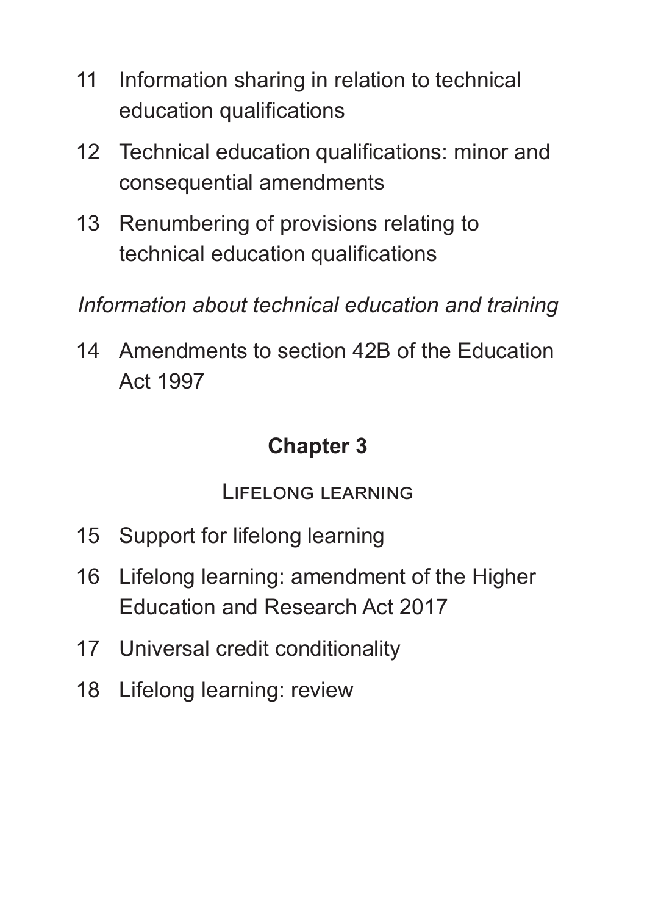11 Information sharing in relation to technical education qualifications

12 Technical education qualifications: minor and consequential amendments

13 Renumbering of provisions relating to technical education qualifications

*Information about technical education and training*

14 Amendments to section 42B of the Education Act 1997

## Chapter 3

### Lifelong learning

15 Support for lifelong learning

16 Lifelong learning: amendment of the Higher Education and Research Act 2017

17 Universal credit conditionality

18 Lifelong learning: review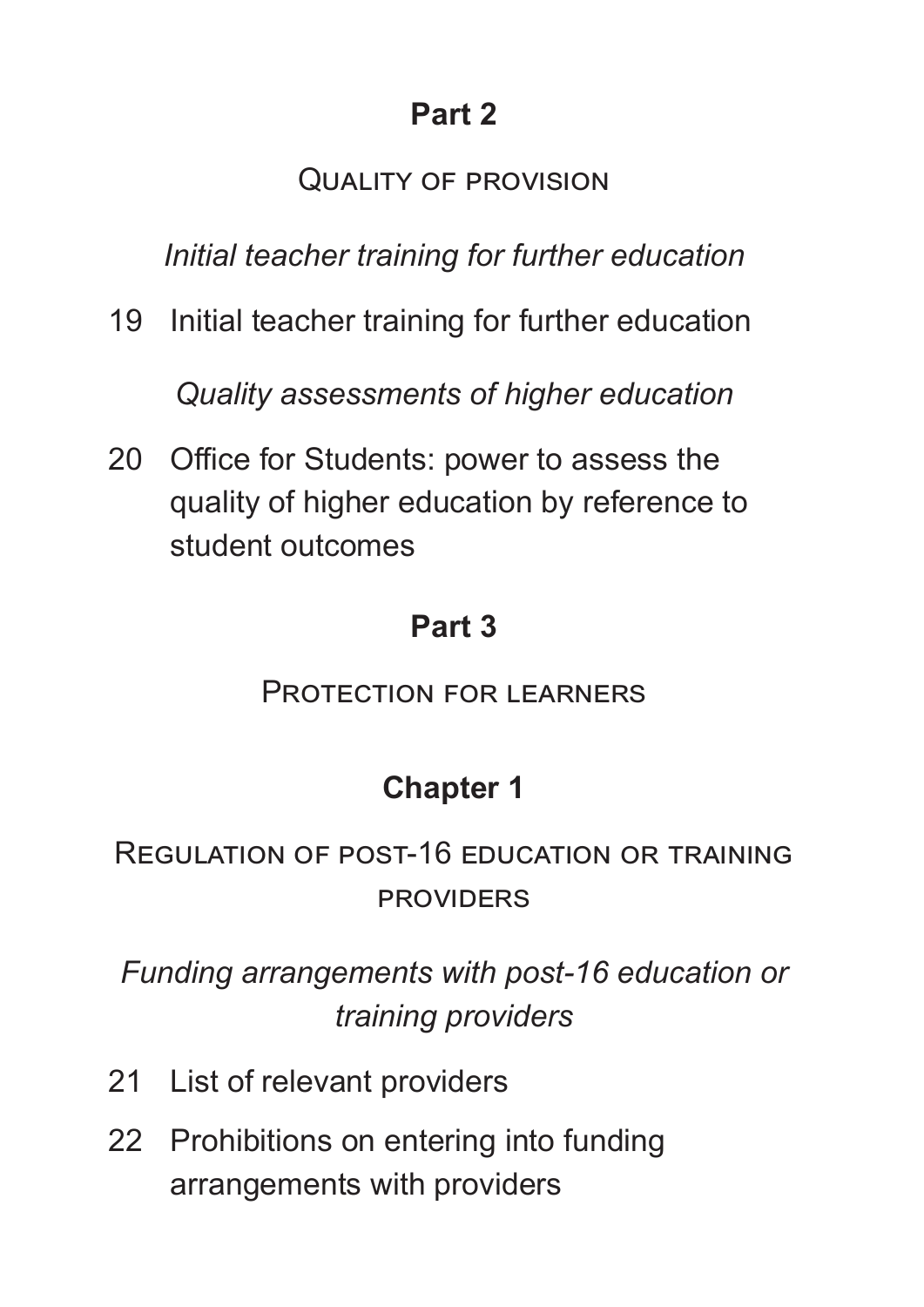## Part 2

QUALITY OF PROVISION

*Initial teacher training for further education*

19 Initial teacher training for further education

*Quality assessments of higher education*

20 Office for Students: power to assess the quality of higher education by reference to student outcomes

## Part 3

PROTECTION FOR LEARNERS

### Chapter 1

REGULATION OF POST-16 EDUCATION OR TRAINING PROVIDERS

*Funding arrangements with post-16 education or training providers*

21 List of relevant providers

22 Prohibitions on entering into funding arrangements with providers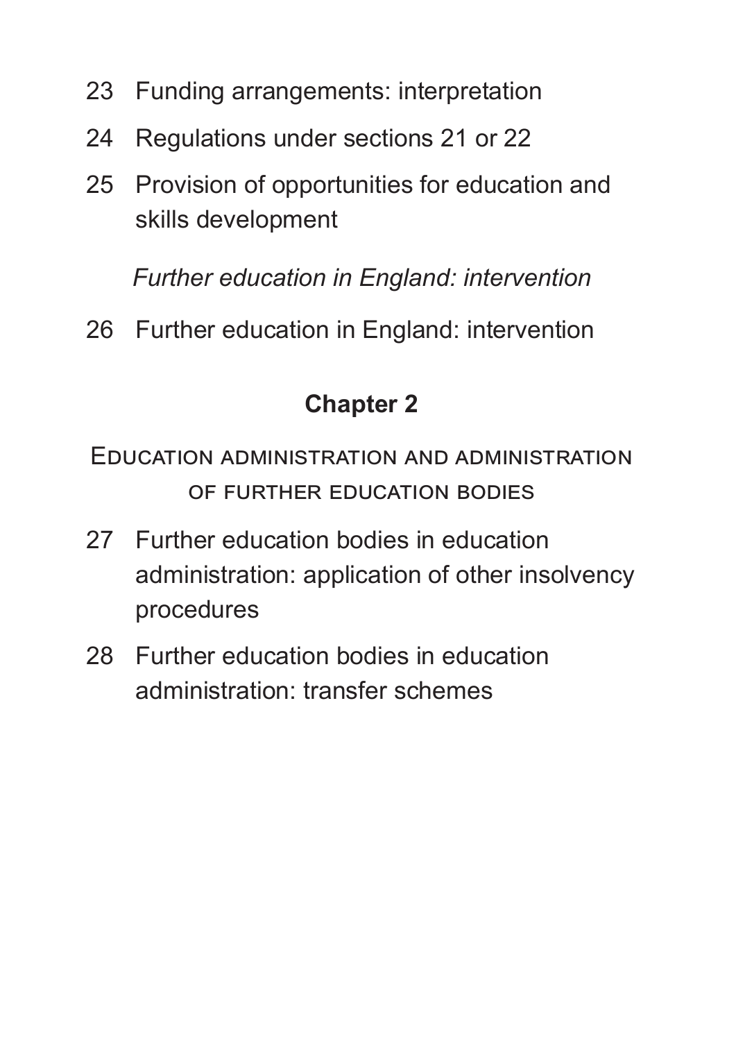23 Funding arrangements: interpretation

24 Regulations under sections 21 or 22

25 Provision of opportunities for education and skills development

*Further education in England: intervention*

26 Further education in England: intervention

## Chapter 2

### Education administration and administration of further education bodies

27 Further education bodies in education administration: application of other insolvency procedures

28 Further education bodies in education administration: transfer schemes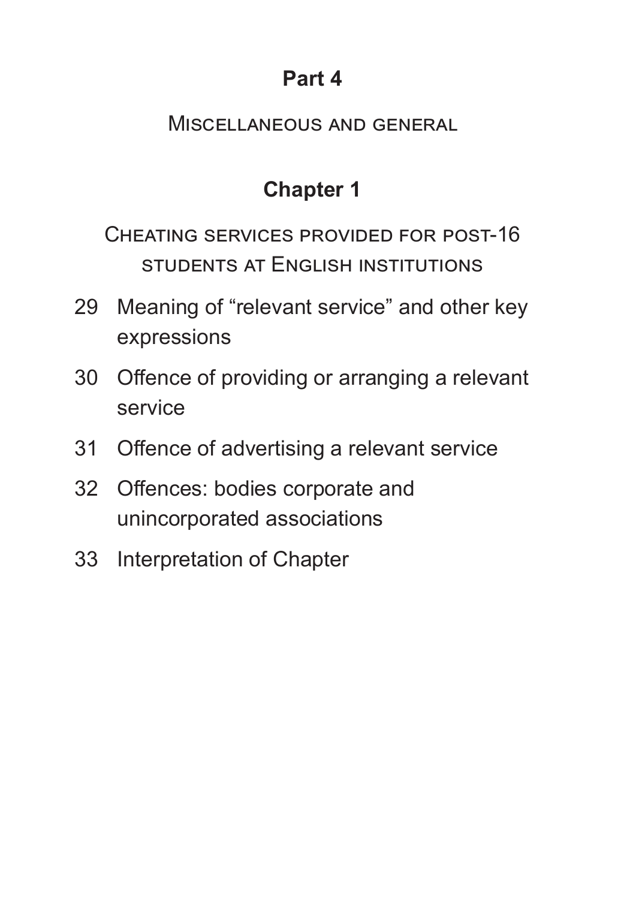## Part 4

MISCELLANEOUS AND GENERAL

### Chapter 1

CHEATING SERVICES PROVIDED FOR POST-16 STUDENTS AT ENGLISH INSTITUTIONS

29 Meaning of "relevant service" and other key expressions

30 Offence of providing or arranging a relevant service

31 Offence of advertising a relevant service

32 Offences: bodies corporate and unincorporated associations

33 Interpretation of Chapter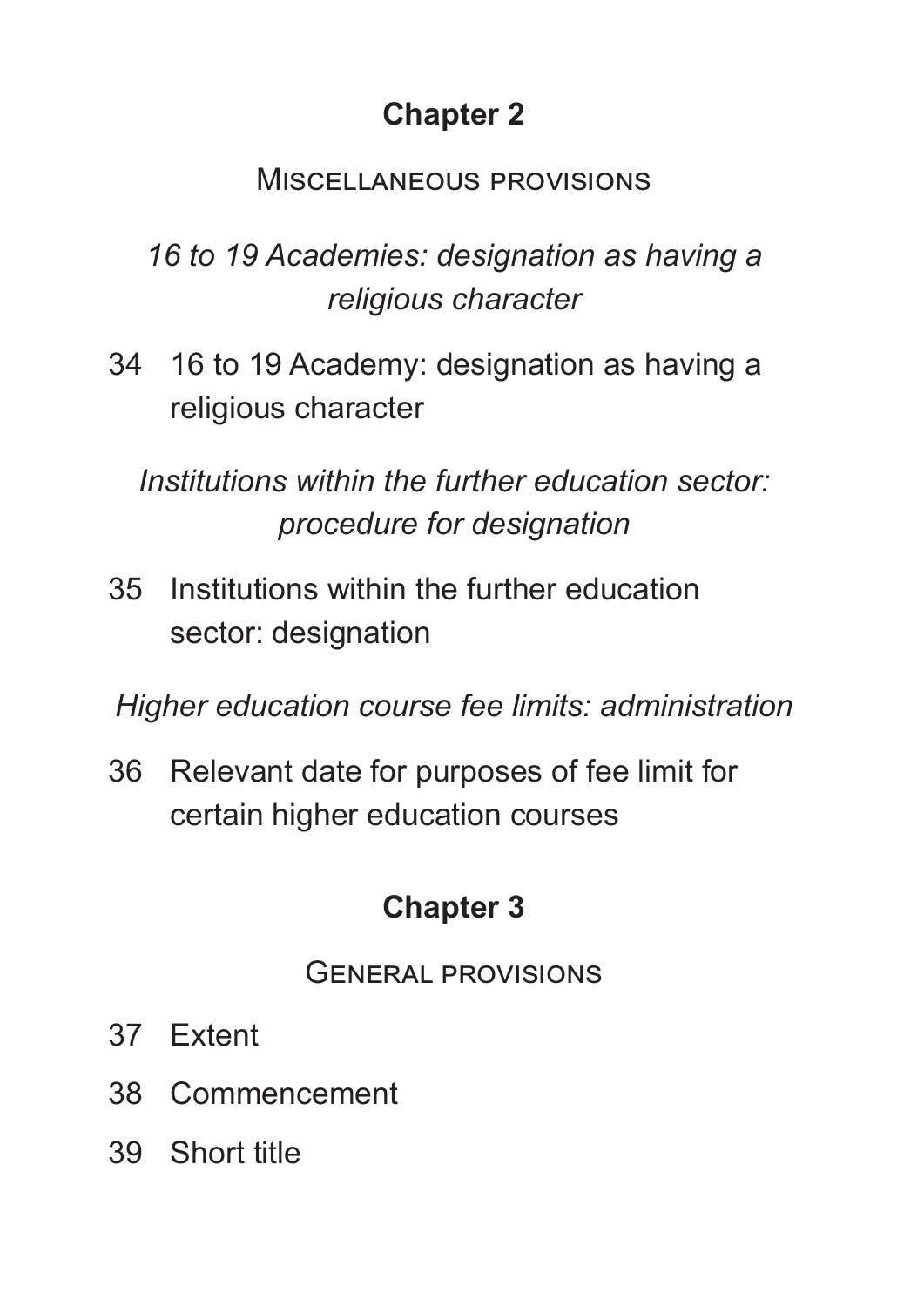## Chapter 2

### Miscellaneous provisions

*16 to 19 Academies: designation as having a religious character*

34 16 to 19 Academy: designation as having a religious character

*Institutions within the further education sector: procedure for designation*

35 Institutions within the further education sector: designation

*Higher education course fee limits: administration*

36 Relevant date for purposes of fee limit for certain higher education courses

## Chapter 3

### General provisions

37 Extent

38 Commencement

39 Short title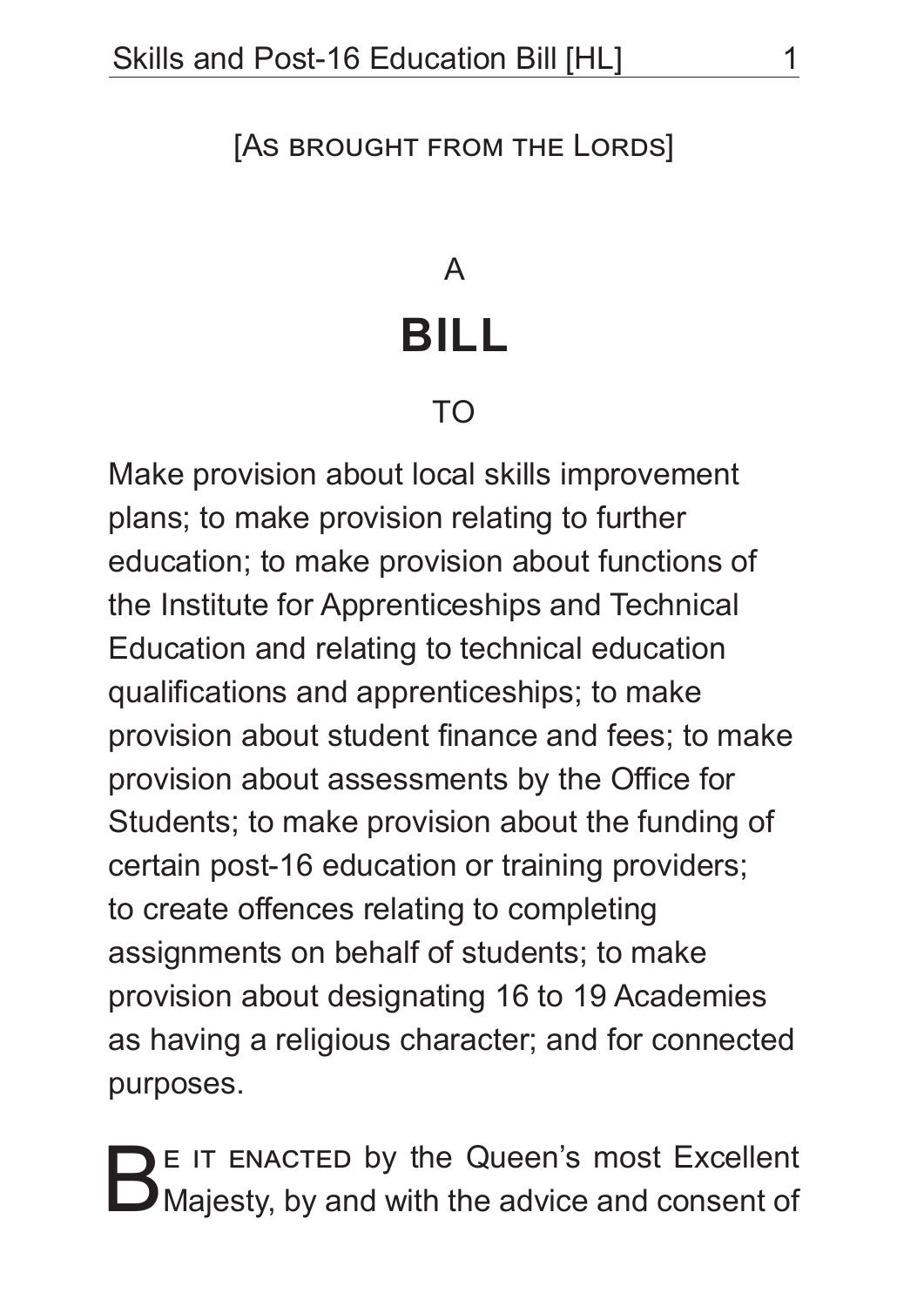[As brought from the Lords]

A

# BILL

TO

Make provision about local skills improvement plans; to make provision relating to further education; to make provision about functions of the Institute for Apprenticeships and Technical Education and relating to technical education qualifications and apprenticeships; to make provision about student finance and fees; to make provision about assessments by the Office for Students; to make provision about the funding of certain post-16 education or training providers; to create offences relating to completing assignments on behalf of students; to make provision about designating 16 to 19 Academies as having a religious character; and for connected purposes.

Be it enacted by the Queen's most Excellent Majesty, by and with the advice and consent of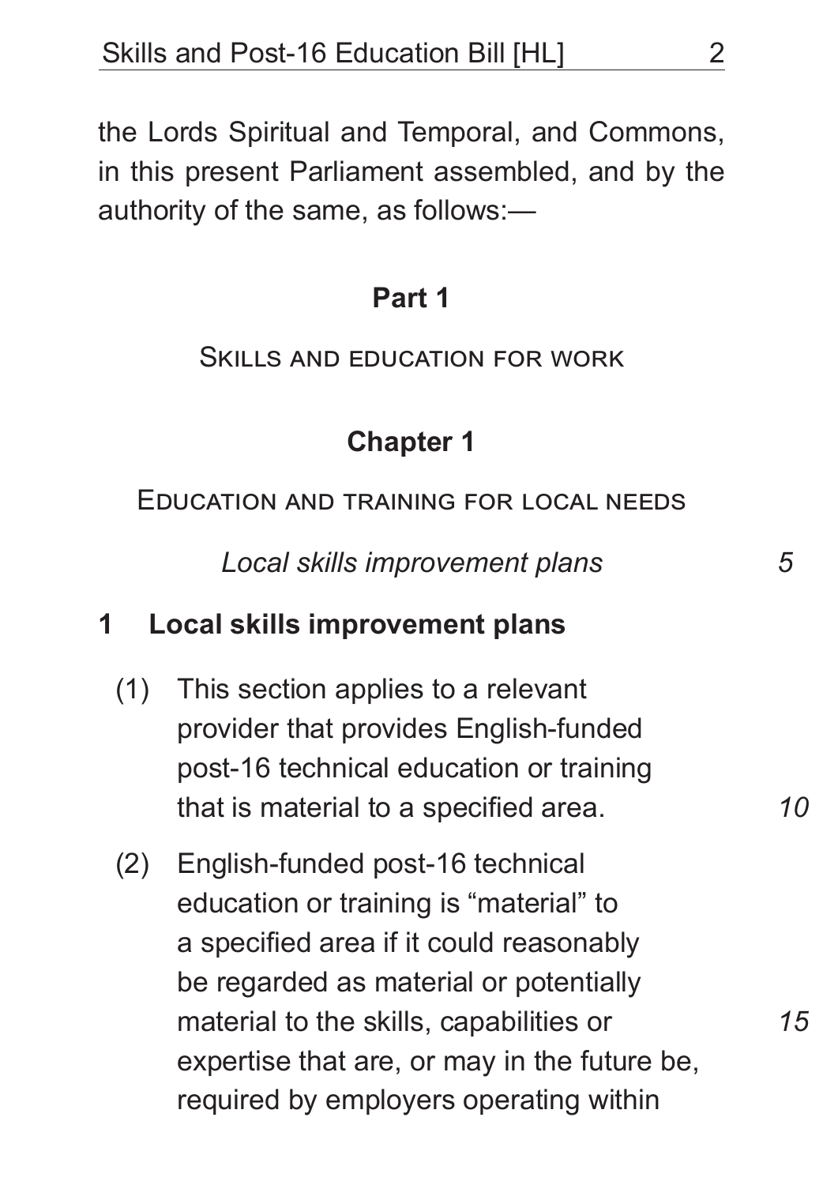the Lords Spiritual and Temporal, and Commons, in this present Parliament assembled, and by the authority of the same, as follows:—

## Part 1

### Skills and education for work

## Chapter 1

### Education and training for local needs

*Local skills improvement plans*

**1 Local skills improvement plans**

(1) This section applies to a relevant provider that provides English-funded post-16 technical education or training that is material to a specified area.

(2) English-funded post-16 technical education or training is “material” to a specified area if it could reasonably be regarded as material or potentially material to the skills, capabilities or expertise that are, or may in the future be, required by employers operating within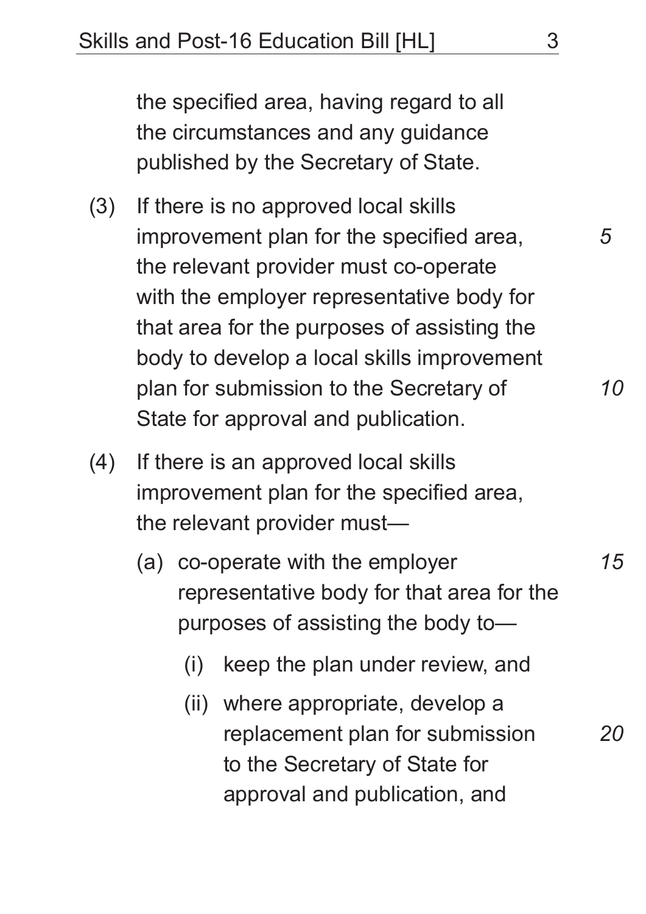the specified area, having regard to all the circumstances and any guidance published by the Secretary of State.

(3) If there is no approved local skills improvement plan for the specified area, the relevant provider must co-operate with the employer representative body for that area for the purposes of assisting the body to develop a local skills improvement plan for submission to the Secretary of State for approval and publication.

(4) If there is an approved local skills improvement plan for the specified area, the relevant provider must—

(a) co-operate with the employer representative body for that area for the purposes of assisting the body to—

(i) keep the plan under review, and

(ii) where appropriate, develop a replacement plan for submission to the Secretary of State for approval and publication, and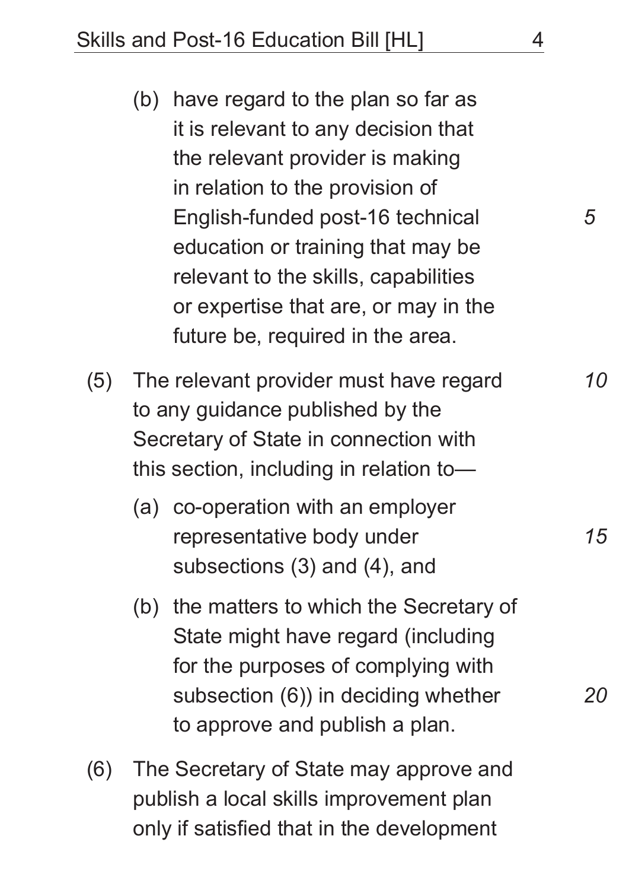(b) have regard to the plan so far as it is relevant to any decision that the relevant provider is making in relation to the provision of English-funded post-16 technical education or training that may be relevant to the skills, capabilities or expertise that are, or may in the future be, required in the area.

(5) The relevant provider must have regard to any guidance published by the Secretary of State in connection with this section, including in relation to—

(a) co-operation with an employer representative body under subsections (3) and (4), and

(b) the matters to which the Secretary of State might have regard (including for the purposes of complying with subsection (6)) in deciding whether to approve and publish a plan.

(6) The Secretary of State may approve and publish a local skills improvement plan only if satisfied that in the development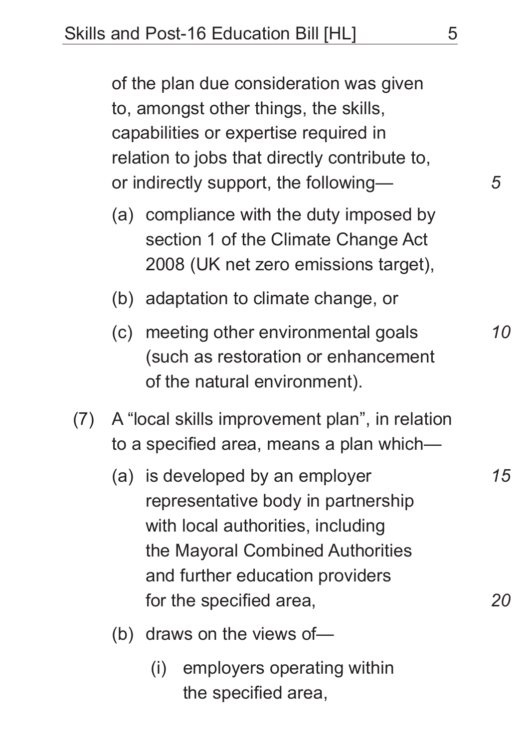of the plan due consideration was given to, amongst other things, the skills, capabilities or expertise required in relation to jobs that directly contribute to, or indirectly support, the following—

(a) compliance with the duty imposed by section 1 of the Climate Change Act 2008 (UK net zero emissions target),

(b) adaptation to climate change, or

(c) meeting other environmental goals (such as restoration or enhancement of the natural environment).

(7) A "local skills improvement plan", in relation to a specified area, means a plan which—

(a) is developed by an employer representative body in partnership with local authorities, including the Mayoral Combined Authorities and further education providers for the specified area,

(b) draws on the views of—

(i) employers operating within the specified area,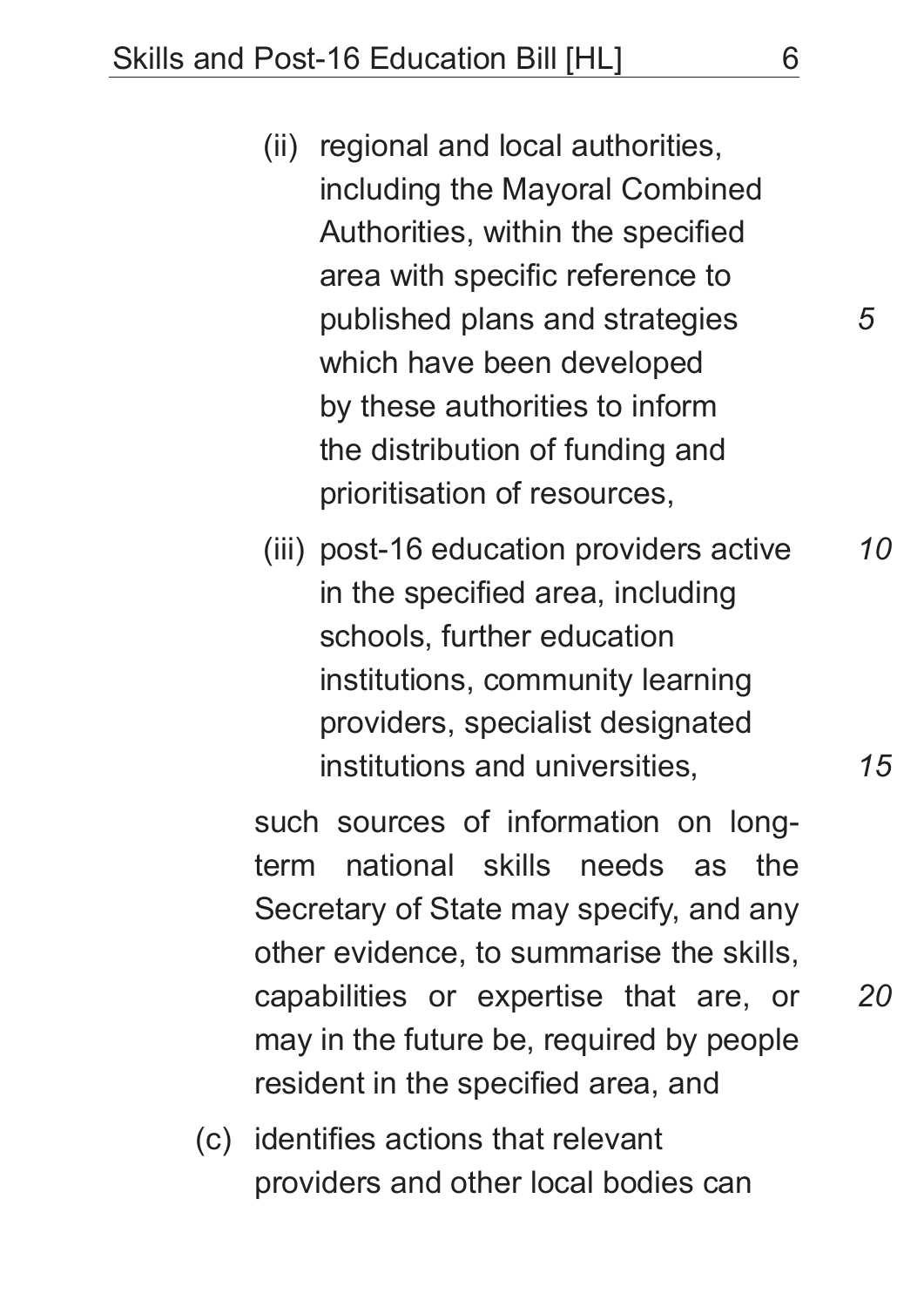(ii) regional and local authorities, including the Mayoral Combined Authorities, within the specified area with specific reference to published plans and strategies which have been developed by these authorities to inform the distribution of funding and prioritisation of resources,

(iii) post-16 education providers active in the specified area, including schools, further education institutions, community learning providers, specialist designated institutions and universities,

such sources of information on long-term national skills needs as the Secretary of State may specify, and any other evidence, to summarise the skills, capabilities or expertise that are, or may in the future be, required by people resident in the specified area, and

(c) identifies actions that relevant providers and other local bodies can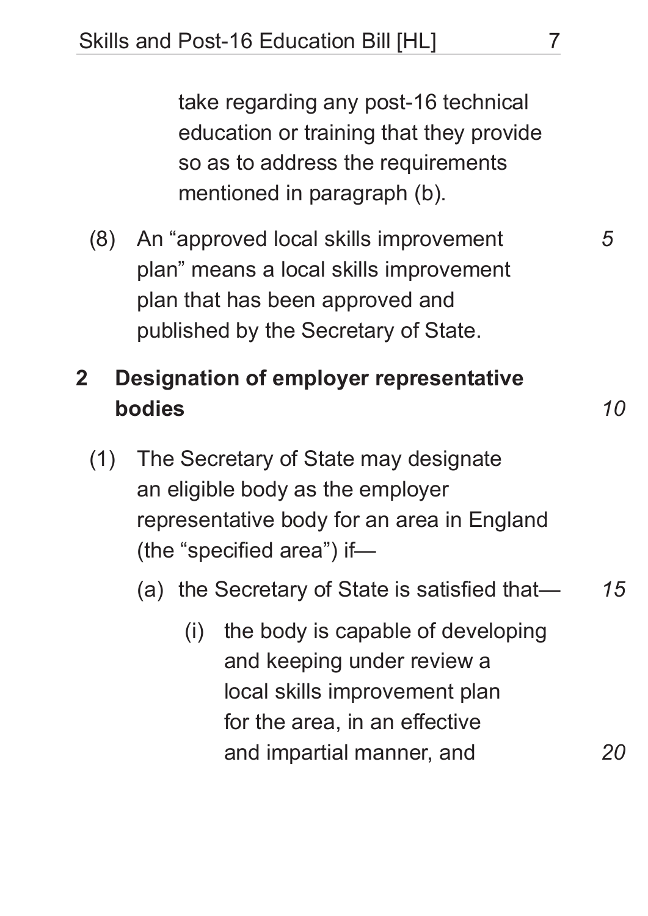take regarding any post-16 technical education or training that they provide so as to address the requirements mentioned in paragraph (b).

(8) An "approved local skills improvement plan" means a local skills improvement plan that has been approved and published by the Secretary of State.

**2 Designation of employer representative bodies**

(1) The Secretary of State may designate an eligible body as the employer representative body for an area in England (the "specified area") if—

(a) the Secretary of State is satisfied that—

(i) the body is capable of developing and keeping under review a local skills improvement plan for the area, in an effective and impartial manner, and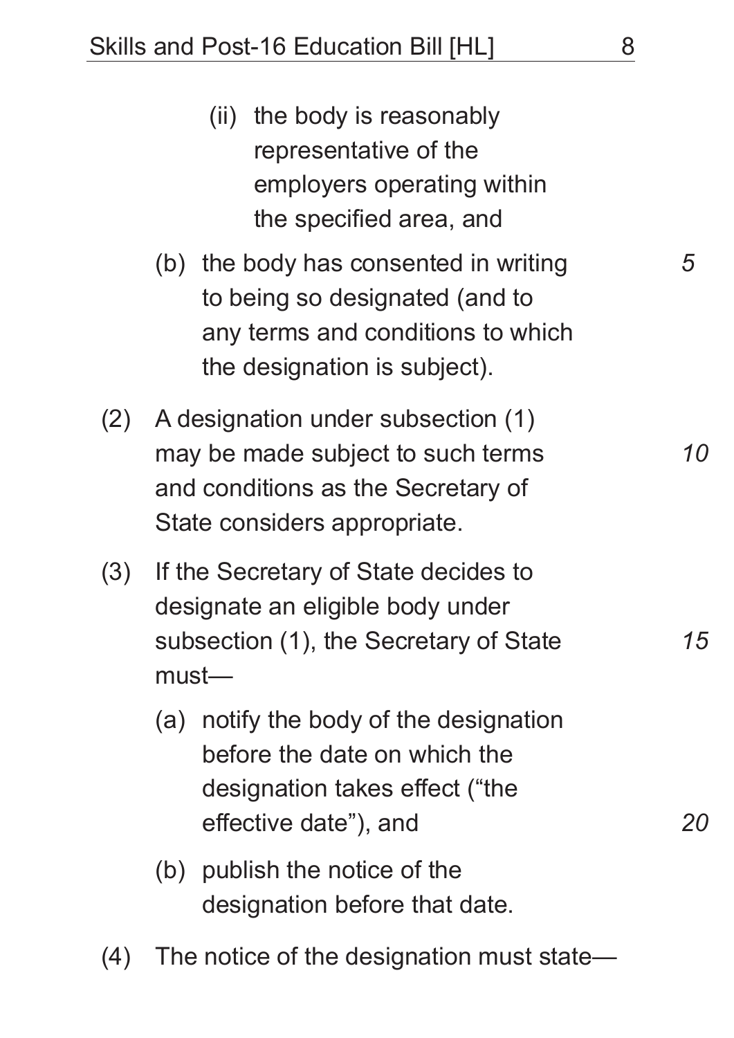(ii) the body is reasonably representative of the employers operating within the specified area, and

(b) the body has consented in writing to being so designated (and to any terms and conditions to which the designation is subject).

(2) A designation under subsection (1) may be made subject to such terms and conditions as the Secretary of State considers appropriate.

(3) If the Secretary of State decides to designate an eligible body under subsection (1), the Secretary of State must—

(a) notify the body of the designation before the date on which the designation takes effect ("the effective date"), and

(b) publish the notice of the designation before that date.

(4) The notice of the designation must state—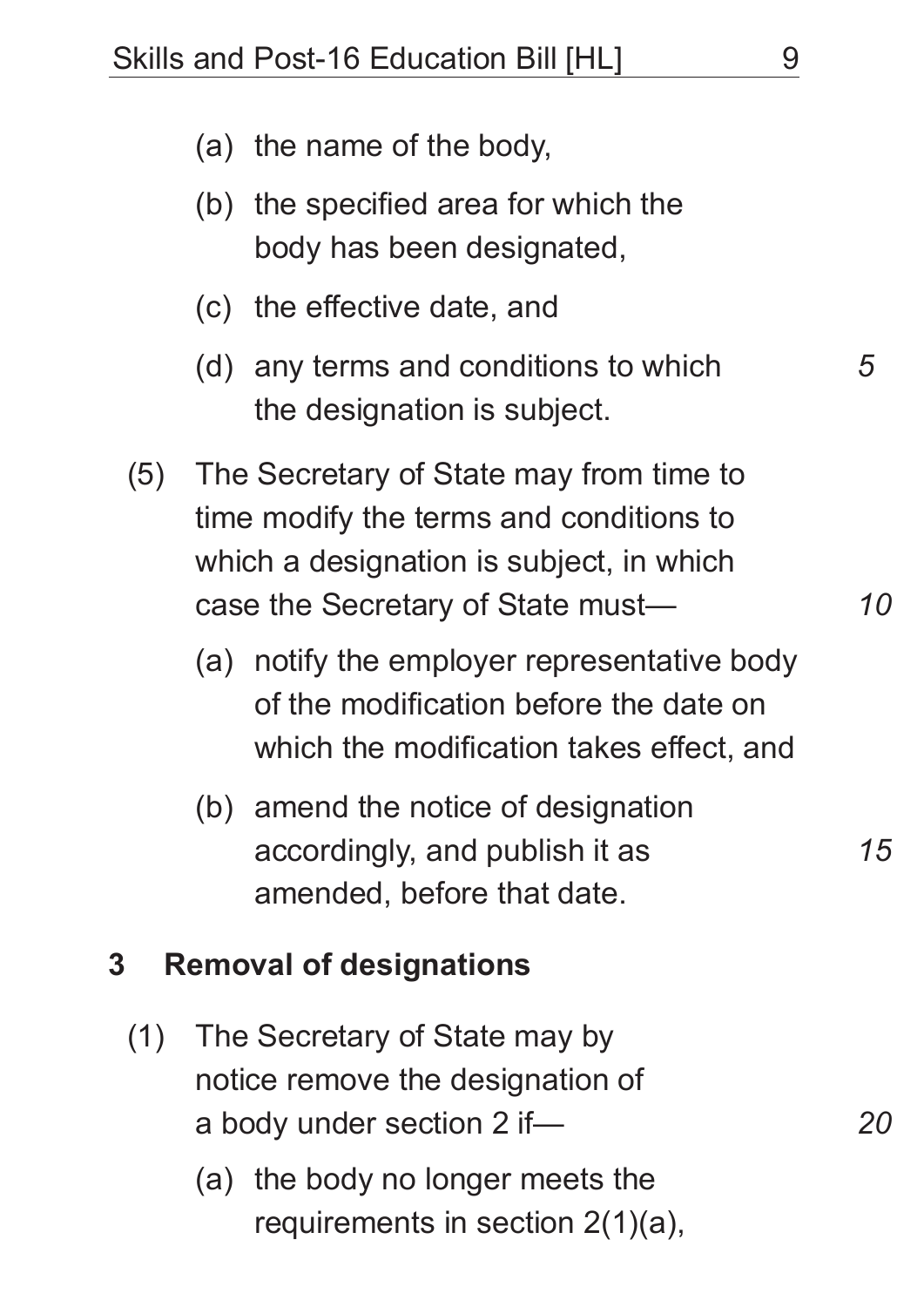(a) the name of the body,

(b) the specified area for which the body has been designated,

(c) the effective date, and

(d) any terms and conditions to which the designation is subject.

(5) The Secretary of State may from time to time modify the terms and conditions to which a designation is subject, in which case the Secretary of State must—

(a) notify the employer representative body of the modification before the date on which the modification takes effect, and

(b) amend the notice of designation accordingly, and publish it as amended, before that date.

## 3 Removal of designations

(1) The Secretary of State may by notice remove the designation of a body under section 2 if—

(a) the body no longer meets the requirements in section 2(1)(a),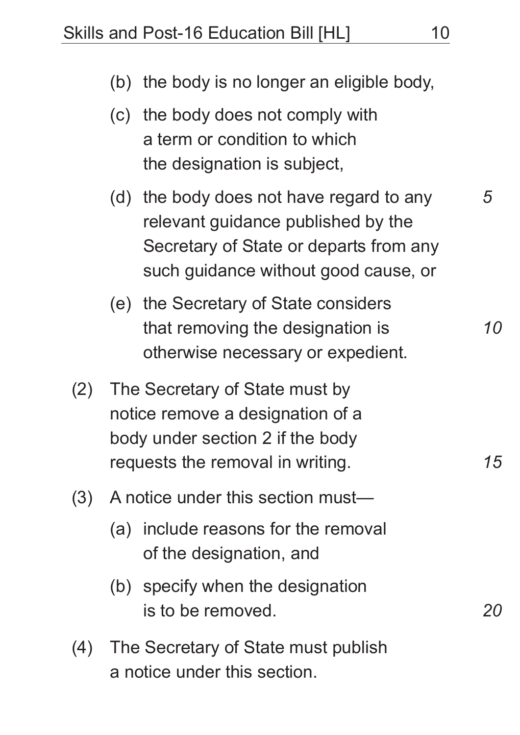(b) the body is no longer an eligible body,

(c) the body does not comply with a term or condition to which the designation is subject,

(d) the body does not have regard to any relevant guidance published by the Secretary of State or departs from any such guidance without good cause, or

(e) the Secretary of State considers that removing the designation is otherwise necessary or expedient.

(2) The Secretary of State must by notice remove a designation of a body under section 2 if the body requests the removal in writing.

(3) A notice under this section must—

(a) include reasons for the removal of the designation, and

(b) specify when the designation is to be removed.

(4) The Secretary of State must publish a notice under this section.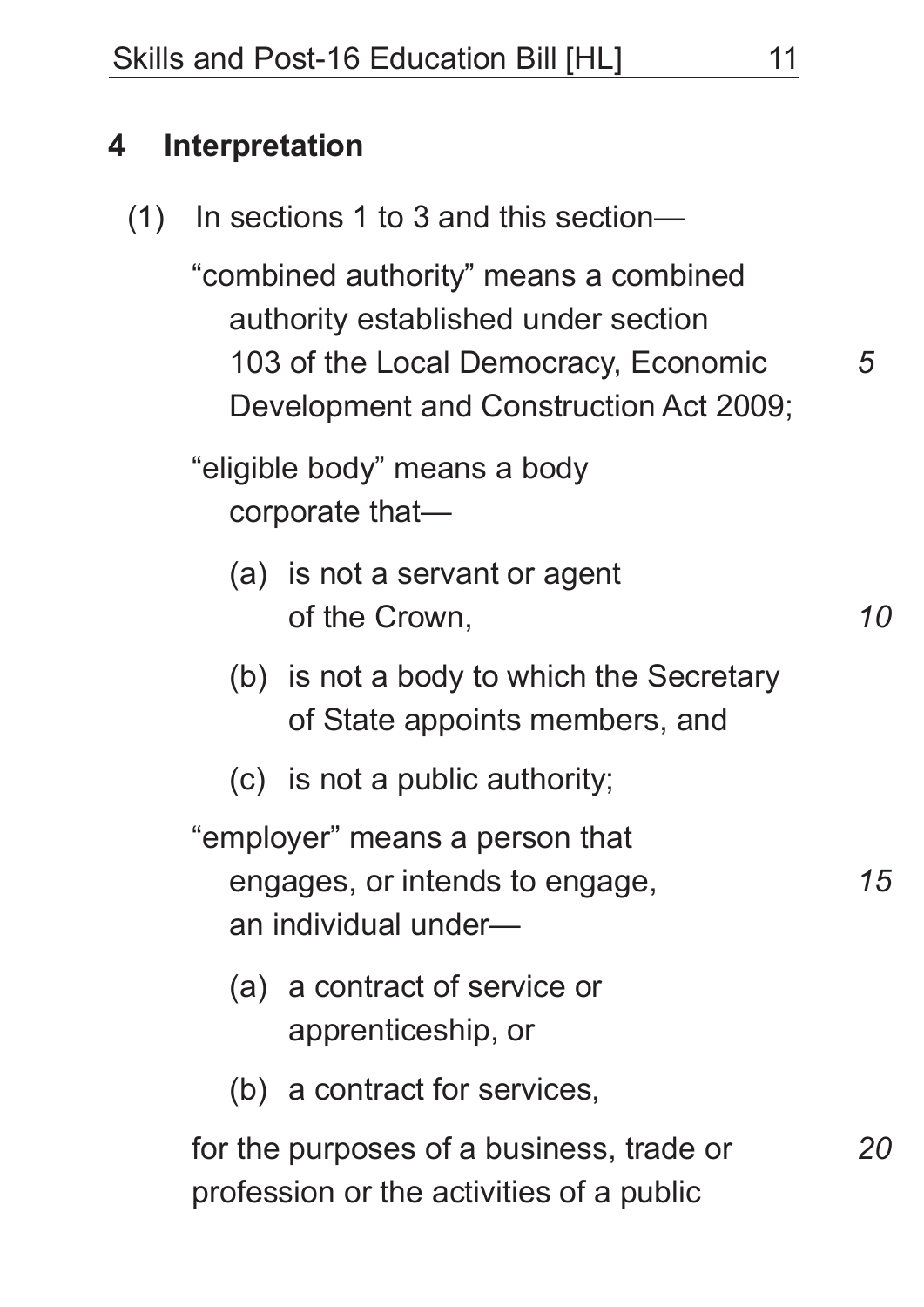## 4 Interpretation

(1) In sections 1 to 3 and this section—

"combined authority" means a combined authority established under section 103 of the Local Democracy, Economic Development and Construction Act 2009;

"eligible body" means a body corporate that—

(a) is not a servant or agent of the Crown,

(b) is not a body to which the Secretary of State appoints members, and

(c) is not a public authority;

"employer" means a person that engages, or intends to engage, an individual under—

(a) a contract of service or apprenticeship, or

(b) a contract for services,

for the purposes of a business, trade or profession or the activities of a public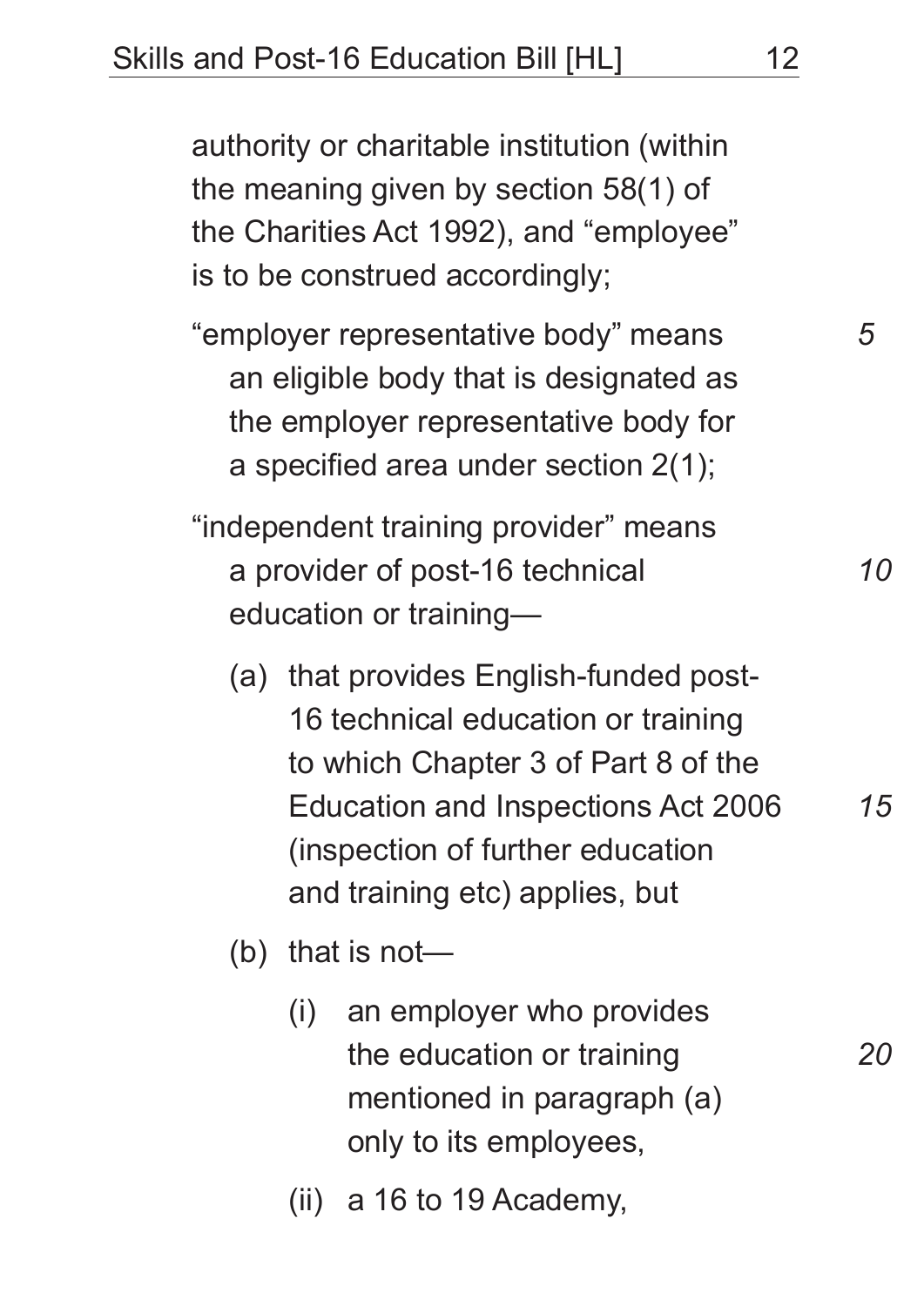authority or charitable institution (within the meaning given by section 58(1) of the Charities Act 1992), and "employee" is to be construed accordingly;

"employer representative body" means an eligible body that is designated as the employer representative body for a specified area under section 2(1);

"independent training provider" means a provider of post-16 technical education or training—

(a) that provides English-funded post-16 technical education or training to which Chapter 3 of Part 8 of the Education and Inspections Act 2006 (inspection of further education and training etc) applies, but

(b) that is not—

(i) an employer who provides the education or training mentioned in paragraph (a) only to its employees,

(ii) a 16 to 19 Academy,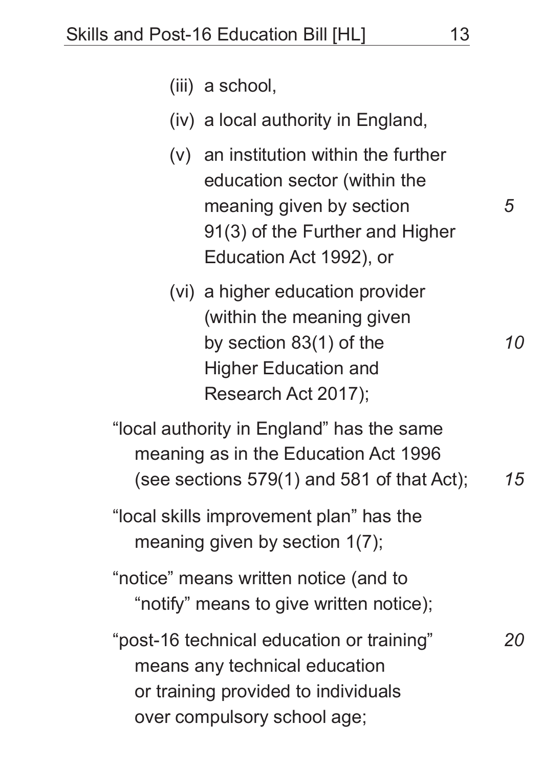(iii) a school,

(iv) a local authority in England,

(v) an institution within the further education sector (within the meaning given by section 91(3) of the Further and Higher Education Act 1992), or

(vi) a higher education provider (within the meaning given by section 83(1) of the Higher Education and Research Act 2017);

"local authority in England" has the same meaning as in the Education Act 1996 (see sections 579(1) and 581 of that Act);

"local skills improvement plan" has the meaning given by section 1(7);

"notice" means written notice (and to "notify" means to give written notice);

"post-16 technical education or training" means any technical education or training provided to individuals over compulsory school age;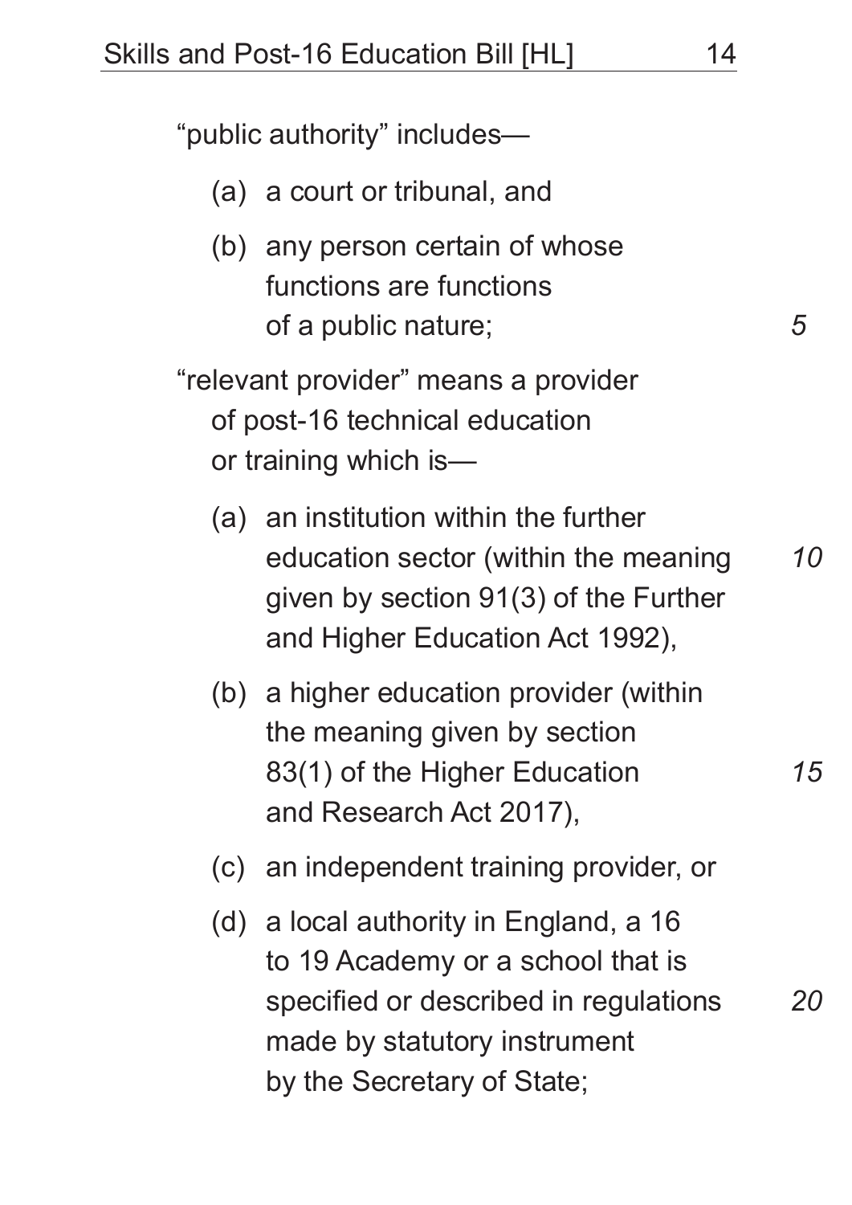"public authority" includes—

(a) a court or tribunal, and

(b) any person certain of whose functions are functions of a public nature;

"relevant provider" means a provider of post-16 technical education or training which is—

(a) an institution within the further education sector (within the meaning given by section 91(3) of the Further and Higher Education Act 1992),

(b) a higher education provider (within the meaning given by section 83(1) of the Higher Education and Research Act 2017),

(c) an independent training provider, or

(d) a local authority in England, a 16 to 19 Academy or a school that is specified or described in regulations made by statutory instrument by the Secretary of State;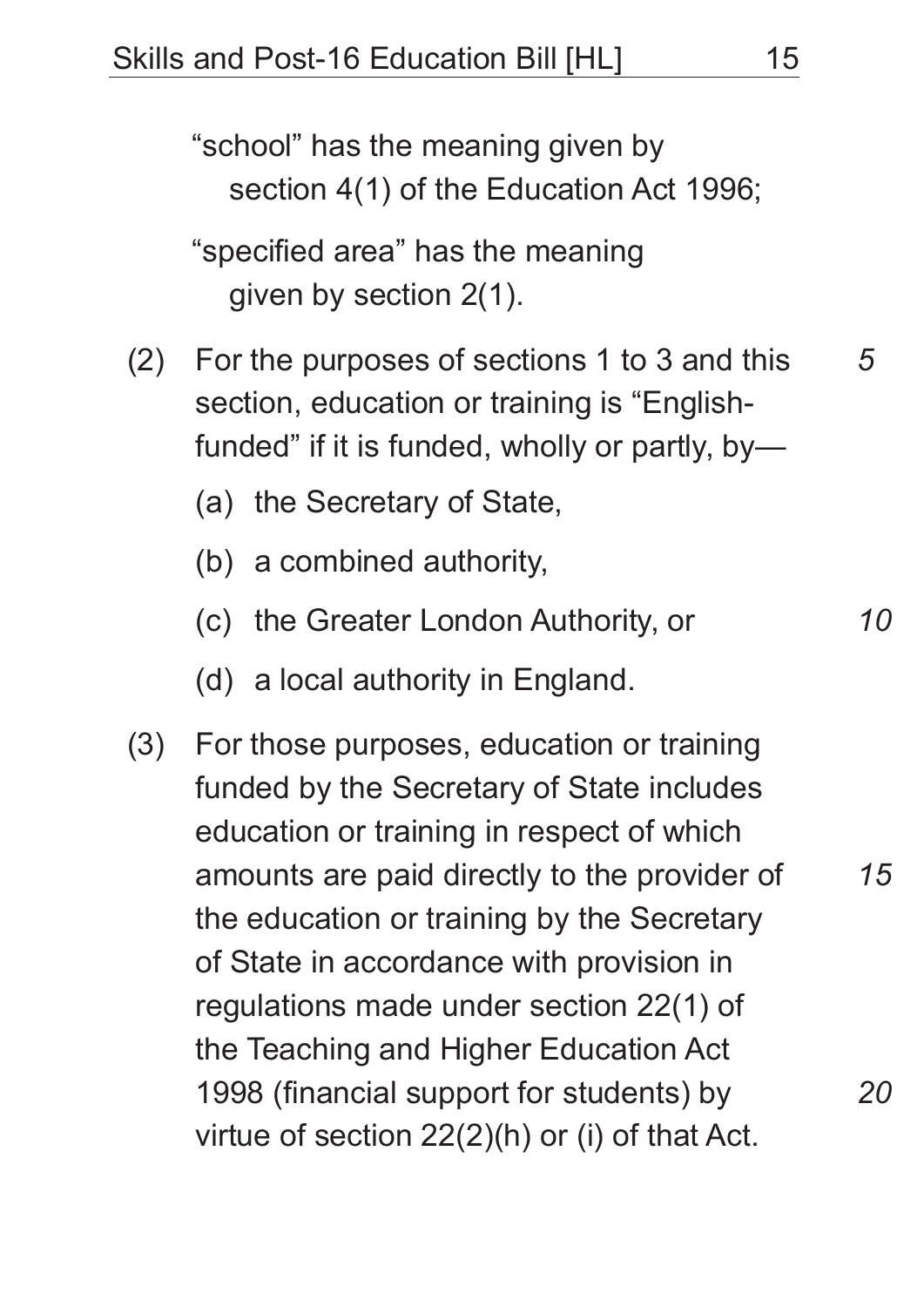"school" has the meaning given by section 4(1) of the Education Act 1996;

"specified area" has the meaning given by section 2(1).

(2) For the purposes of sections 1 to 3 and this section, education or training is "English-funded" if it is funded, wholly or partly, by—

(a) the Secretary of State,

(b) a combined authority,

(c) the Greater London Authority, or

(d) a local authority in England.

(3) For those purposes, education or training funded by the Secretary of State includes education or training in respect of which amounts are paid directly to the provider of the education or training by the Secretary of State in accordance with provision in regulations made under section 22(1) of the Teaching and Higher Education Act 1998 (financial support for students) by virtue of section 22(2)(h) or (i) of that Act.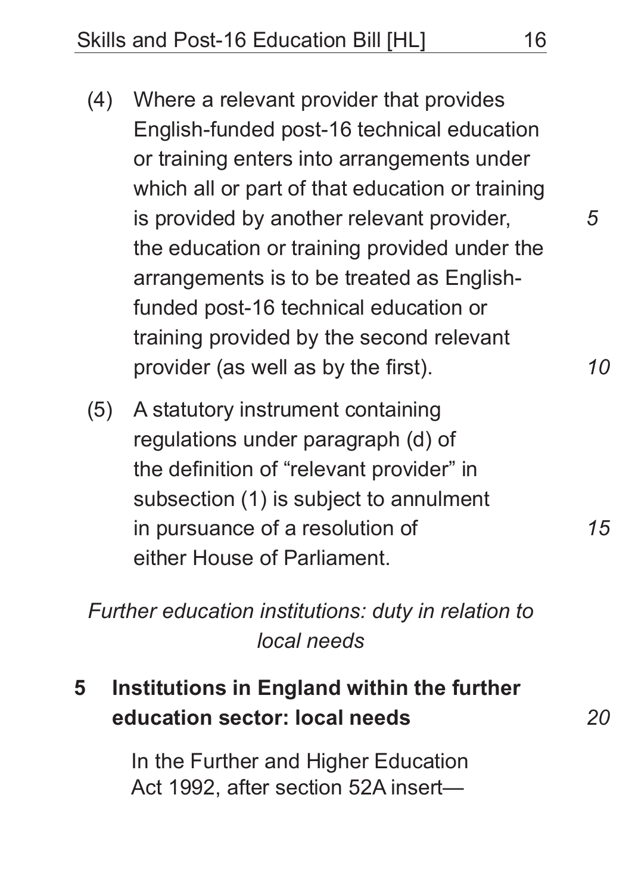(4) Where a relevant provider that provides English-funded post-16 technical education or training enters into arrangements under which all or part of that education or training is provided by another relevant provider, the education or training provided under the arrangements is to be treated as English-funded post-16 technical education or training provided by the second relevant provider (as well as by the first).

(5) A statutory instrument containing regulations under paragraph (d) of the definition of "relevant provider" in subsection (1) is subject to annulment in pursuance of a resolution of either House of Parliament.

*Further education institutions: duty in relation to local needs*

**5 Institutions in England within the further education sector: local needs**

In the Further and Higher Education Act 1992, after section 52A insert—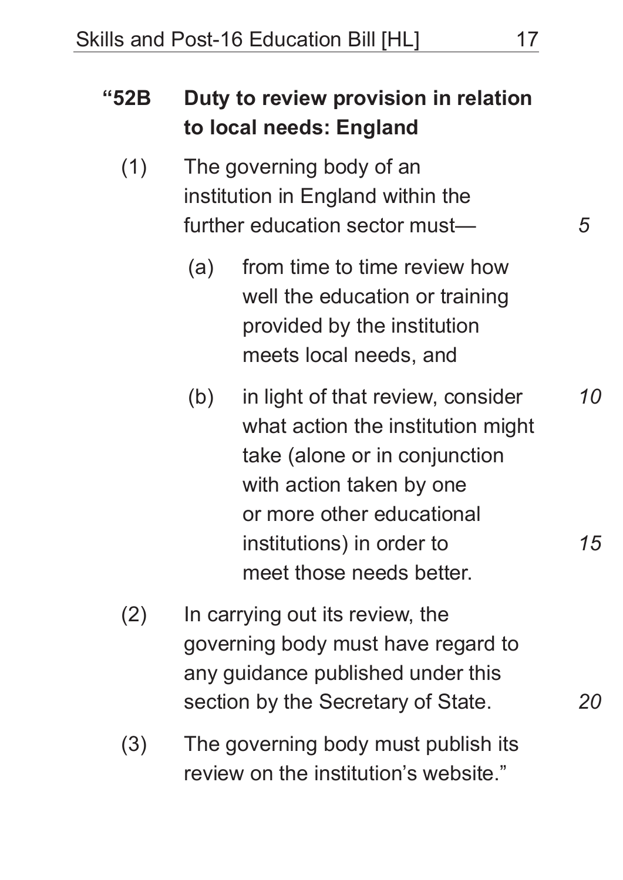### "52B Duty to review provision in relation to local needs: England

(1) The governing body of an institution in England within the further education sector must—

(a) from time to time review how well the education or training provided by the institution meets local needs, and

(b) in light of that review, consider what action the institution might take (alone or in conjunction with action taken by one or more other educational institutions) in order to meet those needs better.

(2) In carrying out its review, the governing body must have regard to any guidance published under this section by the Secretary of State.

(3) The governing body must publish its review on the institution's website."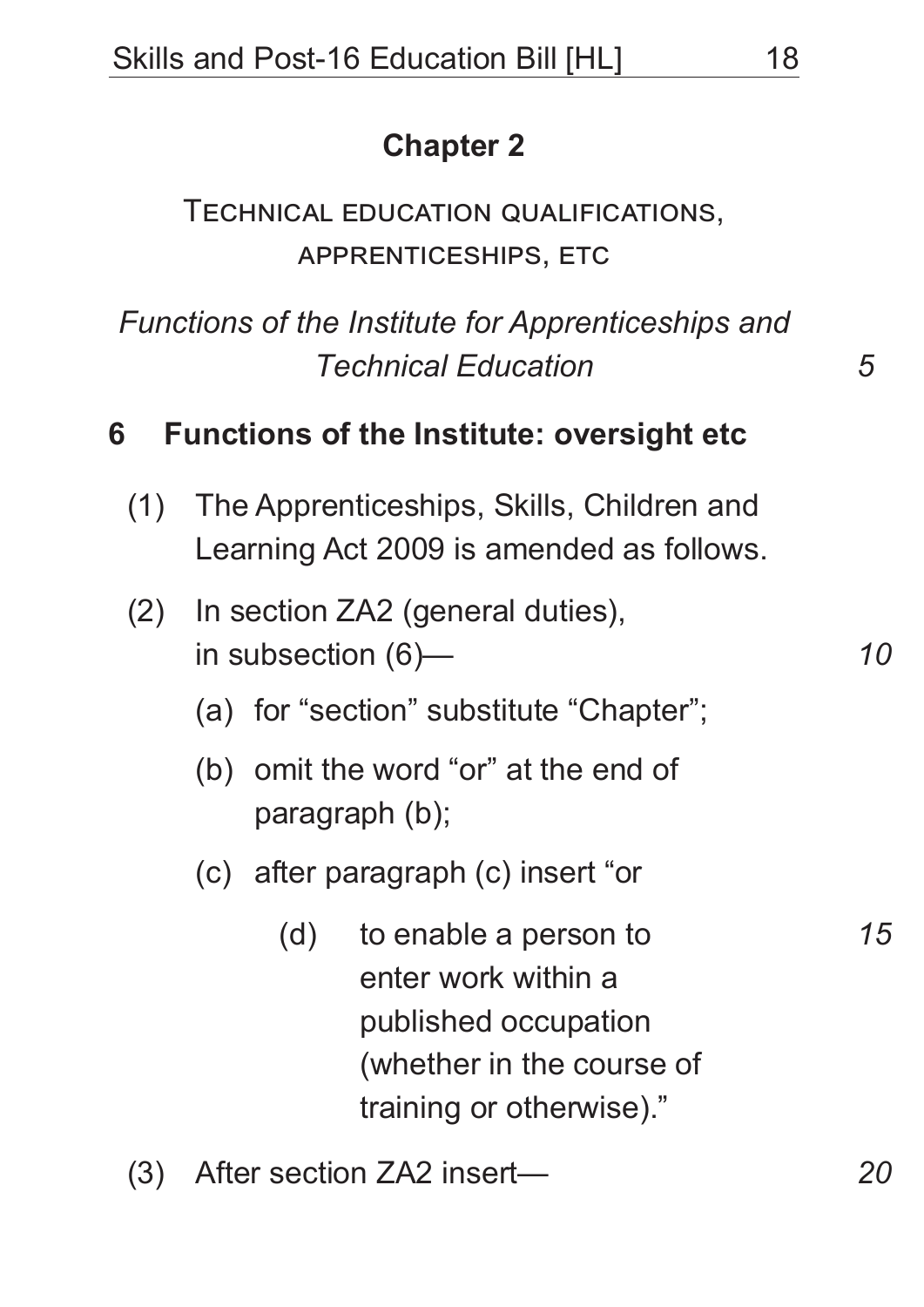## Chapter 2

### Technical education qualifications, apprenticeships, etc

*Functions of the Institute for Apprenticeships and Technical Education*

**6 Functions of the Institute: oversight etc**

(1) The Apprenticeships, Skills, Children and Learning Act 2009 is amended as follows.

(2) In section ZA2 (general duties), in subsection (6)—

(a) for "section" substitute "Chapter";

(b) omit the word "or" at the end of paragraph (b);

(c) after paragraph (c) insert "or

(d) to enable a person to enter work within a published occupation (whether in the course of training or otherwise)."

(3) After section ZA2 insert—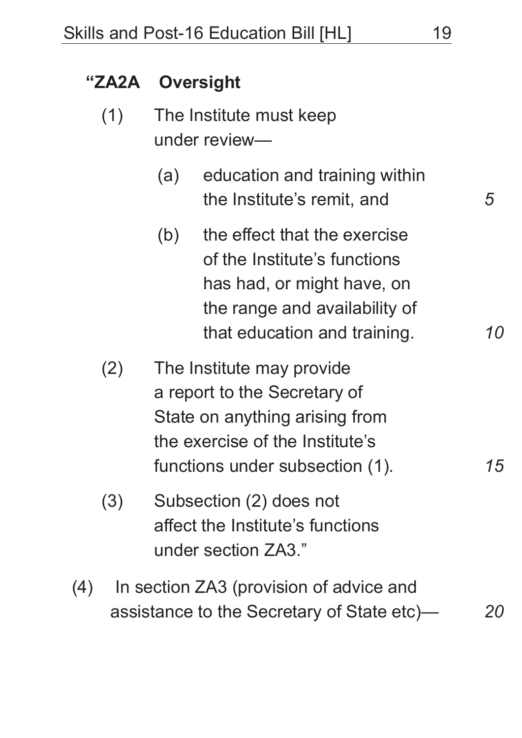**"ZA2A Oversight**

(1) The Institute must keep under review—

(a) education and training within the Institute's remit, and

(b) the effect that the exercise of the Institute's functions has had, or might have, on the range and availability of that education and training.

(2) The Institute may provide a report to the Secretary of State on anything arising from the exercise of the Institute's functions under subsection (1).

(3) Subsection (2) does not affect the Institute's functions under section ZA3."

(4) In section ZA3 (provision of advice and assistance to the Secretary of State etc)—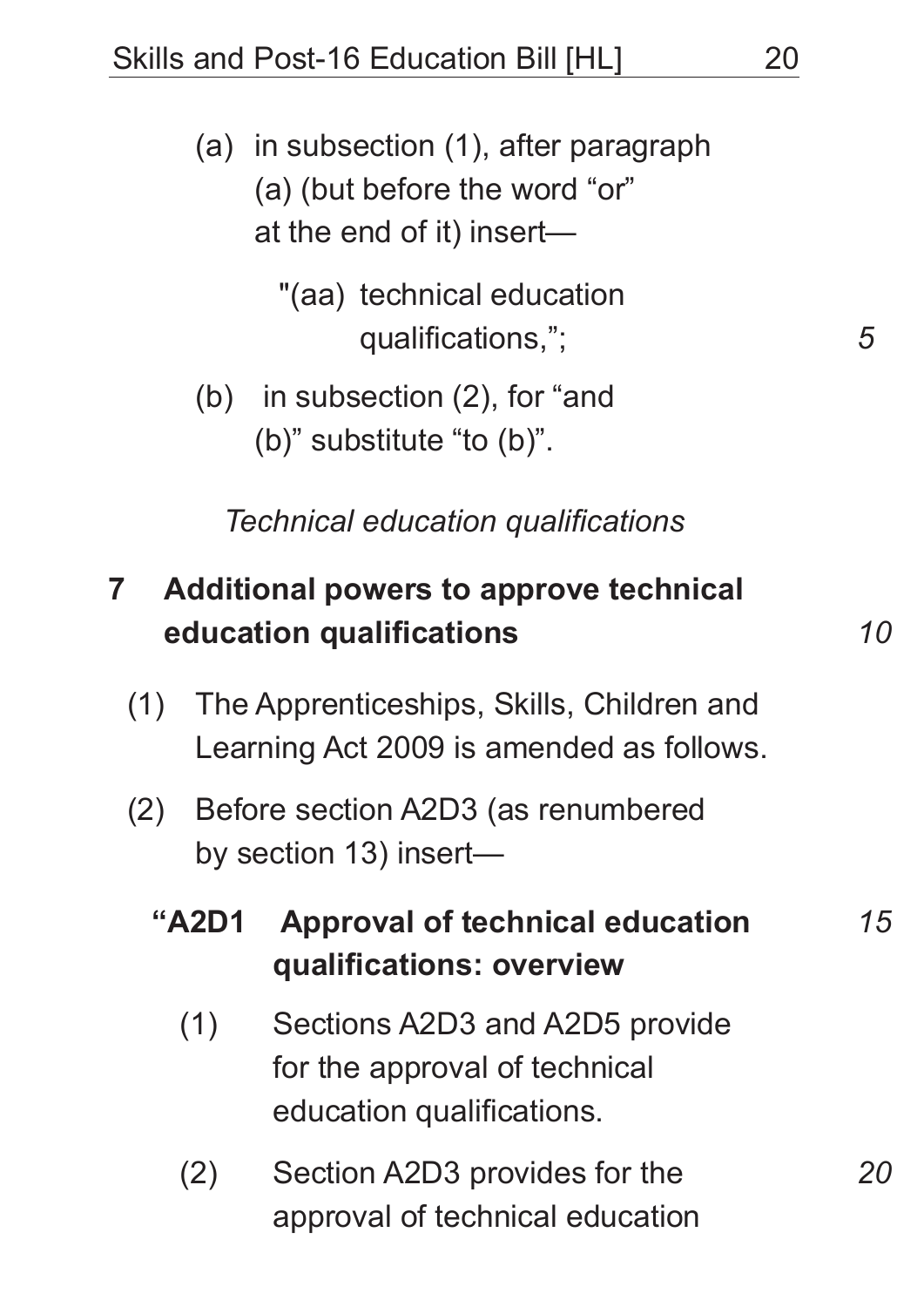(a) in subsection (1), after paragraph (a) (but before the word "or" at the end of it) insert—

"(aa) technical education qualifications,";

(b) in subsection (2), for "and (b)" substitute "to (b)".

*Technical education qualifications*

**7 Additional powers to approve technical education qualifications**

(1) The Apprenticeships, Skills, Children and Learning Act 2009 is amended as follows.

(2) Before section A2D3 (as renumbered by section 13) insert—

**"A2D1 Approval of technical education qualifications: overview**

(1) Sections A2D3 and A2D5 provide for the approval of technical education qualifications.

(2) Section A2D3 provides for the approval of technical education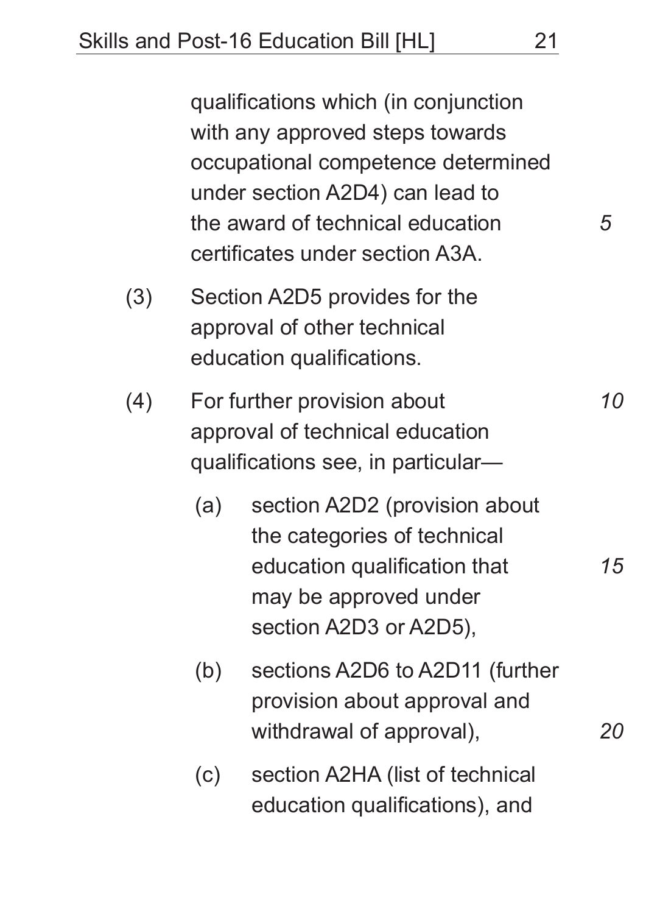qualifications which (in conjunction with any approved steps towards occupational competence determined under section A2D4) can lead to the award of technical education certificates under section A3A.

(3) Section A2D5 provides for the approval of other technical education qualifications.

(4) For further provision about approval of technical education qualifications see, in particular—

(a) section A2D2 (provision about the categories of technical education qualification that may be approved under section A2D3 or A2D5),

(b) sections A2D6 to A2D11 (further provision about approval and withdrawal of approval),

(c) section A2HA (list of technical education qualifications), and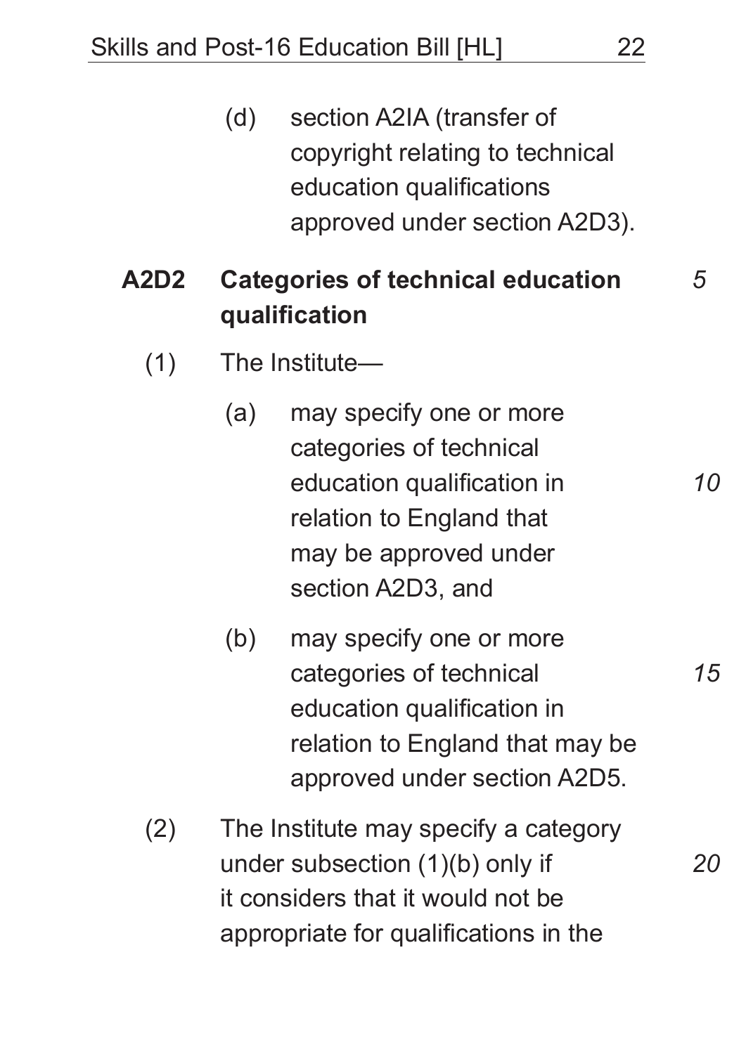(d) section A2IA (transfer of copyright relating to technical education qualifications approved under section A2D3).

### A2D2 Categories of technical education qualification

(1) The Institute—

(a) may specify one or more categories of technical education qualification in relation to England that may be approved under section A2D3, and

(b) may specify one or more categories of technical education qualification in relation to England that may be approved under section A2D5.

(2) The Institute may specify a category under subsection (1)(b) only if it considers that it would not be appropriate for qualifications in the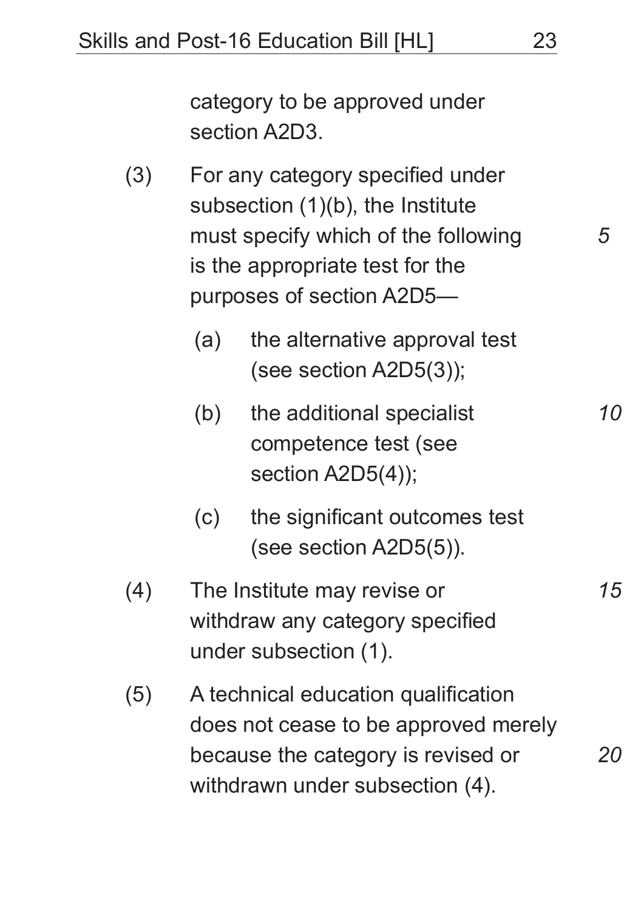category to be approved under section A2D3.

(3) For any category specified under subsection (1)(b), the Institute must specify which of the following is the appropriate test for the purposes of section A2D5—

(a) the alternative approval test (see section A2D5(3));

(b) the additional specialist competence test (see section A2D5(4));

(c) the significant outcomes test (see section A2D5(5)).

(4) The Institute may revise or withdraw any category specified under subsection (1).

(5) A technical education qualification does not cease to be approved merely because the category is revised or withdrawn under subsection (4).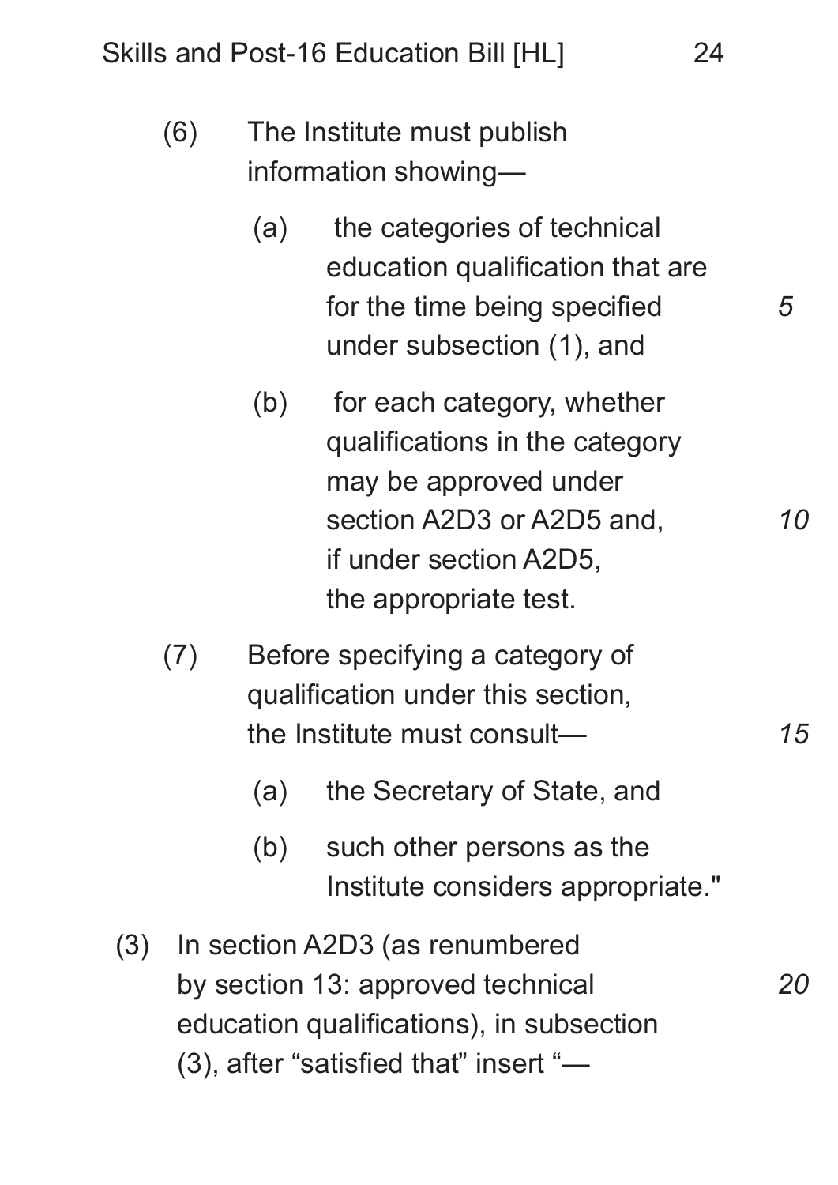(6) The Institute must publish information showing—

(a) the categories of technical education qualification that are for the time being specified under subsection (1), and

(b) for each category, whether qualifications in the category may be approved under section A2D3 or A2D5 and, if under section A2D5, the appropriate test.

(7) Before specifying a category of qualification under this section, the Institute must consult—

(a) the Secretary of State, and

(b) such other persons as the Institute considers appropriate."

(3) In section A2D3 (as renumbered by section 13: approved technical education qualifications), in subsection (3), after "satisfied that" insert "—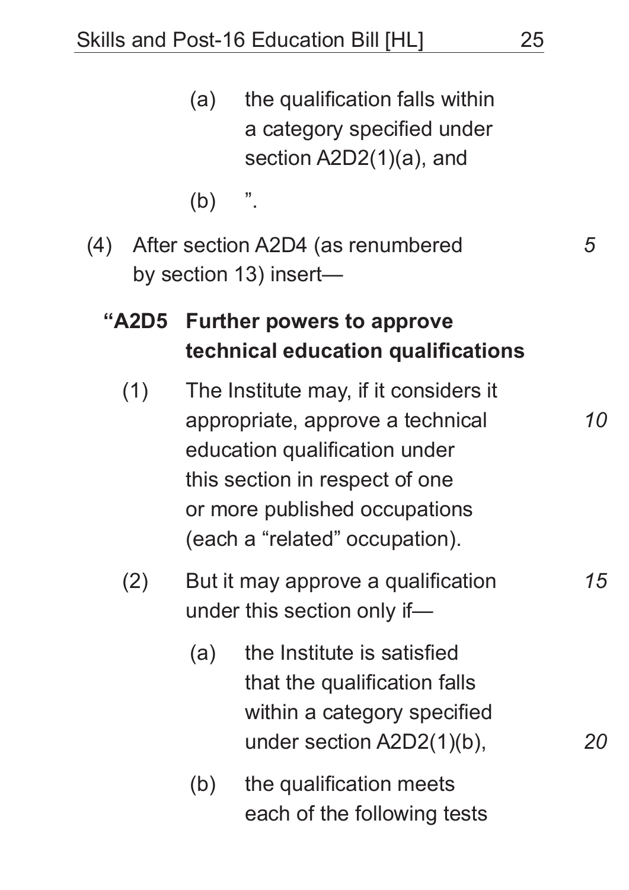(a) the qualification falls within a category specified under section A2D2(1)(a), and

(b) ”.

(4) After section A2D4 (as renumbered by section 13) insert—

**“A2D5 Further powers to approve technical education qualifications**

(1) The Institute may, if it considers it appropriate, approve a technical education qualification under this section in respect of one or more published occupations (each a “related” occupation).

(2) But it may approve a qualification under this section only if—

(a) the Institute is satisfied that the qualification falls within a category specified under section A2D2(1)(b),

(b) the qualification meets each of the following tests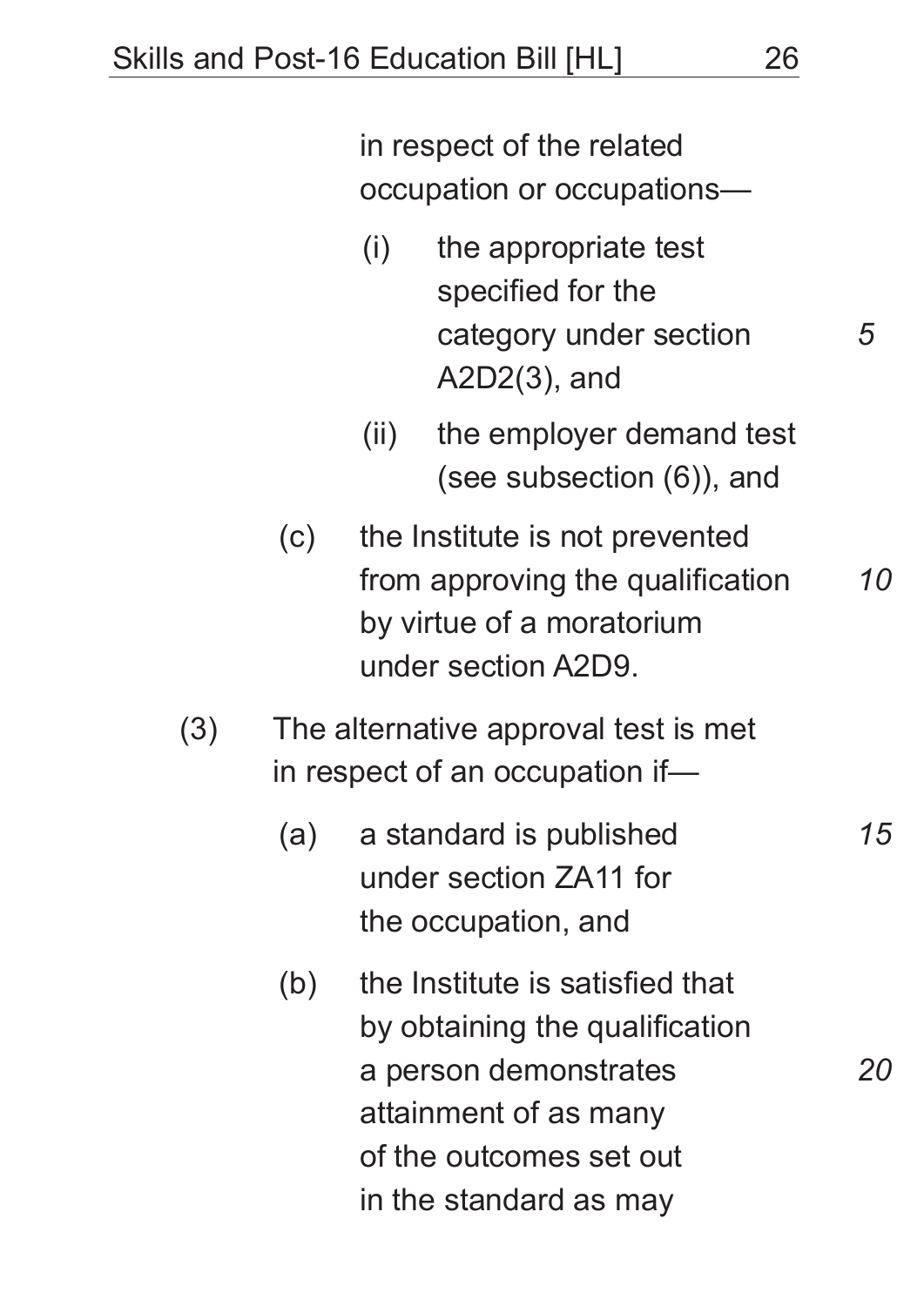in respect of the related occupation or occupations—

(i) the appropriate test specified for the category under section A2D2(3), and

(ii) the employer demand test (see subsection (6)), and

(c) the Institute is not prevented from approving the qualification by virtue of a moratorium under section A2D9.

(3) The alternative approval test is met in respect of an occupation if—

(a) a standard is published under section ZA11 for the occupation, and

(b) the Institute is satisfied that by obtaining the qualification a person demonstrates attainment of as many of the outcomes set out in the standard as may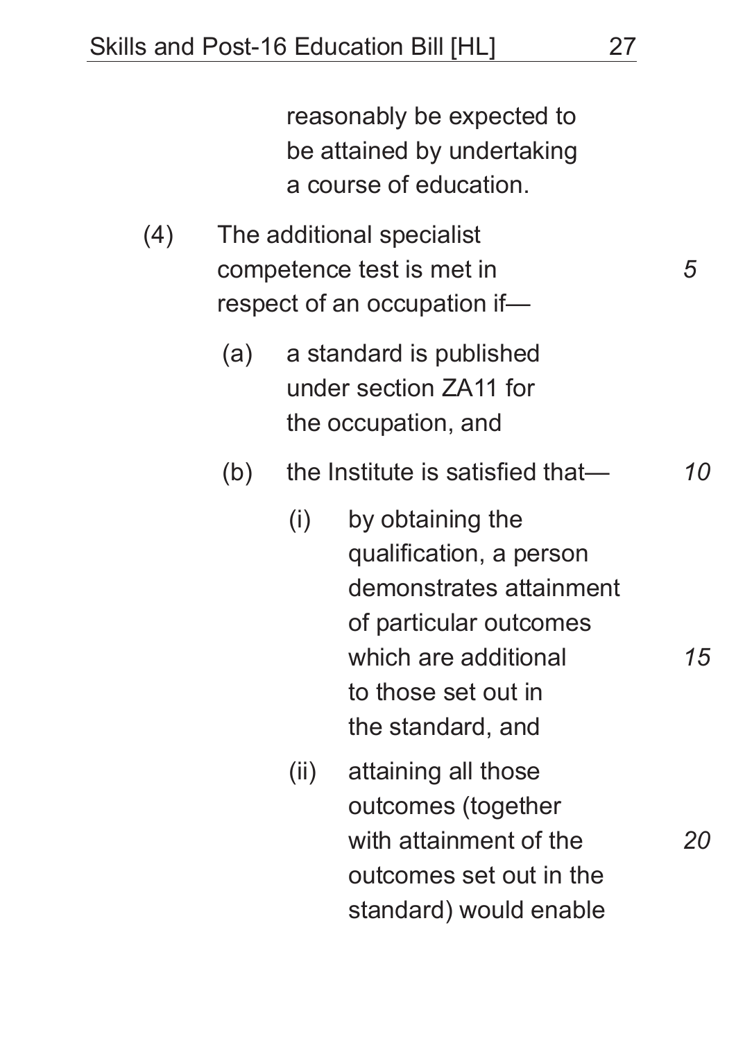reasonably be expected to be attained by undertaking a course of education.

(4) The additional specialist competence test is met in respect of an occupation if—

(a) a standard is published under section ZA11 for the occupation, and

(b) the Institute is satisfied that—

(i) by obtaining the qualification, a person demonstrates attainment of particular outcomes which are additional to those set out in the standard, and

(ii) attaining all those outcomes (together with attainment of the outcomes set out in the standard) would enable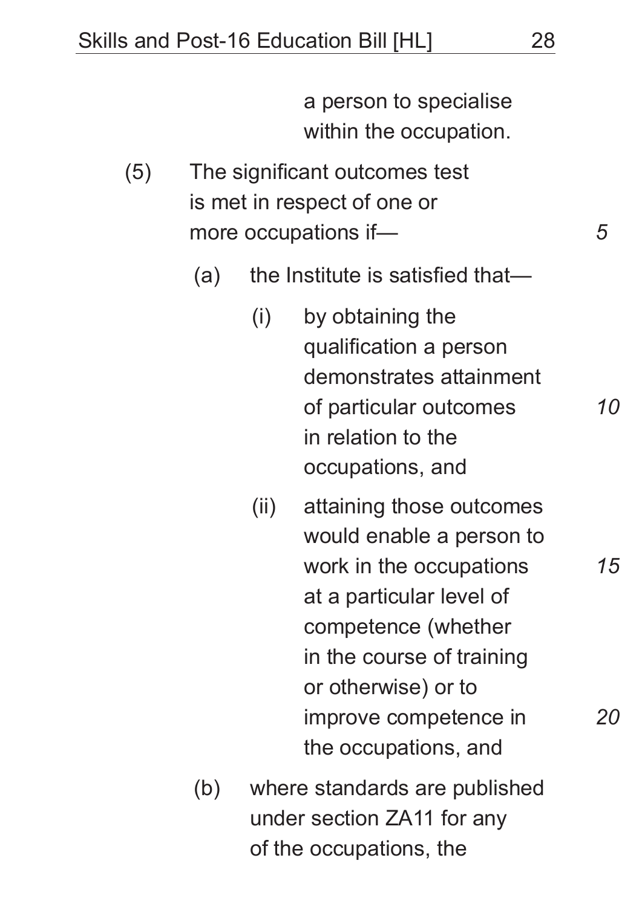a person to specialise within the occupation.

(5) The significant outcomes test is met in respect of one or more occupations if—

(a) the Institute is satisfied that—

(i) by obtaining the qualification a person demonstrates attainment of particular outcomes in relation to the occupations, and

(ii) attaining those outcomes would enable a person to work in the occupations at a particular level of competence (whether in the course of training or otherwise) or to improve competence in the occupations, and

(b) where standards are published under section ZA11 for any of the occupations, the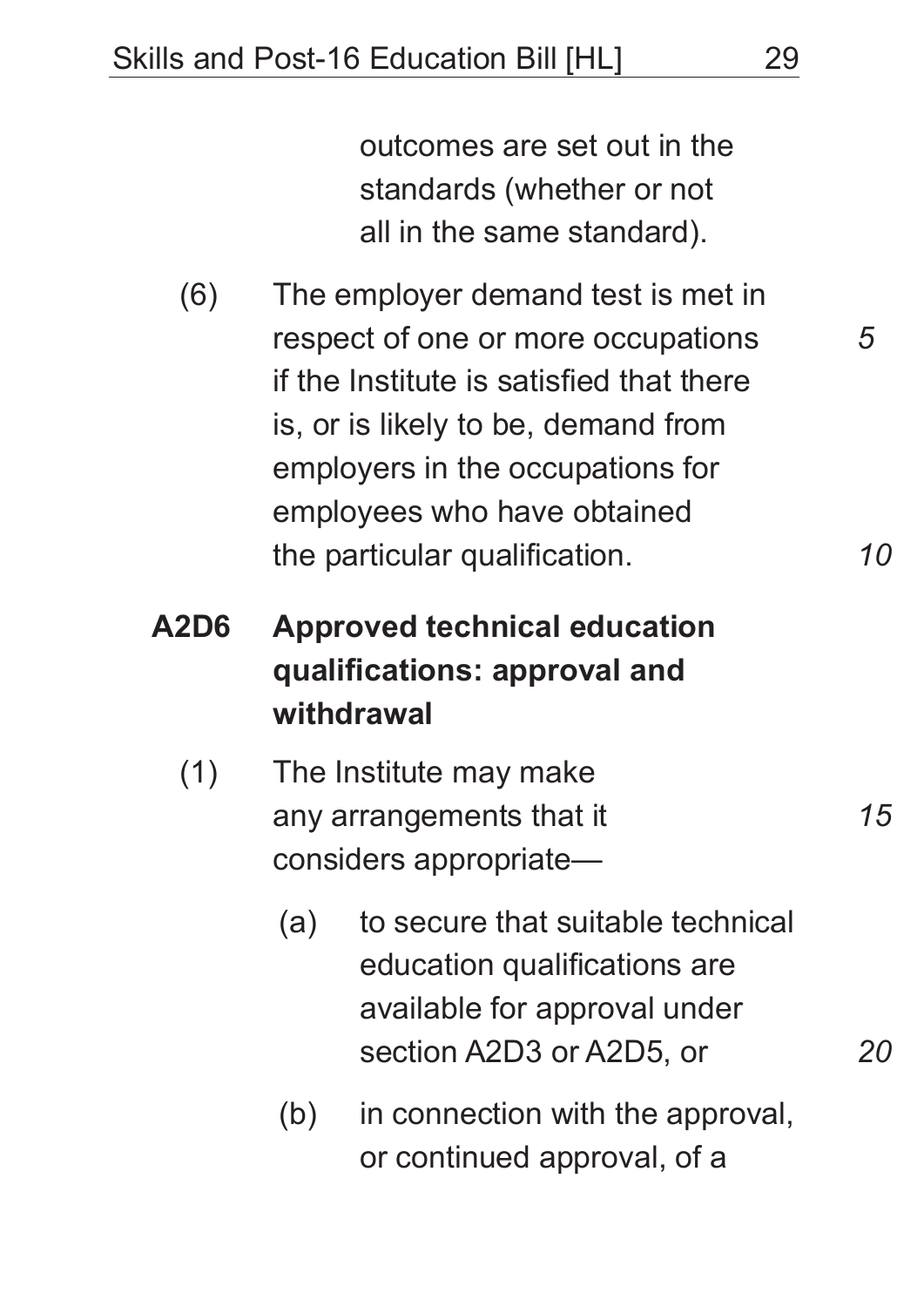outcomes are set out in the standards (whether or not all in the same standard).

(6) The employer demand test is met in respect of one or more occupations if the Institute is satisfied that there is, or is likely to be, demand from employers in the occupations for employees who have obtained the particular qualification.

### A2D6 Approved technical education qualifications: approval and withdrawal

(1) The Institute may make any arrangements that it considers appropriate—

(a) to secure that suitable technical education qualifications are available for approval under section A2D3 or A2D5, or

(b) in connection with the approval, or continued approval, of a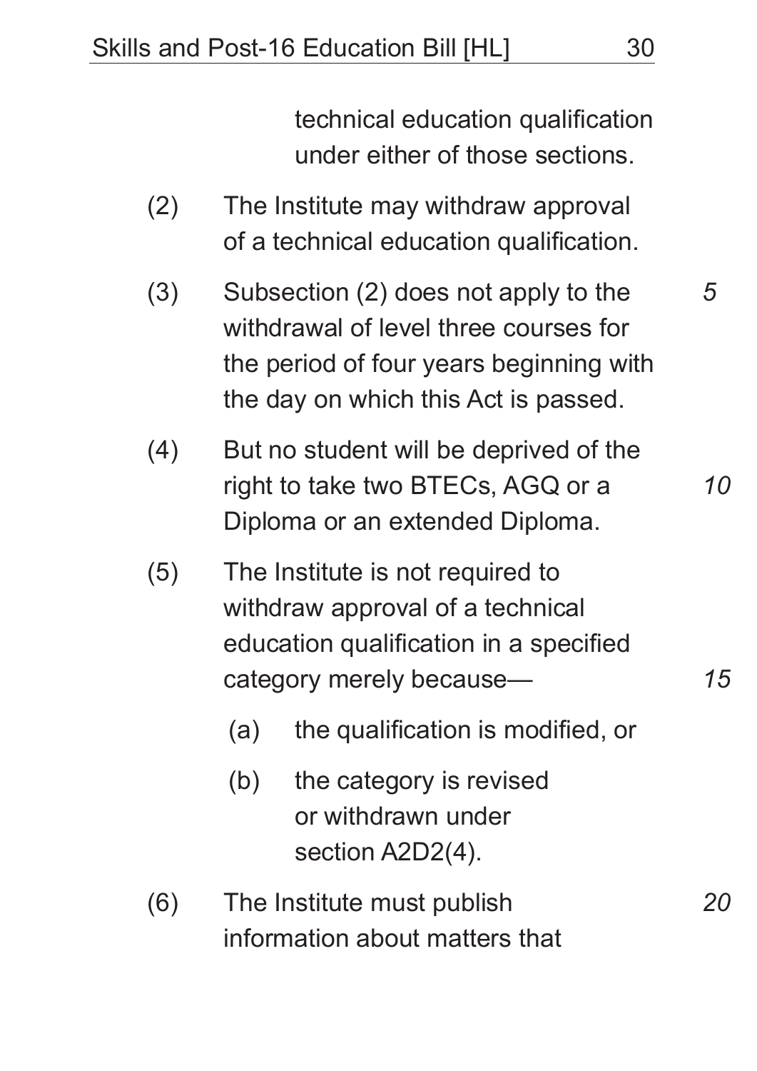technical education qualification under either of those sections.

(2) The Institute may withdraw approval of a technical education qualification.

(3) Subsection (2) does not apply to the withdrawal of level three courses for the period of four years beginning with the day on which this Act is passed.

(4) But no student will be deprived of the right to take two BTECs, AGQ or a Diploma or an extended Diploma.

(5) The Institute is not required to withdraw approval of a technical education qualification in a specified category merely because—

(a) the qualification is modified, or

(b) the category is revised or withdrawn under section A2D2(4).

(6) The Institute must publish information about matters that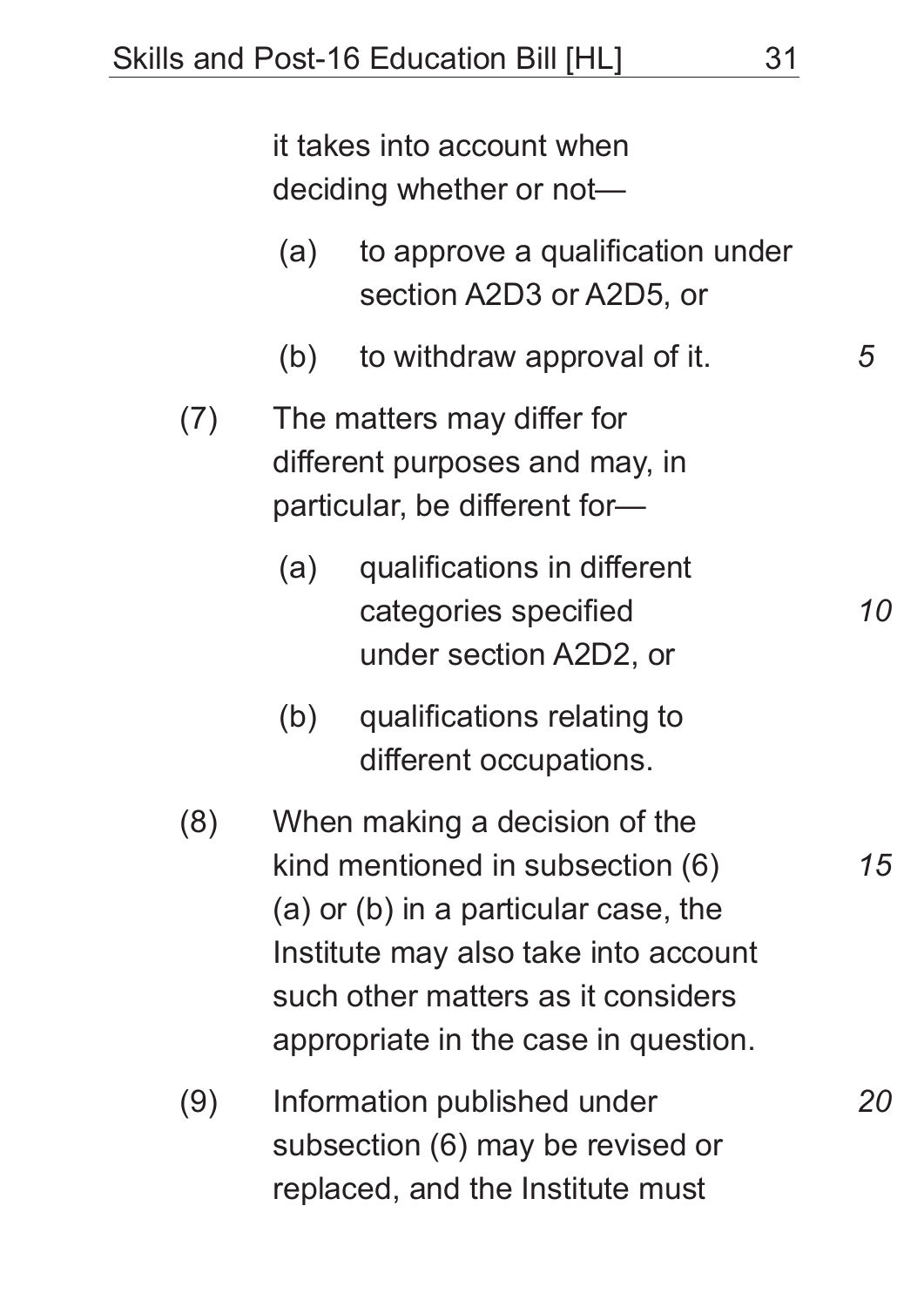it takes into account when deciding whether or not—

(a) to approve a qualification under section A2D3 or A2D5, or

(b) to withdraw approval of it.

(7) The matters may differ for different purposes and may, in particular, be different for—

(a) qualifications in different categories specified under section A2D2, or

(b) qualifications relating to different occupations.

(8) When making a decision of the kind mentioned in subsection (6)(a) or (b) in a particular case, the Institute may also take into account such other matters as it considers appropriate in the case in question.

(9) Information published under subsection (6) may be revised or replaced, and the Institute must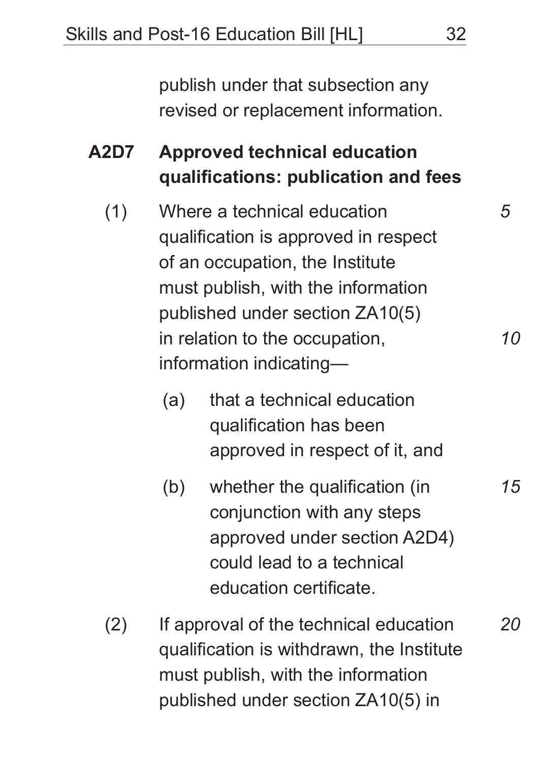publish under that subsection any revised or replacement information.

### A2D7 Approved technical education qualifications: publication and fees

(1) Where a technical education qualification is approved in respect of an occupation, the Institute must publish, with the information published under section ZA10(5) in relation to the occupation, information indicating—

(a) that a technical education qualification has been approved in respect of it, and

(b) whether the qualification (in conjunction with any steps approved under section A2D4) could lead to a technical education certificate.

(2) If approval of the technical education qualification is withdrawn, the Institute must publish, with the information published under section ZA10(5) in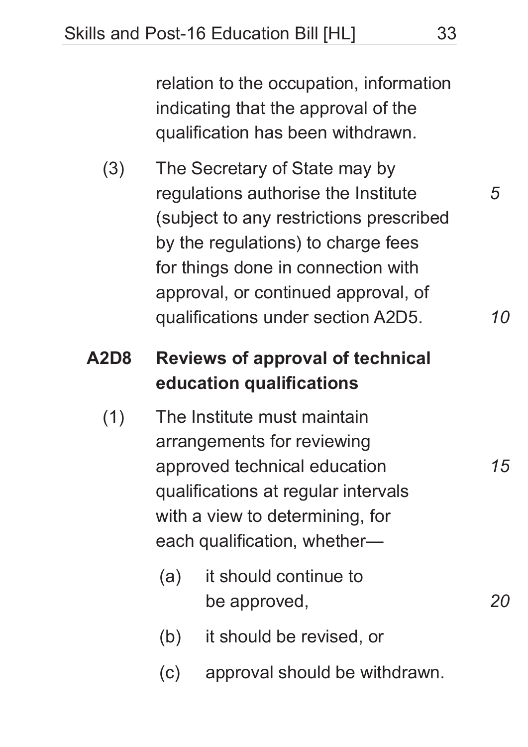relation to the occupation, information indicating that the approval of the qualification has been withdrawn.

(3) The Secretary of State may by regulations authorise the Institute (subject to any restrictions prescribed by the regulations) to charge fees for things done in connection with approval, or continued approval, of qualifications under section A2D5.

### A2D8 Reviews of approval of technical education qualifications

(1) The Institute must maintain arrangements for reviewing approved technical education qualifications at regular intervals with a view to determining, for each qualification, whether—

(a) it should continue to be approved,

(b) it should be revised, or

(c) approval should be withdrawn.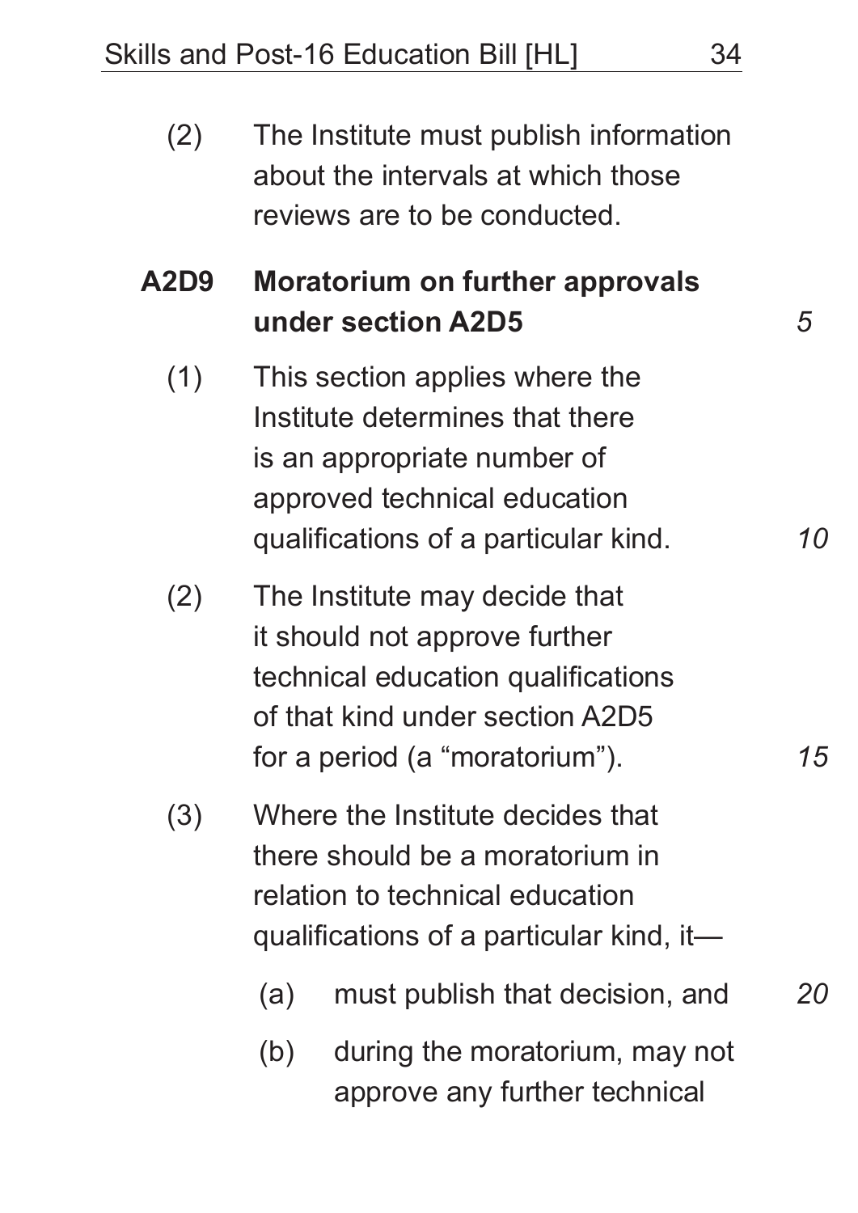(2) The Institute must publish information about the intervals at which those reviews are to be conducted.

### A2D9 Moratorium on further approvals under section A2D5

(1) This section applies where the Institute determines that there is an appropriate number of approved technical education qualifications of a particular kind.

(2) The Institute may decide that it should not approve further technical education qualifications of that kind under section A2D5 for a period (a "moratorium").

(3) Where the Institute decides that there should be a moratorium in relation to technical education qualifications of a particular kind, it—

- (a) must publish that decision, and
- (b) during the moratorium, may not approve any further technical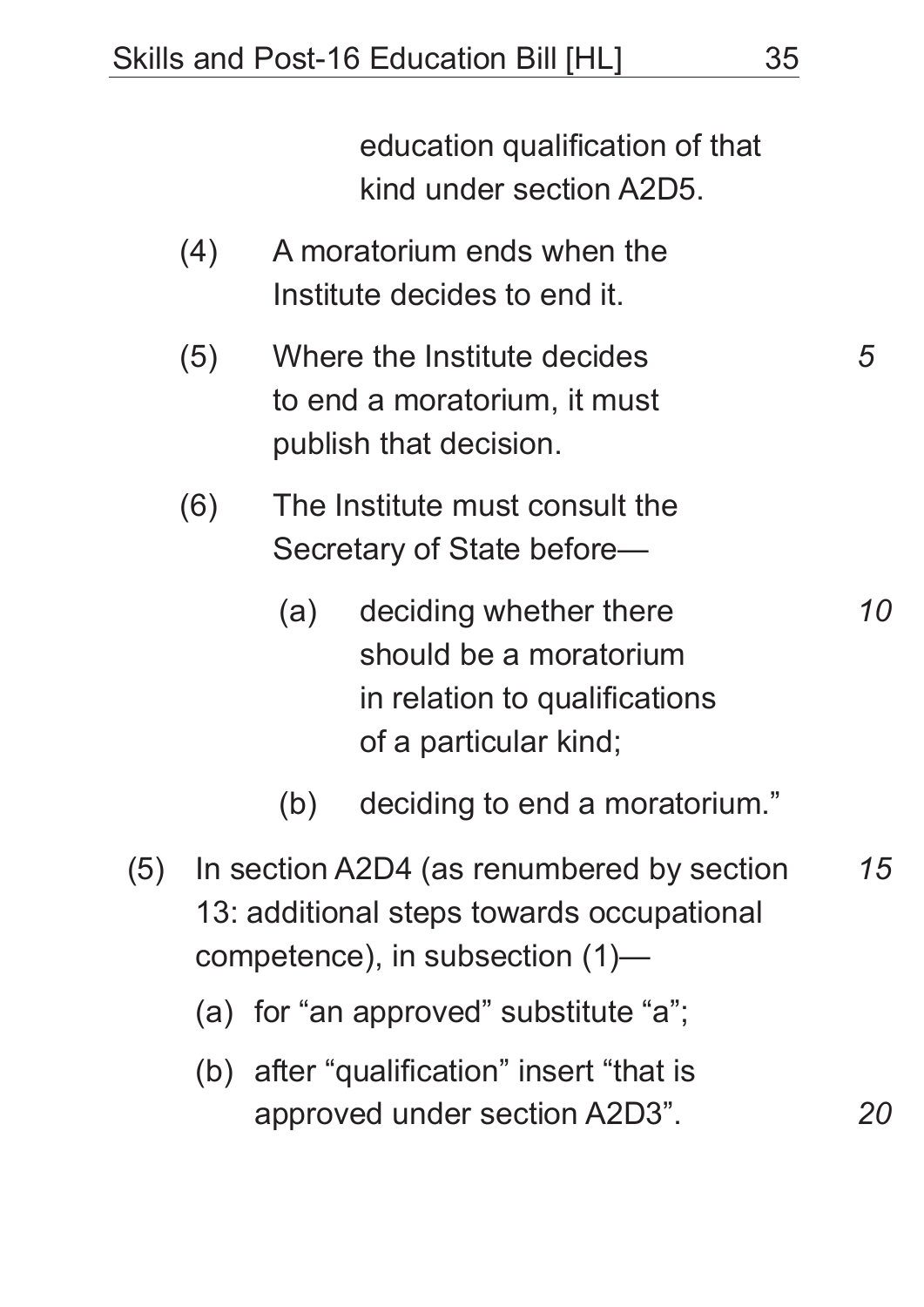education qualification of that kind under section A2D5.

(4) A moratorium ends when the Institute decides to end it.

(5) Where the Institute decides to end a moratorium, it must publish that decision.

(6) The Institute must consult the Secretary of State before—

(a) deciding whether there should be a moratorium in relation to qualifications of a particular kind;

(b) deciding to end a moratorium."

(5) In section A2D4 (as renumbered by section 13: additional steps towards occupational competence), in subsection (1)—

(a) for "an approved" substitute "a";

(b) after "qualification" insert "that is approved under section A2D3".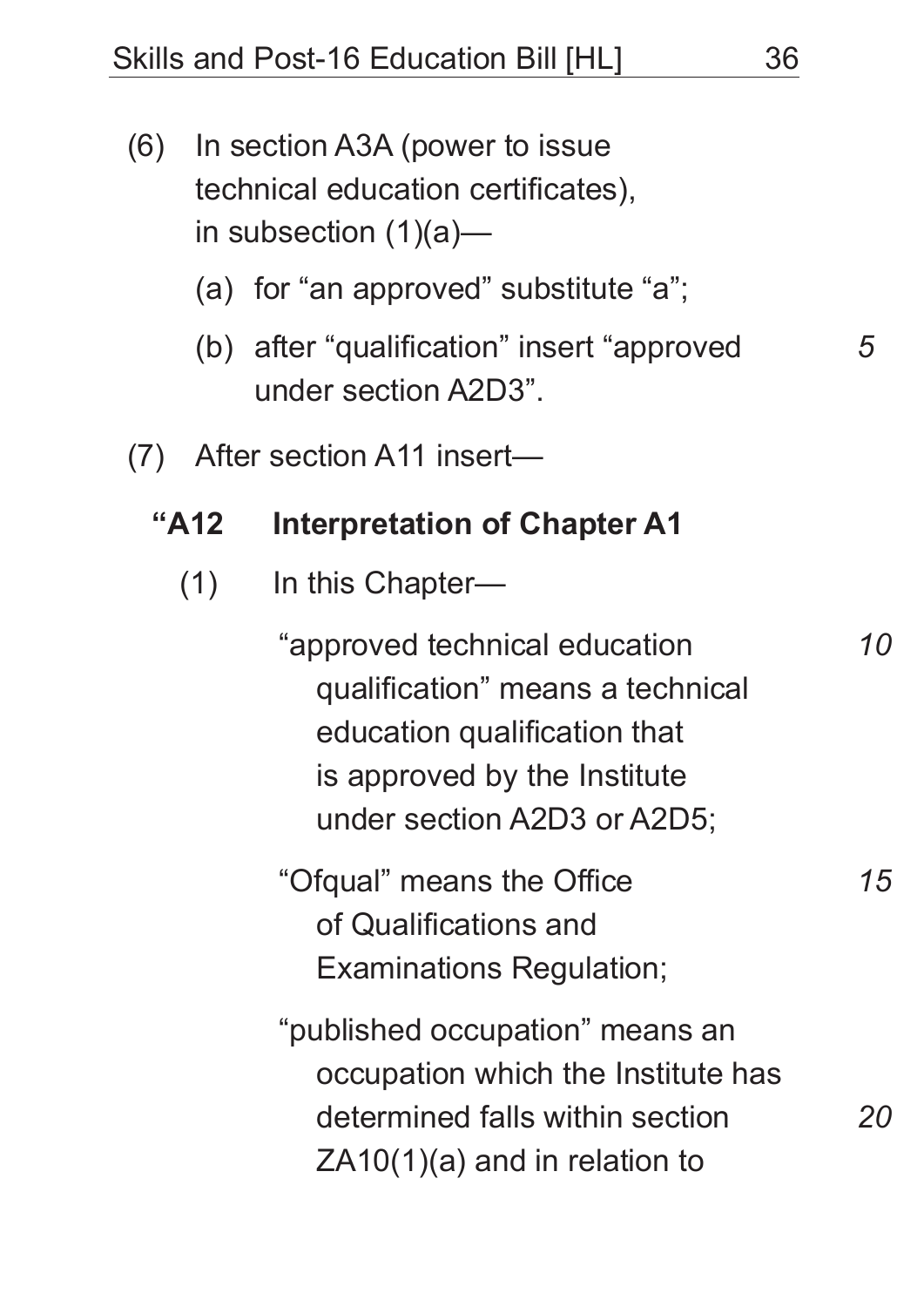(6) In section A3A (power to issue technical education certificates), in subsection (1)(a)—

(a) for "an approved" substitute "a";

(b) after "qualification" insert "approved under section A2D3".

(7) After section A11 insert—

**"A12 Interpretation of Chapter A1**

(1) In this Chapter—

"approved technical education qualification" means a technical education qualification that is approved by the Institute under section A2D3 or A2D5;

"Ofqual" means the Office of Qualifications and Examinations Regulation;

"published occupation" means an occupation which the Institute has determined falls within section ZA10(1)(a) and in relation to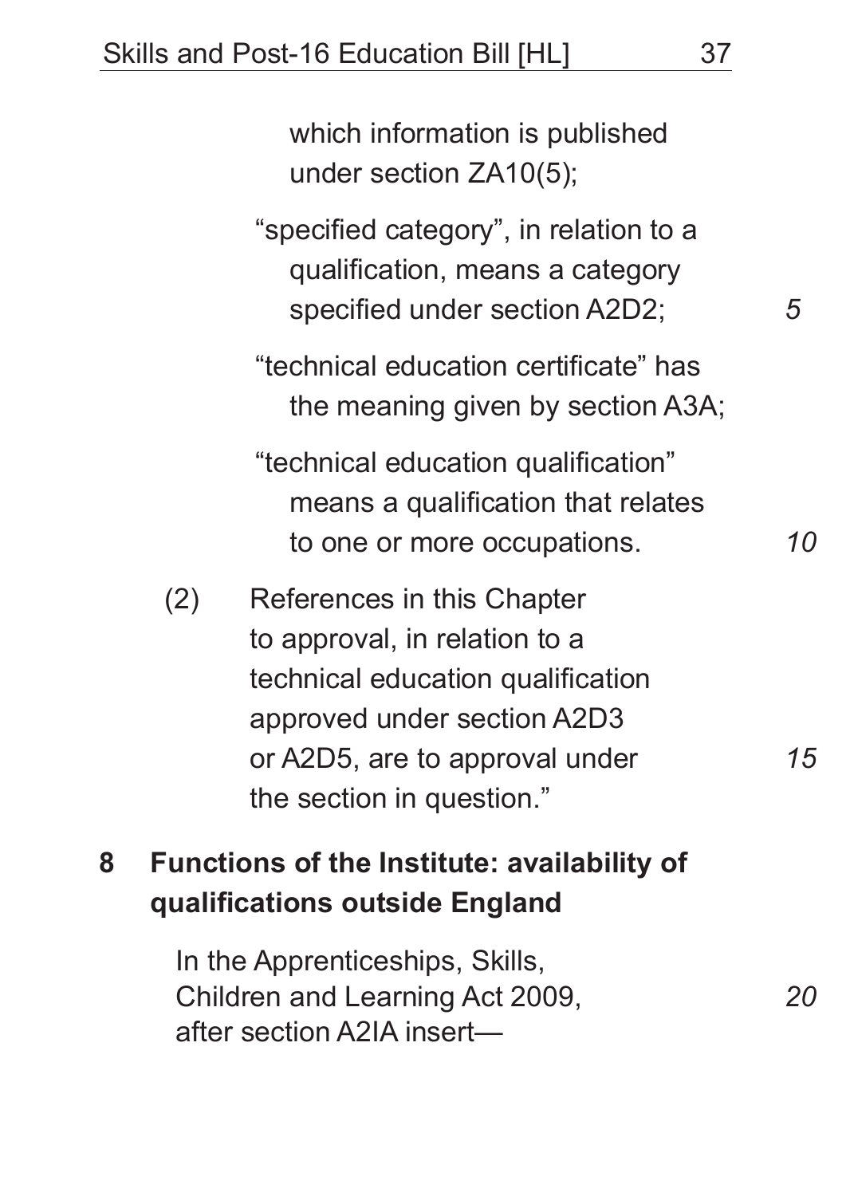which information is published under section ZA10(5);

"specified category", in relation to a qualification, means a category specified under section A2D2;

"technical education certificate" has the meaning given by section A3A;

"technical education qualification" means a qualification that relates to one or more occupations.

(2) References in this Chapter to approval, in relation to a technical education qualification approved under section A2D3 or A2D5, are to approval under the section in question."

## 8 Functions of the Institute: availability of qualifications outside England

In the Apprenticeships, Skills, Children and Learning Act 2009, after section A2IA insert—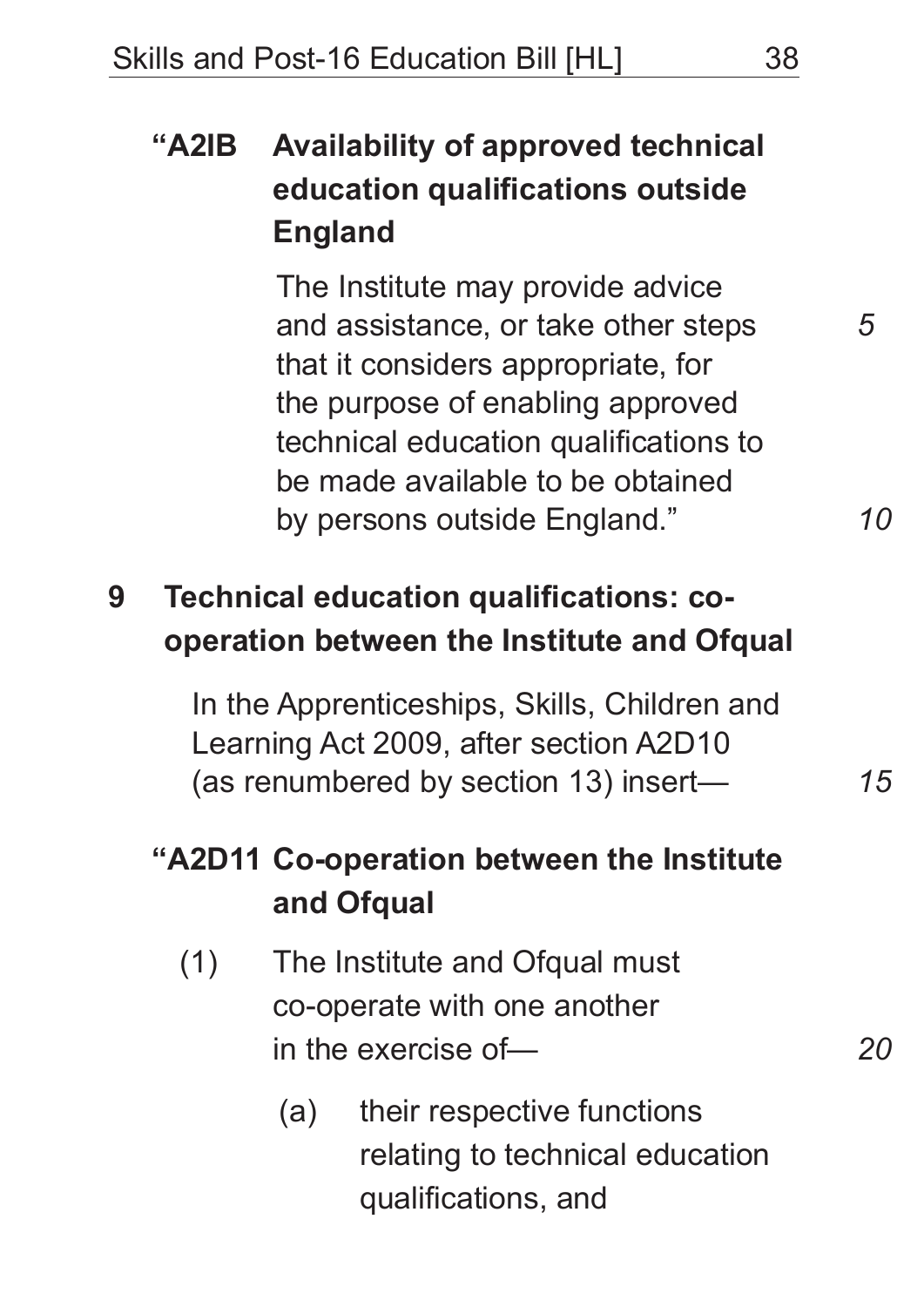### "A2IB Availability of approved technical education qualifications outside England

The Institute may provide advice and assistance, or take other steps that it considers appropriate, for the purpose of enabling approved technical education qualifications to be made available to be obtained by persons outside England."

## 9 Technical education qualifications: co-operation between the Institute and Ofqual

In the Apprenticeships, Skills, Children and Learning Act 2009, after section A2D10 (as renumbered by section 13) insert—

### "A2D11 Co-operation between the Institute and Ofqual

(1) The Institute and Ofqual must co-operate with one another in the exercise of—

(a) their respective functions relating to technical education qualifications, and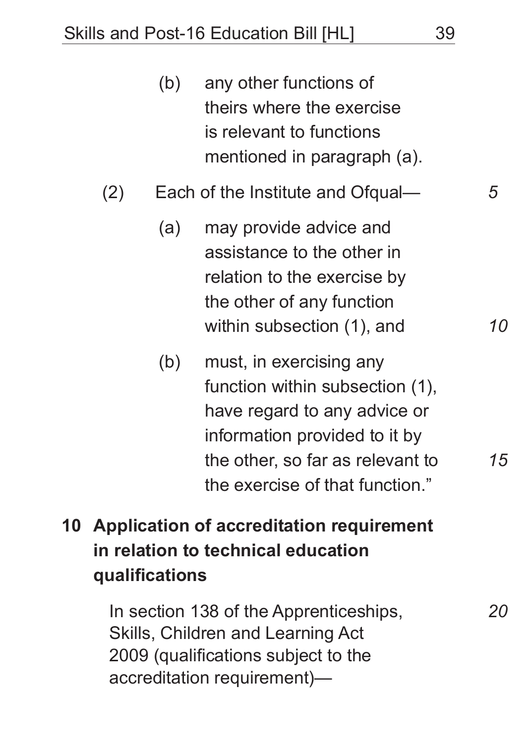(b) any other functions of theirs where the exercise is relevant to functions mentioned in paragraph (a).

(2) Each of the Institute and Ofqual—

(a) may provide advice and assistance to the other in relation to the exercise by the other of any function within subsection (1), and

(b) must, in exercising any function within subsection (1), have regard to any advice or information provided to it by the other, so far as relevant to the exercise of that function."

## 10 Application of accreditation requirement in relation to technical education qualifications

In section 138 of the Apprenticeships, Skills, Children and Learning Act 2009 (qualifications subject to the accreditation requirement)—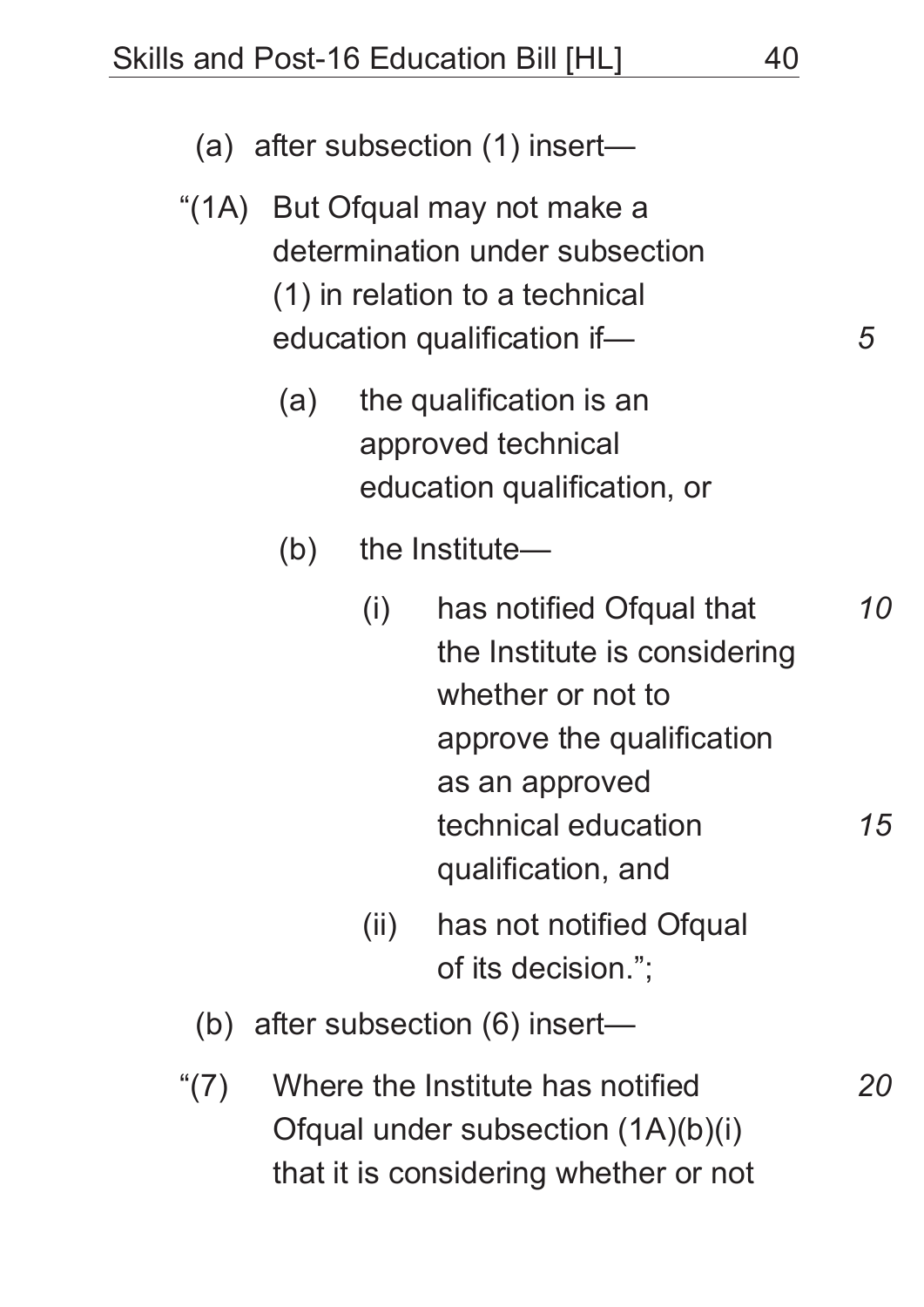(a) after subsection (1) insert—

“(1A) But Ofqual may not make a determination under subsection (1) in relation to a technical education qualification if—

(a) the qualification is an approved technical education qualification, or

(b) the Institute—

(i) has notified Ofqual that the Institute is considering whether or not to approve the qualification as an approved technical education qualification, and

(ii) has not notified Ofqual of its decision.”;

(b) after subsection (6) insert—

“(7) Where the Institute has notified Ofqual under subsection (1A)(b)(i) that it is considering whether or not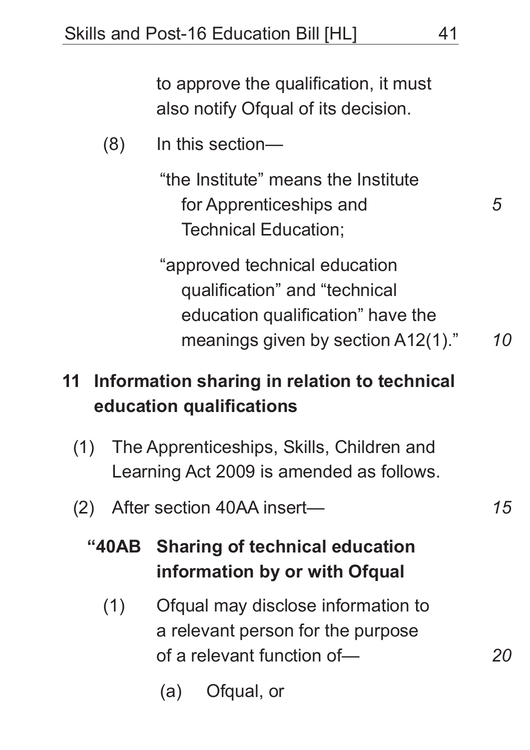to approve the qualification, it must also notify Ofqual of its decision.

(8) In this section—

"the Institute" means the Institute for Apprenticeships and Technical Education;

"approved technical education qualification" and "technical education qualification" have the meanings given by section A12(1)."

## 11 Information sharing in relation to technical education qualifications

(1) The Apprenticeships, Skills, Children and Learning Act 2009 is amended as follows.

(2) After section 40AA insert—

### "40AB Sharing of technical education information by or with Ofqual

(1) Ofqual may disclose information to a relevant person for the purpose of a relevant function of—

(a) Ofqual, or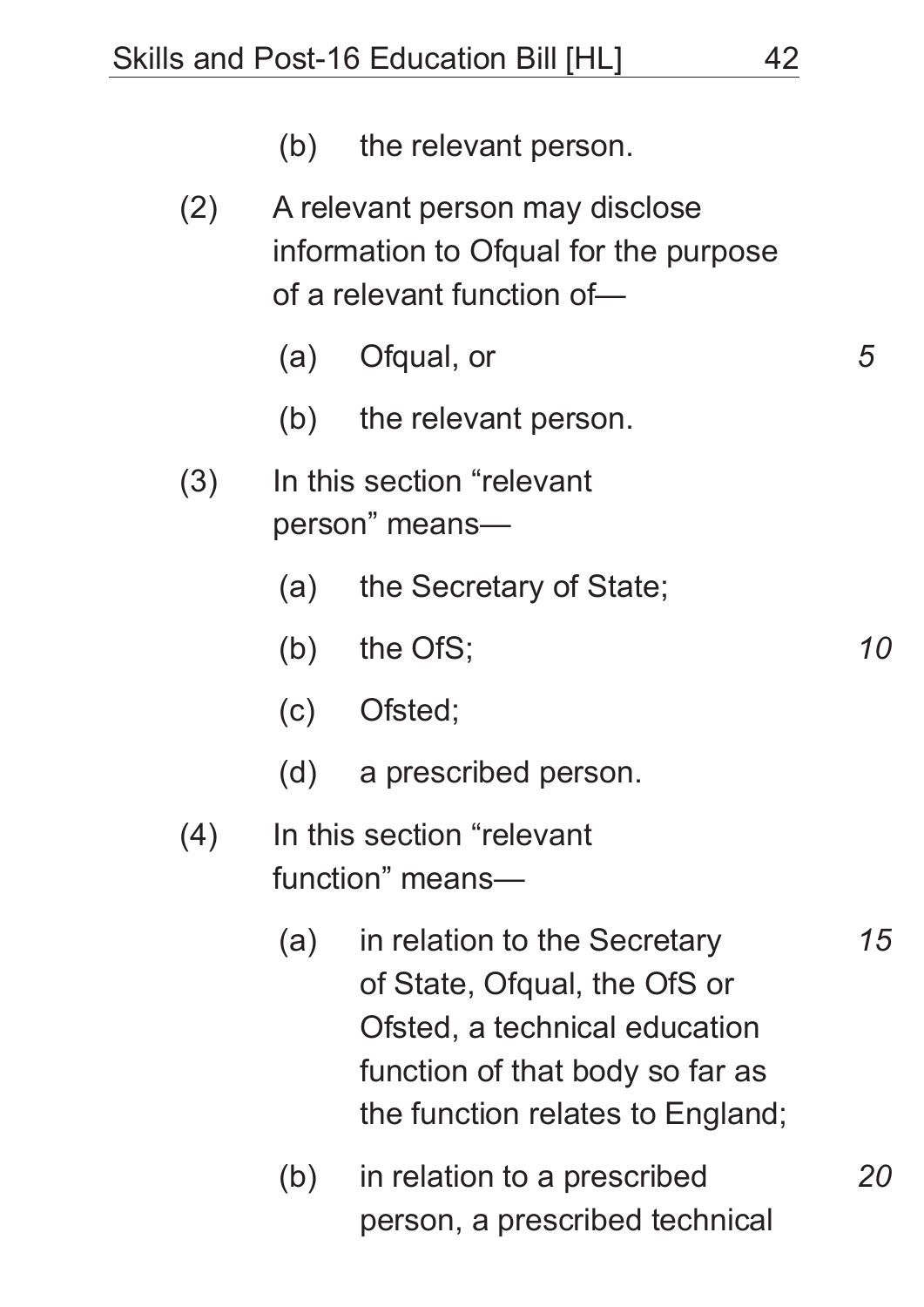(b) the relevant person.

(2) A relevant person may disclose information to Ofqual for the purpose of a relevant function of—

(a) Ofqual, or

(b) the relevant person.

(3) In this section “relevant person” means—

(a) the Secretary of State;

(b) the OfS;

(c) Ofsted;

(d) a prescribed person.

(4) In this section “relevant function” means—

(a) in relation to the Secretary of State, Ofqual, the OfS or Ofsted, a technical education function of that body so far as the function relates to England;

(b) in relation to a prescribed person, a prescribed technical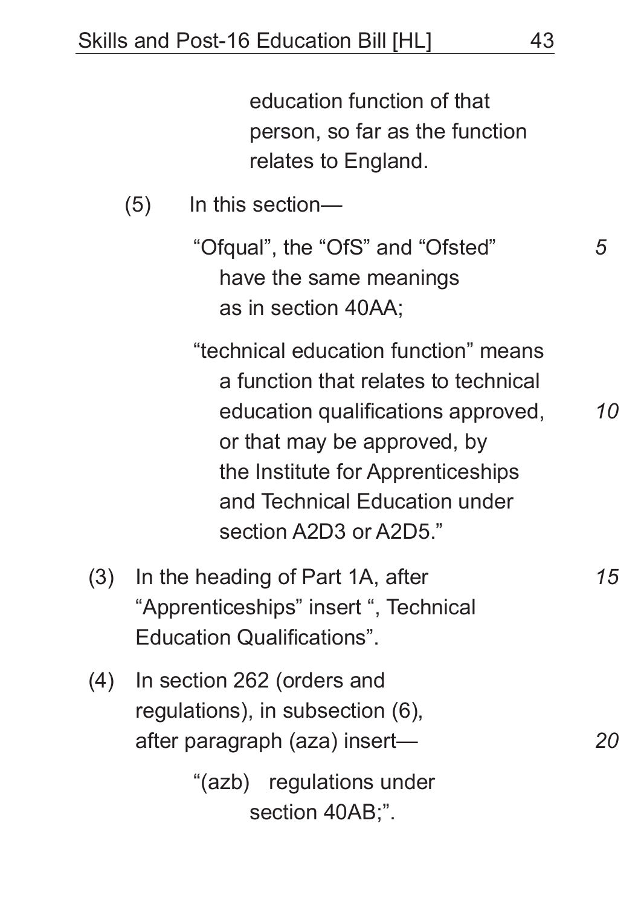education function of that person, so far as the function relates to England.

(5) In this section—

"Ofqual", the "OfS" and "Ofsted" have the same meanings as in section 40AA;

"technical education function" means a function that relates to technical education qualifications approved, or that may be approved, by the Institute for Apprenticeships and Technical Education under section A2D3 or A2D5."

(3) In the heading of Part 1A, after "Apprenticeships" insert ", Technical Education Qualifications".

(4) In section 262 (orders and regulations), in subsection (6), after paragraph (aza) insert—

"(azb) regulations under section 40AB;".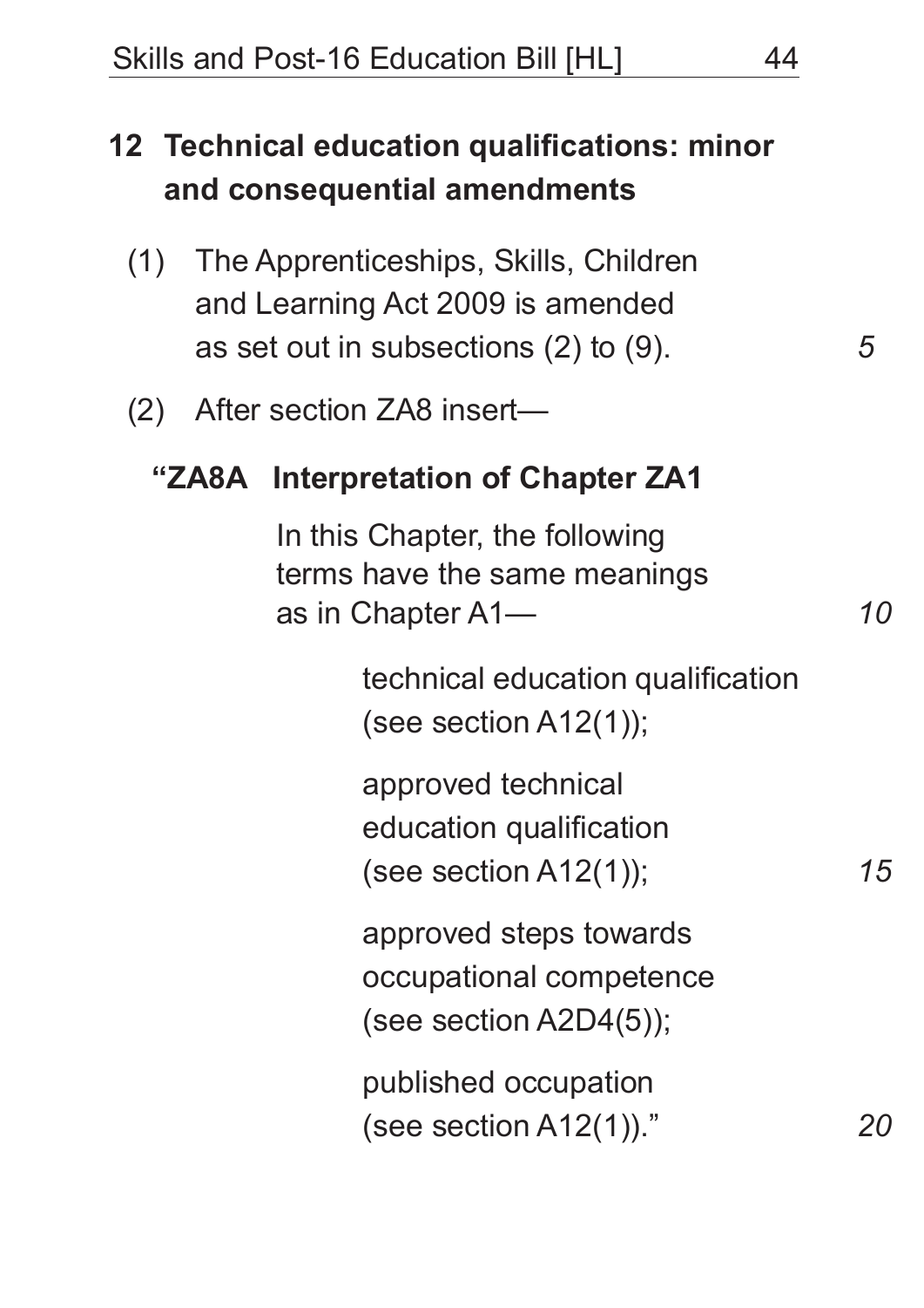## 12 Technical education qualifications: minor and consequential amendments

(1) The Apprenticeships, Skills, Children and Learning Act 2009 is amended as set out in subsections (2) to (9).

(2) After section ZA8 insert—

**"ZA8A Interpretation of Chapter ZA1**

In this Chapter, the following terms have the same meanings as in Chapter A1—

technical education qualification (see section A12(1));

approved technical education qualification (see section A12(1));

approved steps towards occupational competence (see section A2D4(5));

published occupation (see section A12(1))."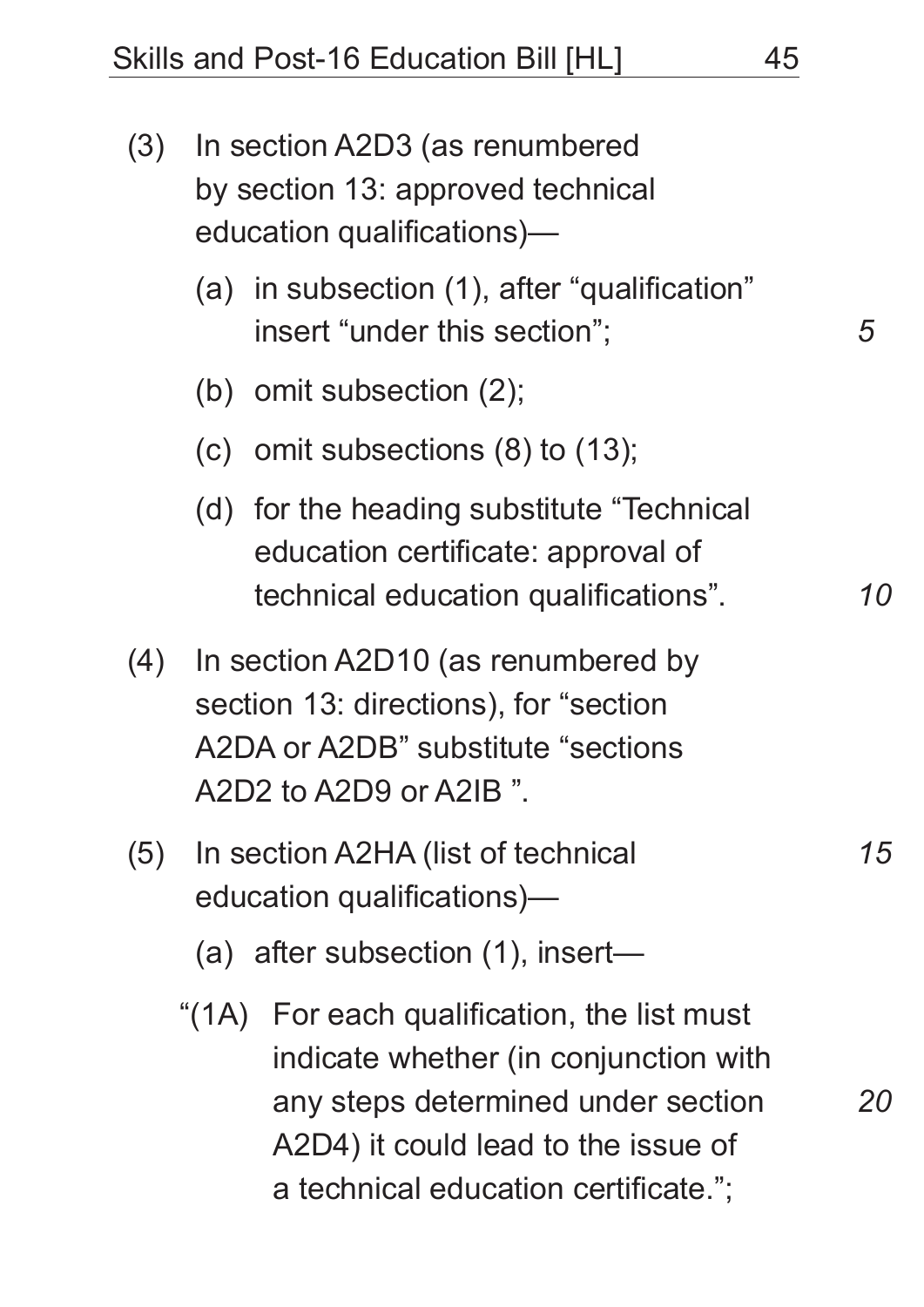(3) In section A2D3 (as renumbered by section 13: approved technical education qualifications)—

(a) in subsection (1), after "qualification" insert "under this section";

(b) omit subsection (2);

(c) omit subsections (8) to (13);

(d) for the heading substitute "Technical education certificate: approval of technical education qualifications".

(4) In section A2D10 (as renumbered by section 13: directions), for "section A2DA or A2DB" substitute "sections A2D2 to A2D9 or A2IB ".

(5) In section A2HA (list of technical education qualifications)—

(a) after subsection (1), insert—

"(1A) For each qualification, the list must indicate whether (in conjunction with any steps determined under section A2D4) it could lead to the issue of a technical education certificate.";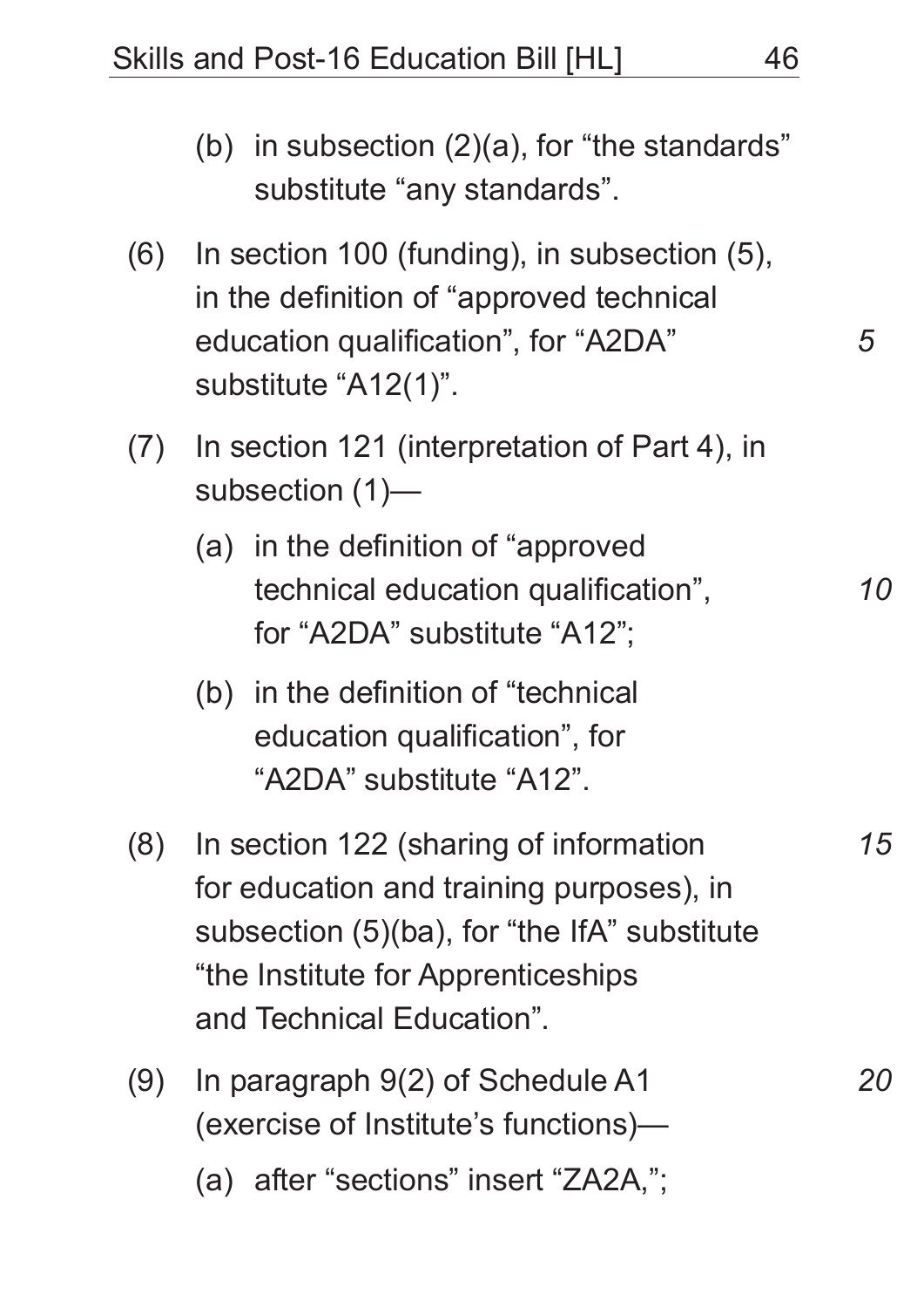(b) in subsection (2)(a), for "the standards" substitute "any standards".

(6) In section 100 (funding), in subsection (5), in the definition of "approved technical education qualification", for "A2DA" substitute "A12(1)".

(7) In section 121 (interpretation of Part 4), in subsection (1)—

(a) in the definition of "approved technical education qualification", for "A2DA" substitute "A12";

(b) in the definition of "technical education qualification", for "A2DA" substitute "A12".

(8) In section 122 (sharing of information for education and training purposes), in subsection (5)(ba), for "the IfA" substitute "the Institute for Apprenticeships and Technical Education".

(9) In paragraph 9(2) of Schedule A1 (exercise of Institute's functions)—

(a) after "sections" insert "ZA2A,";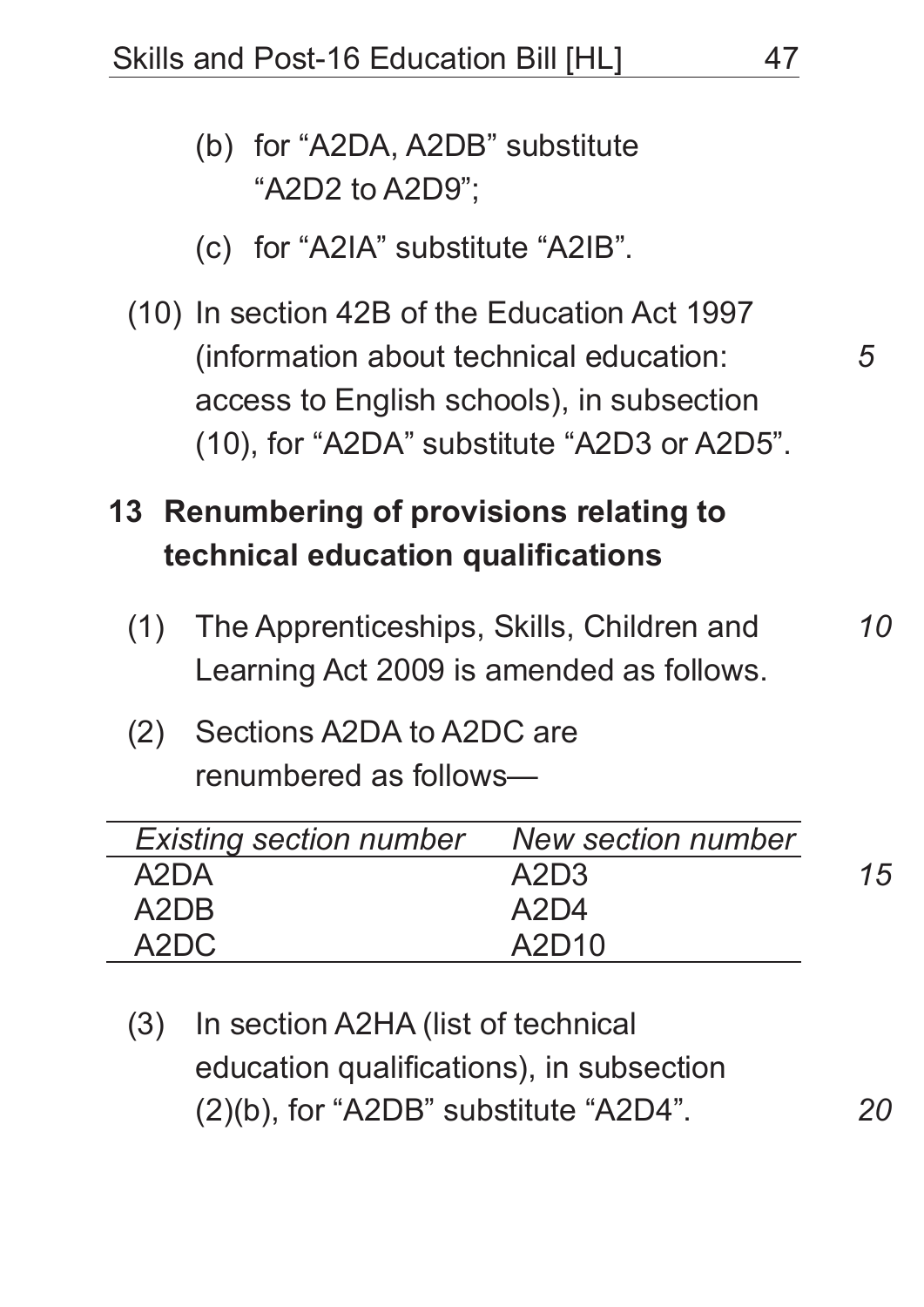(b) for "A2DA, A2DB" substitute "A2D2 to A2D9";

(c) for "A2IA" substitute "A2IB".

(10) In section 42B of the Education Act 1997 (information about technical education: access to English schools), in subsection (10), for "A2DA" substitute "A2D3 or A2D5".

## 13 Renumbering of provisions relating to technical education qualifications

(1) The Apprenticeships, Skills, Children and Learning Act 2009 is amended as follows.

(2) Sections A2DA to A2DC are renumbered as follows—

| *Existing section number* | *New section number* |
|---|---|
| A2DA | A2D3 |
| A2DB | A2D4 |
| A2DC | A2D10 |

(3) In section A2HA (list of technical education qualifications), in subsection (2)(b), for "A2DB" substitute "A2D4".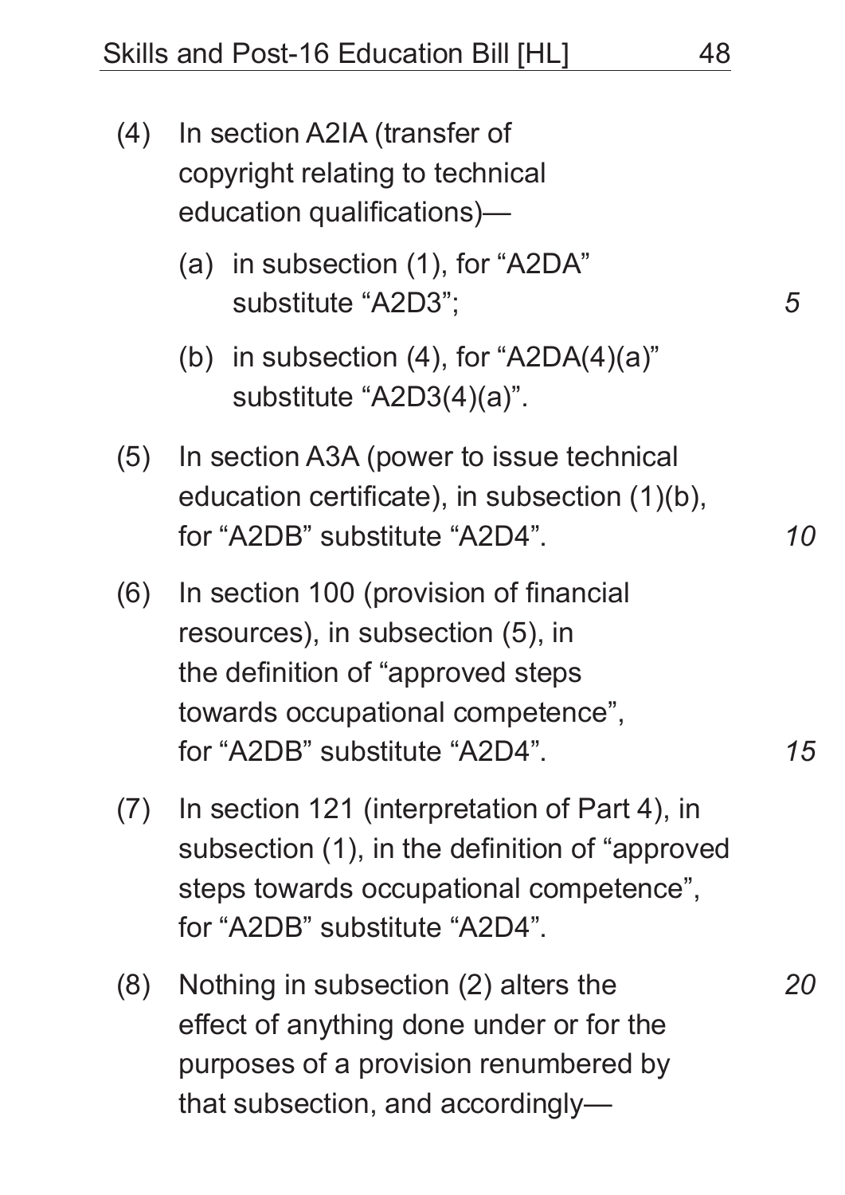(4) In section A2IA (transfer of copyright relating to technical education qualifications)—

   (a) in subsection (1), for "A2DA" substitute "A2D3";

   (b) in subsection (4), for "A2DA(4)(a)" substitute "A2D3(4)(a)".

(5) In section A3A (power to issue technical education certificate), in subsection (1)(b), for "A2DB" substitute "A2D4".

(6) In section 100 (provision of financial resources), in subsection (5), in the definition of "approved steps towards occupational competence", for "A2DB" substitute "A2D4".

(7) In section 121 (interpretation of Part 4), in subsection (1), in the definition of "approved steps towards occupational competence", for "A2DB" substitute "A2D4".

(8) Nothing in subsection (2) alters the effect of anything done under or for the purposes of a provision renumbered by that subsection, and accordingly—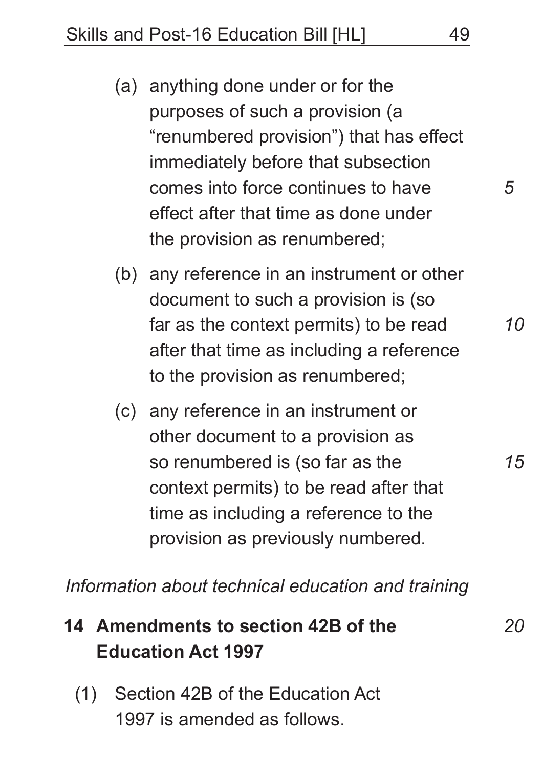(a) anything done under or for the purposes of such a provision (a "renumbered provision") that has effect immediately before that subsection comes into force continues to have effect after that time as done under the provision as renumbered;

(b) any reference in an instrument or other document to such a provision is (so far as the context permits) to be read after that time as including a reference to the provision as renumbered;

(c) any reference in an instrument or other document to a provision as so renumbered is (so far as the context permits) to be read after that time as including a reference to the provision as previously numbered.

*Information about technical education and training*

**14 Amendments to section 42B of the Education Act 1997**

(1) Section 42B of the Education Act 1997 is amended as follows.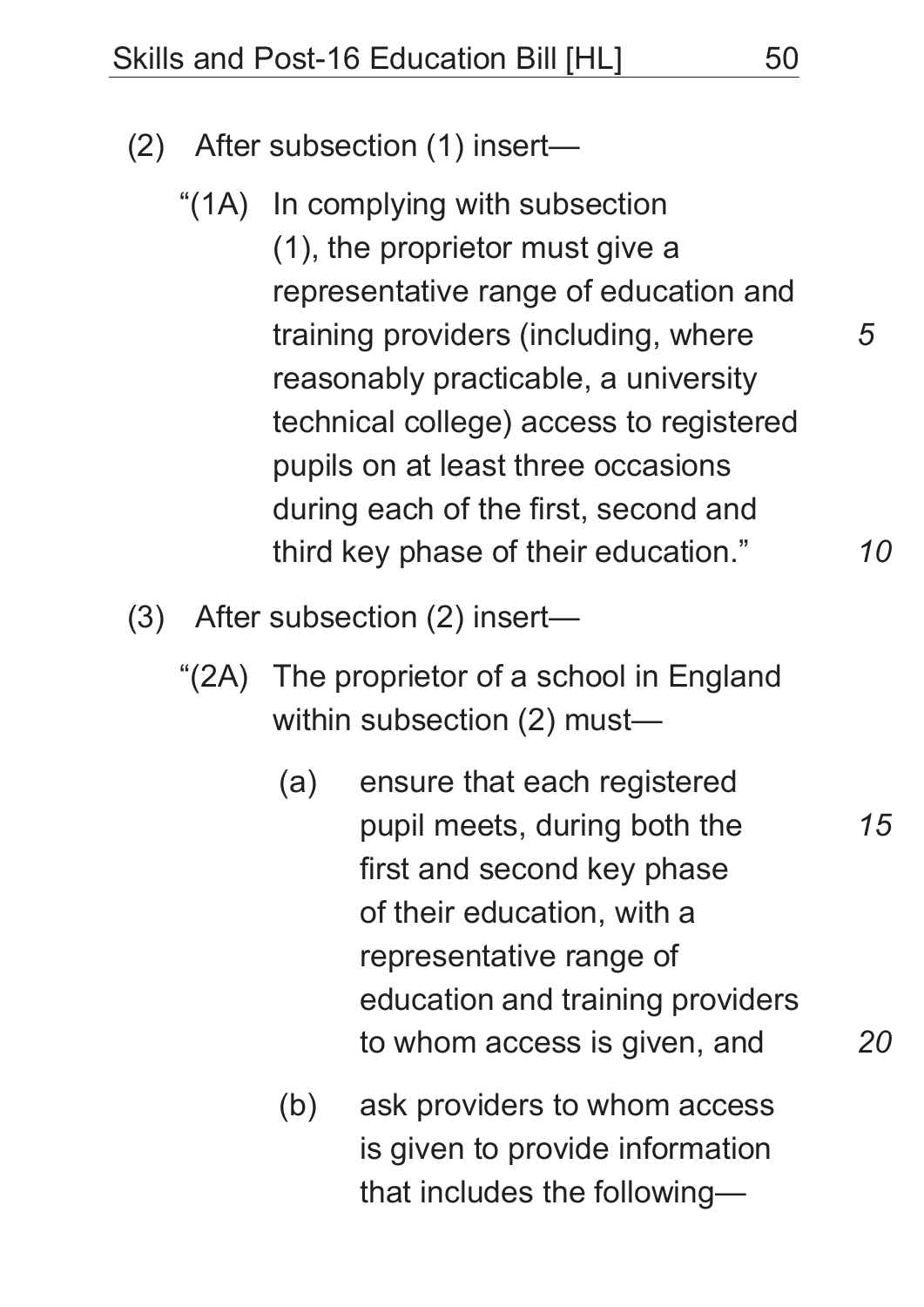(2) After subsection (1) insert—

“(1A) In complying with subsection (1), the proprietor must give a representative range of education and training providers (including, where reasonably practicable, a university technical college) access to registered pupils on at least three occasions during each of the first, second and third key phase of their education.”

(3) After subsection (2) insert—

“(2A) The proprietor of a school in England within subsection (2) must—

(a) ensure that each registered pupil meets, during both the first and second key phase of their education, with a representative range of education and training providers to whom access is given, and

(b) ask providers to whom access is given to provide information that includes the following—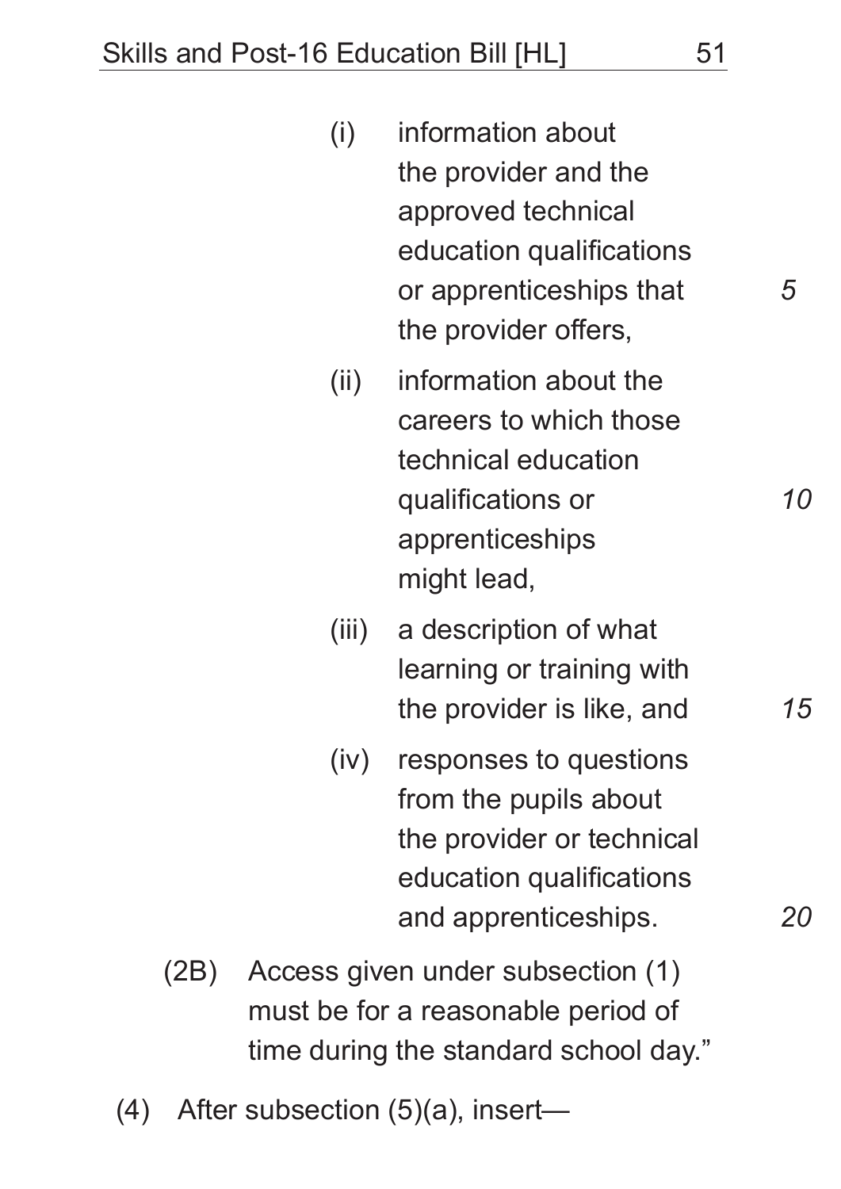(i) information about the provider and the approved technical education qualifications or apprenticeships that the provider offers,

(ii) information about the careers to which those technical education qualifications or apprenticeships might lead,

(iii) a description of what learning or training with the provider is like, and

(iv) responses to questions from the pupils about the provider or technical education qualifications and apprenticeships.

(2B) Access given under subsection (1) must be for a reasonable period of time during the standard school day."

(4) After subsection (5)(a), insert—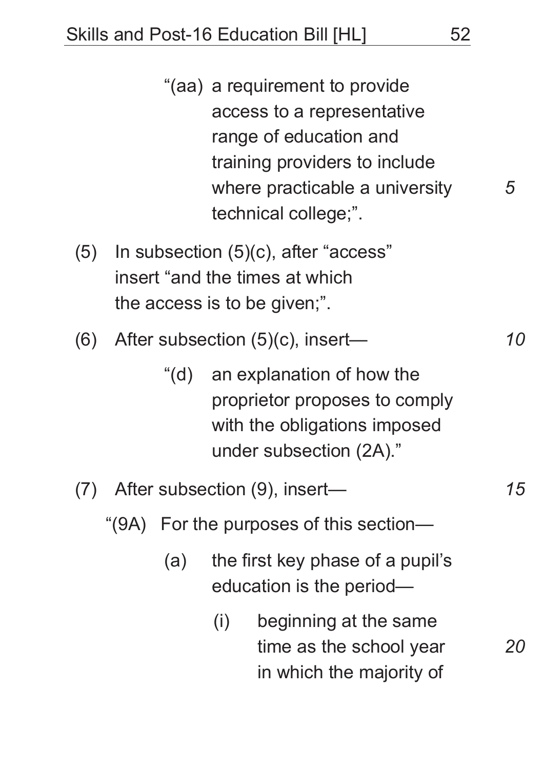"(aa) a requirement to provide access to a representative range of education and training providers to include where practicable a university technical college;".

(5) In subsection (5)(c), after "access" insert "and the times at which the access is to be given;".

(6) After subsection (5)(c), insert—

"(d) an explanation of how the proprietor proposes to comply with the obligations imposed under subsection (2A)."

(7) After subsection (9), insert—

"(9A) For the purposes of this section—

(a) the first key phase of a pupil's education is the period—

(i) beginning at the same time as the school year in which the majority of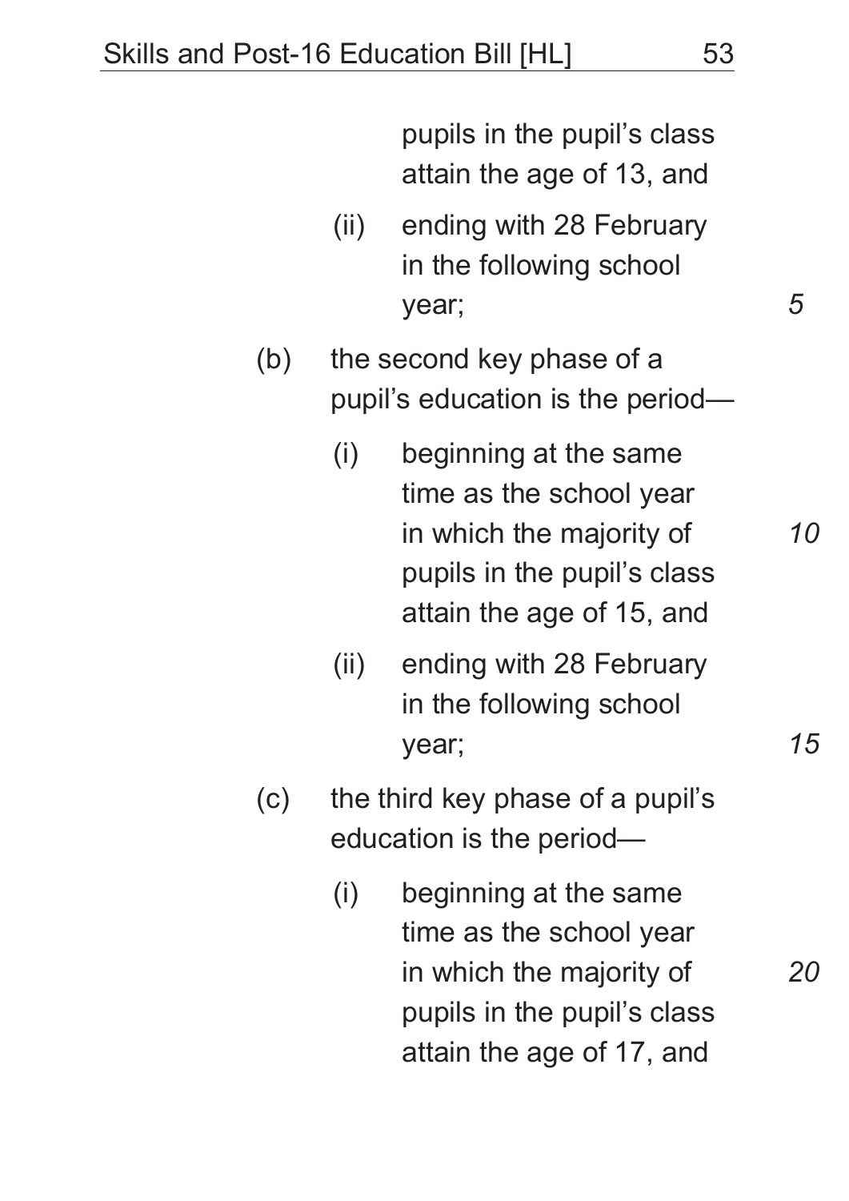pupils in the pupil's class attain the age of 13, and

(ii) ending with 28 February in the following school year;

(b) the second key phase of a pupil's education is the period—

(i) beginning at the same time as the school year in which the majority of pupils in the pupil's class attain the age of 15, and

(ii) ending with 28 February in the following school year;

(c) the third key phase of a pupil's education is the period—

(i) beginning at the same time as the school year in which the majority of pupils in the pupil's class attain the age of 17, and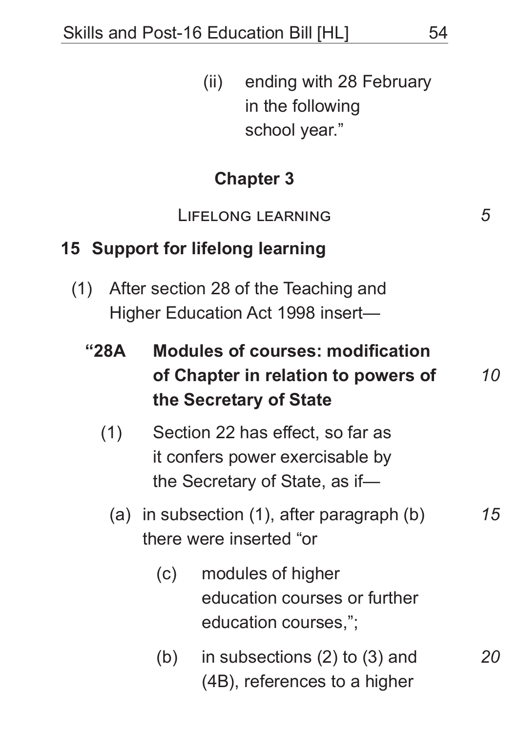(ii) ending with 28 February in the following school year."

## Chapter 3

### Lifelong learning

**15 Support for lifelong learning**

(1) After section 28 of the Teaching and Higher Education Act 1998 insert—

**"28A Modules of courses: modification of Chapter in relation to powers of the Secretary of State**

(1) Section 22 has effect, so far as it confers power exercisable by the Secretary of State, as if—

(a) in subsection (1), after paragraph (b) there were inserted "or

(c) modules of higher education courses or further education courses,";

(b) in subsections (2) to (3) and (4B), references to a higher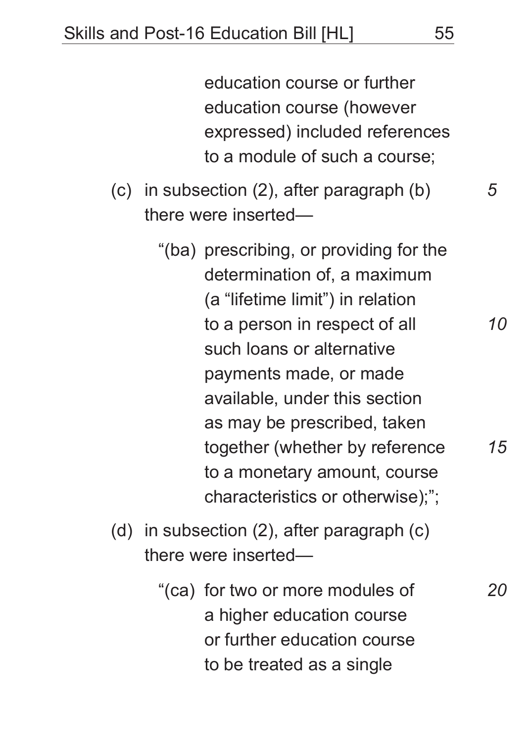education course or further education course (however expressed) included references to a module of such a course;

(c) in subsection (2), after paragraph (b) there were inserted—

"(ba) prescribing, or providing for the determination of, a maximum (a "lifetime limit") in relation to a person in respect of all such loans or alternative payments made, or made available, under this section as may be prescribed, taken together (whether by reference to a monetary amount, course characteristics or otherwise);";

(d) in subsection (2), after paragraph (c) there were inserted—

"(ca) for two or more modules of a higher education course or further education course to be treated as a single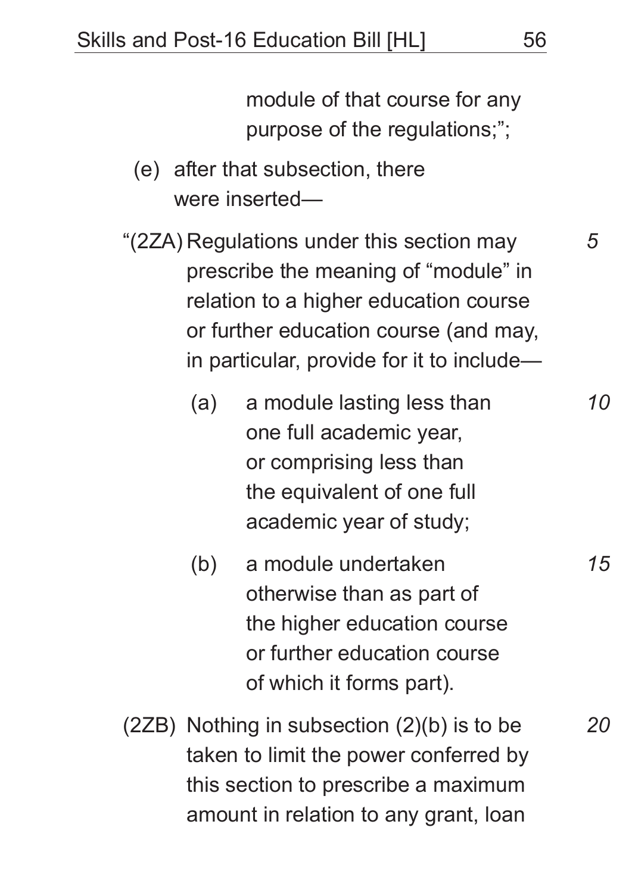module of that course for any purpose of the regulations;";

(e) after that subsection, there were inserted—

"(2ZA) Regulations under this section may prescribe the meaning of "module" in relation to a higher education course or further education course (and may, in particular, provide for it to include—

(a) a module lasting less than one full academic year, or comprising less than the equivalent of one full academic year of study;

(b) a module undertaken otherwise than as part of the higher education course or further education course of which it forms part).

(2ZB) Nothing in subsection (2)(b) is to be taken to limit the power conferred by this section to prescribe a maximum amount in relation to any grant, loan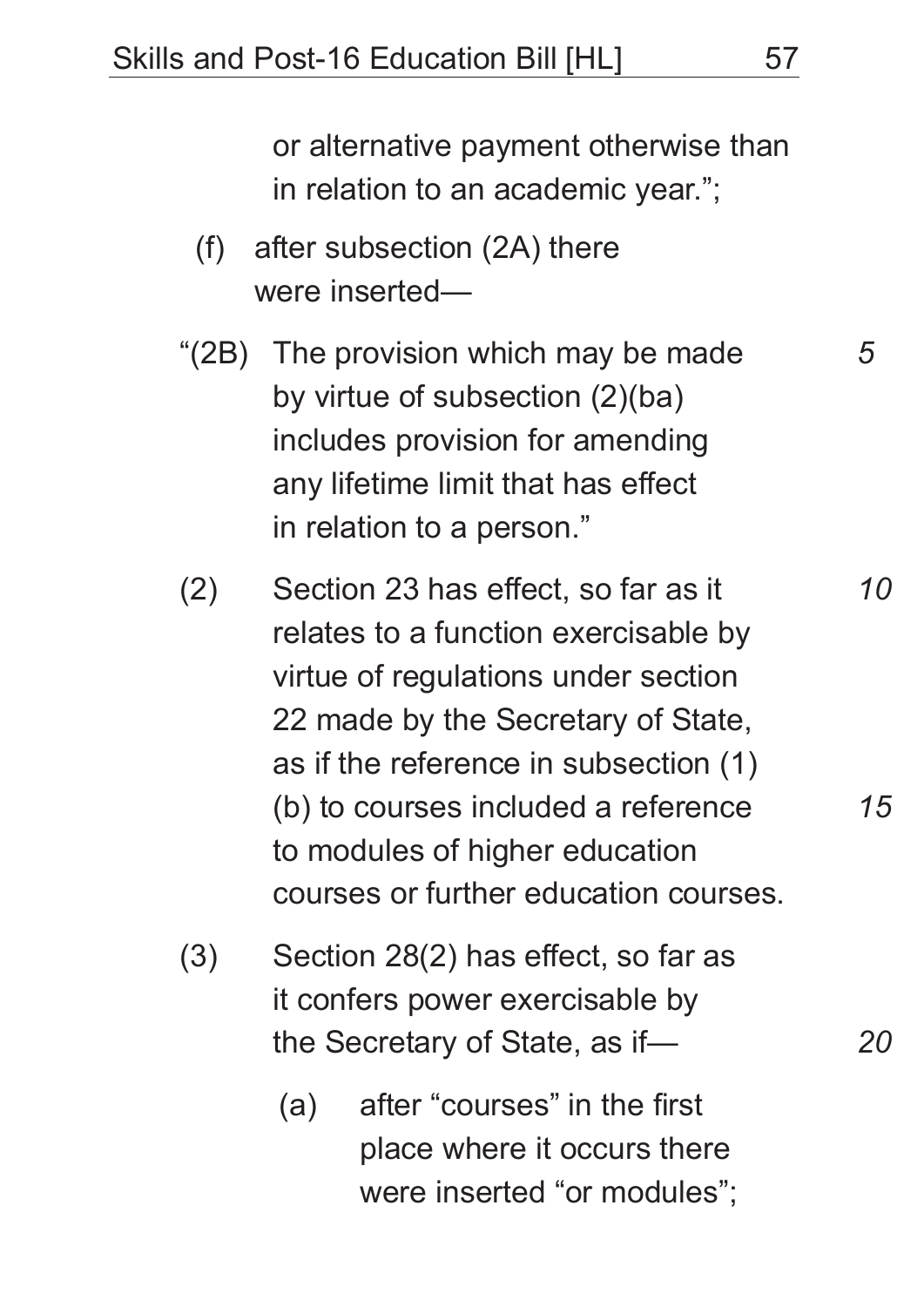or alternative payment otherwise than in relation to an academic year.";

(f) after subsection (2A) there were inserted—

"(2B) The provision which may be made by virtue of subsection (2)(ba) includes provision for amending any lifetime limit that has effect in relation to a person."

(2) Section 23 has effect, so far as it relates to a function exercisable by virtue of regulations under section 22 made by the Secretary of State, as if the reference in subsection (1)(b) to courses included a reference to modules of higher education courses or further education courses.

(3) Section 28(2) has effect, so far as it confers power exercisable by the Secretary of State, as if—

(a) after "courses" in the first place where it occurs there were inserted "or modules";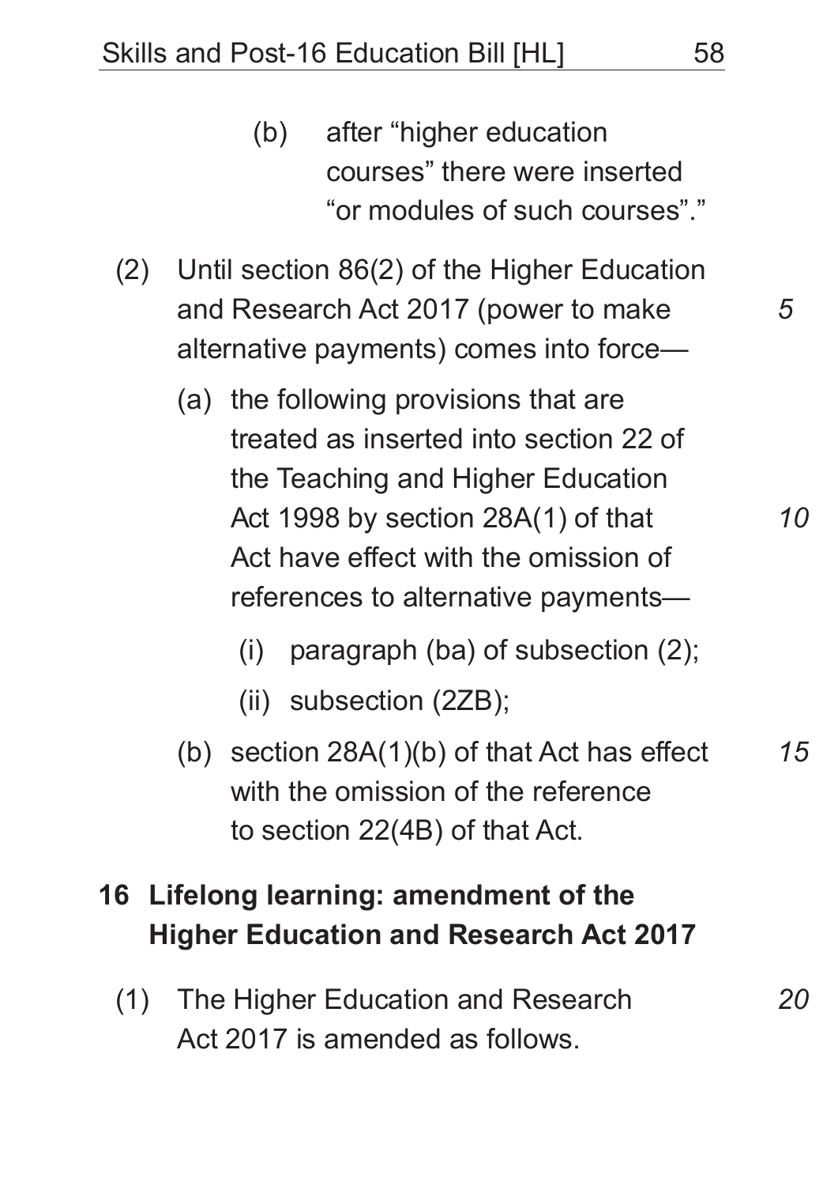(b) after "higher education courses" there were inserted "or modules of such courses"."

(2) Until section 86(2) of the Higher Education and Research Act 2017 (power to make alternative payments) comes into force—

(a) the following provisions that are treated as inserted into section 22 of the Teaching and Higher Education Act 1998 by section 28A(1) of that Act have effect with the omission of references to alternative payments—

(i) paragraph (ba) of subsection (2);

(ii) subsection (2ZB);

(b) section 28A(1)(b) of that Act has effect with the omission of the reference to section 22(4B) of that Act.

## 16 Lifelong learning: amendment of the Higher Education and Research Act 2017

(1) The Higher Education and Research Act 2017 is amended as follows.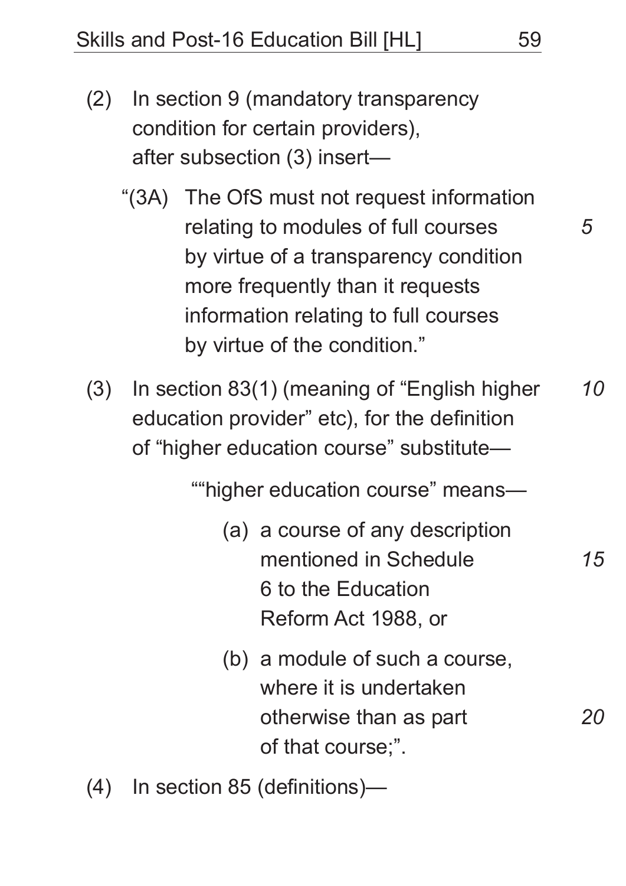(2) In section 9 (mandatory transparency condition for certain providers), after subsection (3) insert—

“(3A) The OfS must not request information relating to modules of full courses by virtue of a transparency condition more frequently than it requests information relating to full courses by virtue of the condition.”

(3) In section 83(1) (meaning of “English higher education provider” etc), for the definition of “higher education course” substitute—

““higher education course” means—

(a) a course of any description mentioned in Schedule 6 to the Education Reform Act 1988, or

(b) a module of such a course, where it is undertaken otherwise than as part of that course;”.

(4) In section 85 (definitions)—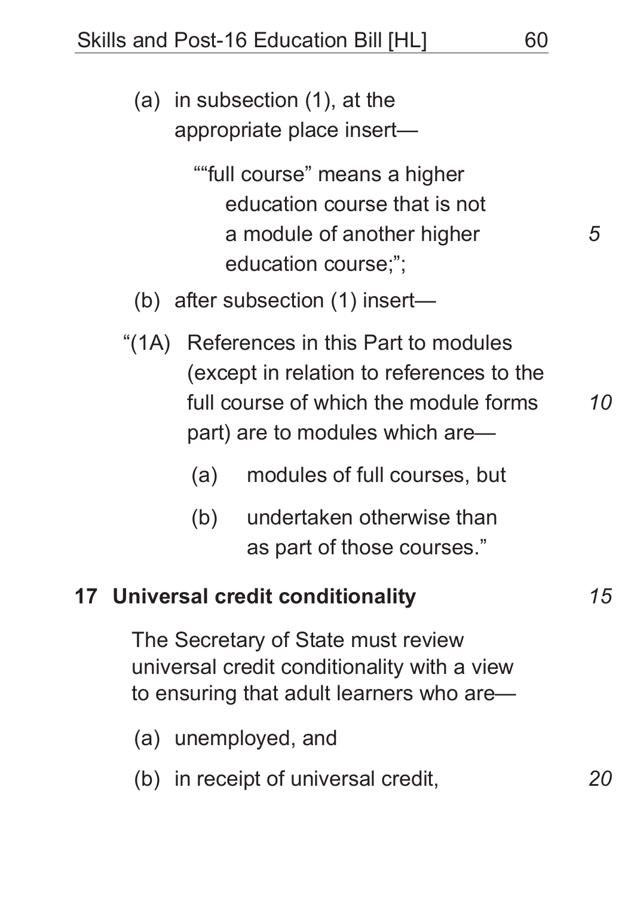(a) in subsection (1), at the appropriate place insert—

""full course" means a higher education course that is not a module of another higher education course;";

(b) after subsection (1) insert—

"(1A) References in this Part to modules (except in relation to references to the full course of which the module forms part) are to modules which are—

(a) modules of full courses, but

(b) undertaken otherwise than as part of those courses."

**17 Universal credit conditionality**

The Secretary of State must review universal credit conditionality with a view to ensuring that adult learners who are—

(a) unemployed, and

(b) in receipt of universal credit,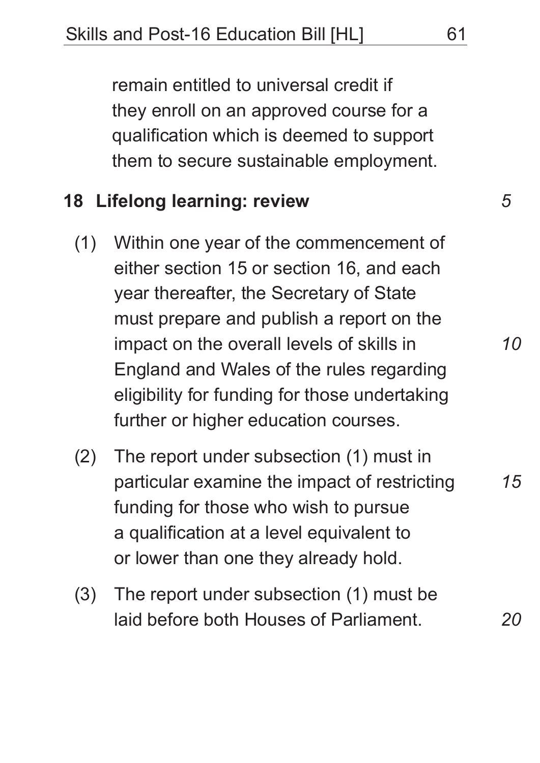remain entitled to universal credit if they enroll on an approved course for a qualification which is deemed to support them to secure sustainable employment.

## 18 Lifelong learning: review

(1) Within one year of the commencement of either section 15 or section 16, and each year thereafter, the Secretary of State must prepare and publish a report on the impact on the overall levels of skills in England and Wales of the rules regarding eligibility for funding for those undertaking further or higher education courses.

(2) The report under subsection (1) must in particular examine the impact of restricting funding for those who wish to pursue a qualification at a level equivalent to or lower than one they already hold.

(3) The report under subsection (1) must be laid before both Houses of Parliament.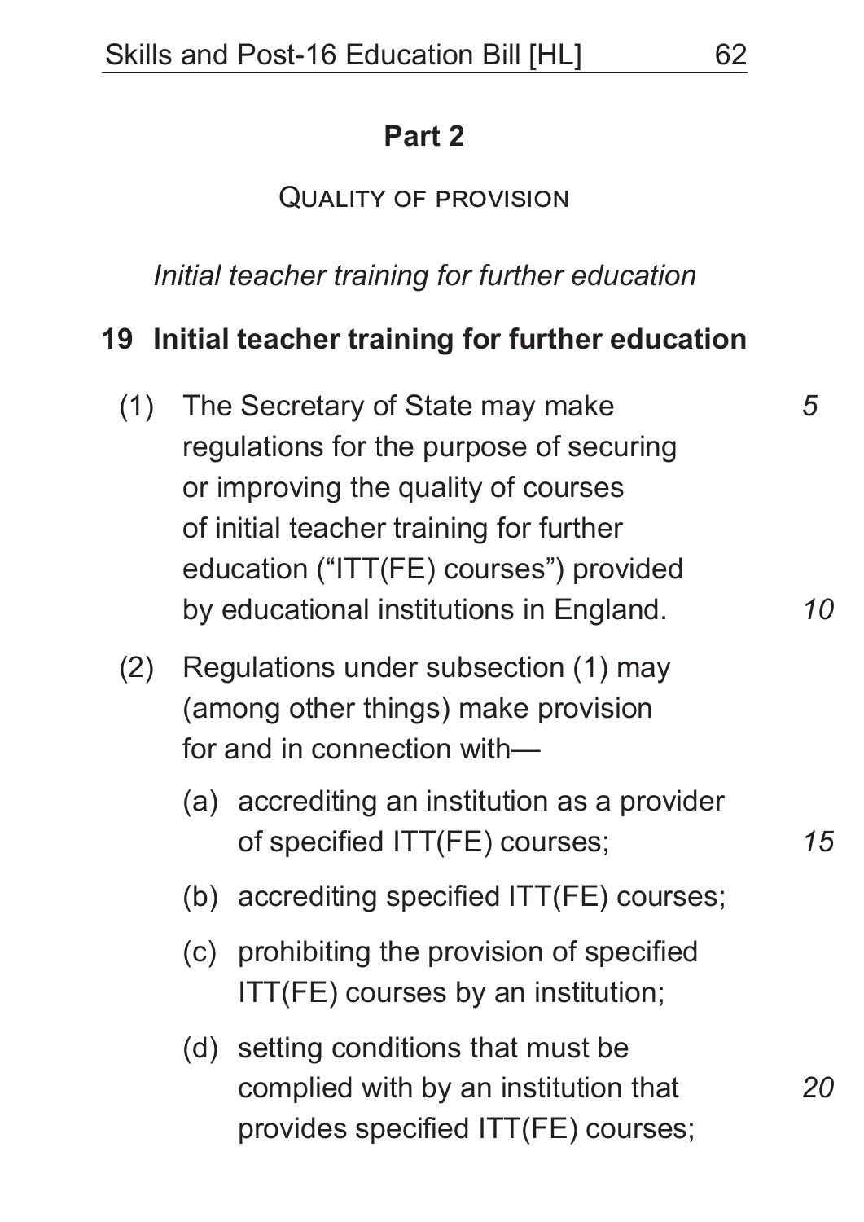## Part 2

### Quality of provision

*Initial teacher training for further education*

### 19 Initial teacher training for further education

(1) The Secretary of State may make regulations for the purpose of securing or improving the quality of courses of initial teacher training for further education ("ITT(FE) courses") provided by educational institutions in England.

(2) Regulations under subsection (1) may (among other things) make provision for and in connection with—

- (a) accrediting an institution as a provider of specified ITT(FE) courses;
- (b) accrediting specified ITT(FE) courses;
- (c) prohibiting the provision of specified ITT(FE) courses by an institution;
- (d) setting conditions that must be complied with by an institution that provides specified ITT(FE) courses;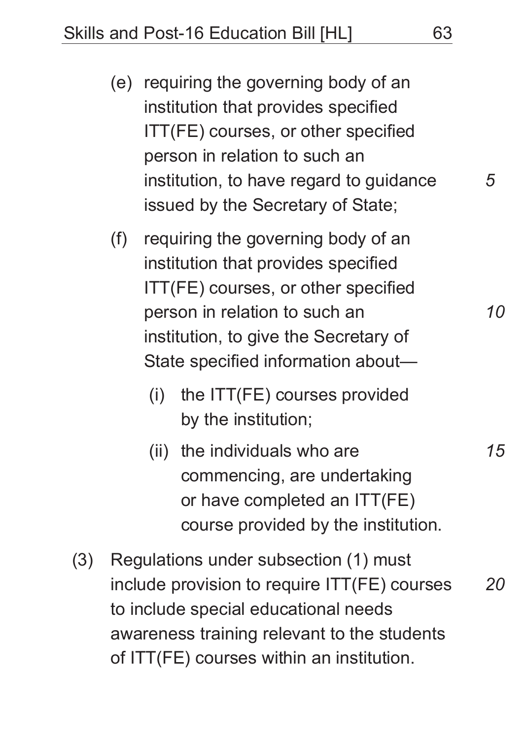(e) requiring the governing body of an institution that provides specified ITT(FE) courses, or other specified person in relation to such an institution, to have regard to guidance issued by the Secretary of State;

(f) requiring the governing body of an institution that provides specified ITT(FE) courses, or other specified person in relation to such an institution, to give the Secretary of State specified information about—

  (i) the ITT(FE) courses provided by the institution;

  (ii) the individuals who are commencing, are undertaking or have completed an ITT(FE) course provided by the institution.

(3) Regulations under subsection (1) must include provision to require ITT(FE) courses to include special educational needs awareness training relevant to the students of ITT(FE) courses within an institution.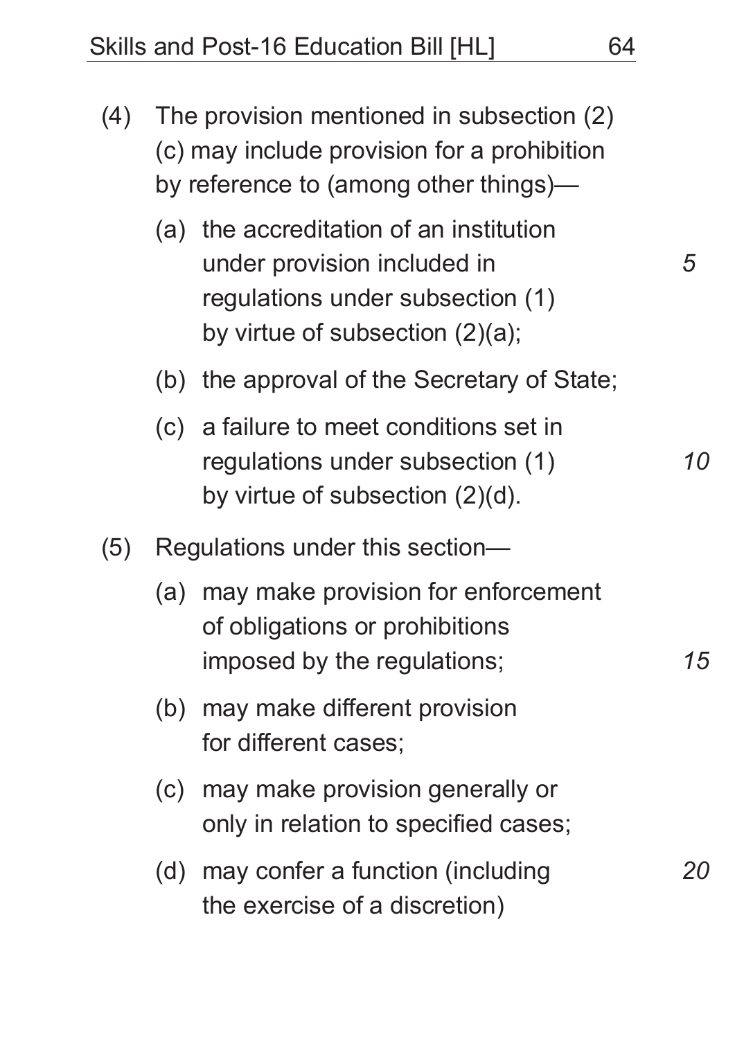(4) The provision mentioned in subsection (2)(c) may include provision for a prohibition by reference to (among other things)—

   (a) the accreditation of an institution under provision included in regulations under subsection (1) by virtue of subsection (2)(a);

   (b) the approval of the Secretary of State;

   (c) a failure to meet conditions set in regulations under subsection (1) by virtue of subsection (2)(d).

(5) Regulations under this section—

   (a) may make provision for enforcement of obligations or prohibitions imposed by the regulations;

   (b) may make different provision for different cases;

   (c) may make provision generally or only in relation to specified cases;

   (d) may confer a function (including the exercise of a discretion)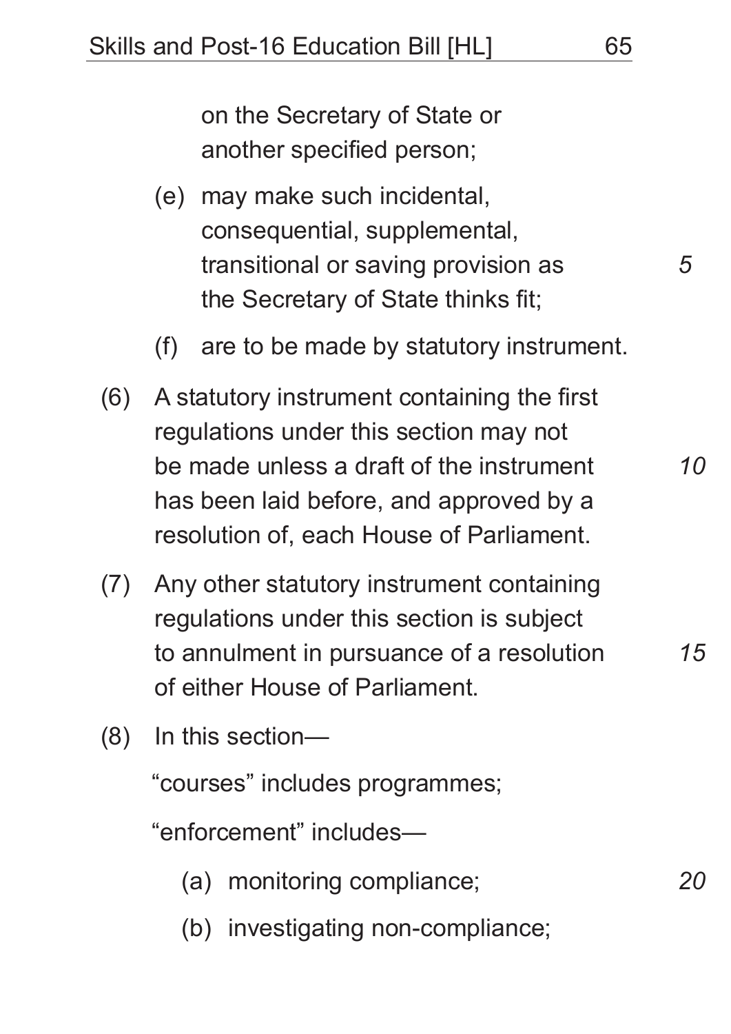on the Secretary of State or another specified person;

(e) may make such incidental, consequential, supplemental, transitional or saving provision as the Secretary of State thinks fit;

(f) are to be made by statutory instrument.

(6) A statutory instrument containing the first regulations under this section may not be made unless a draft of the instrument has been laid before, and approved by a resolution of, each House of Parliament.

(7) Any other statutory instrument containing regulations under this section is subject to annulment in pursuance of a resolution of either House of Parliament.

(8) In this section—

"courses" includes programmes;

"enforcement" includes—

(a) monitoring compliance;

(b) investigating non-compliance;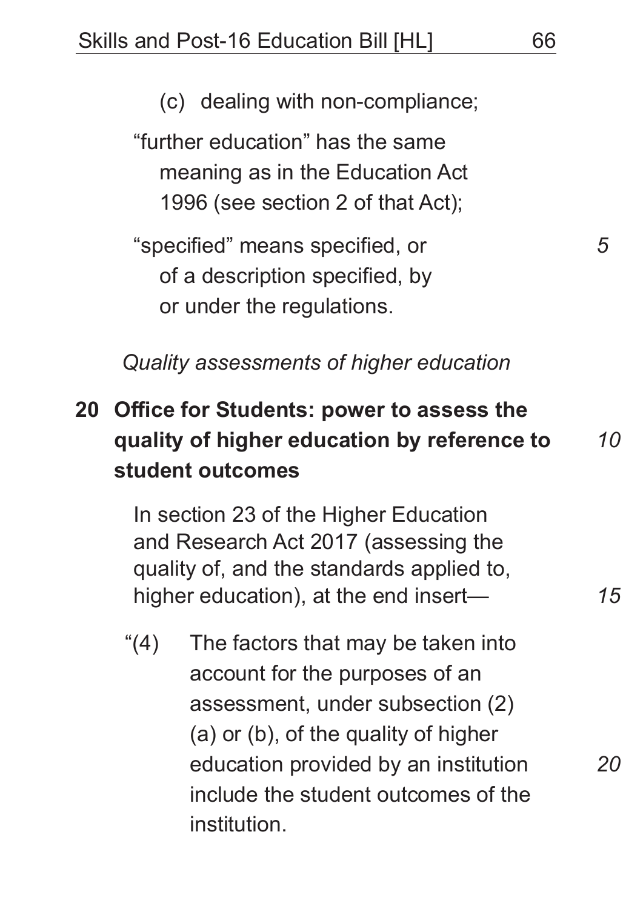(c) dealing with non-compliance;

"further education" has the same meaning as in the Education Act 1996 (see section 2 of that Act);

"specified" means specified, or of a description specified, by or under the regulations.

*Quality assessments of higher education*

**20 Office for Students: power to assess the quality of higher education by reference to student outcomes**

In section 23 of the Higher Education and Research Act 2017 (assessing the quality of, and the standards applied to, higher education), at the end insert—

"(4) The factors that may be taken into account for the purposes of an assessment, under subsection (2)(a) or (b), of the quality of higher education provided by an institution include the student outcomes of the institution.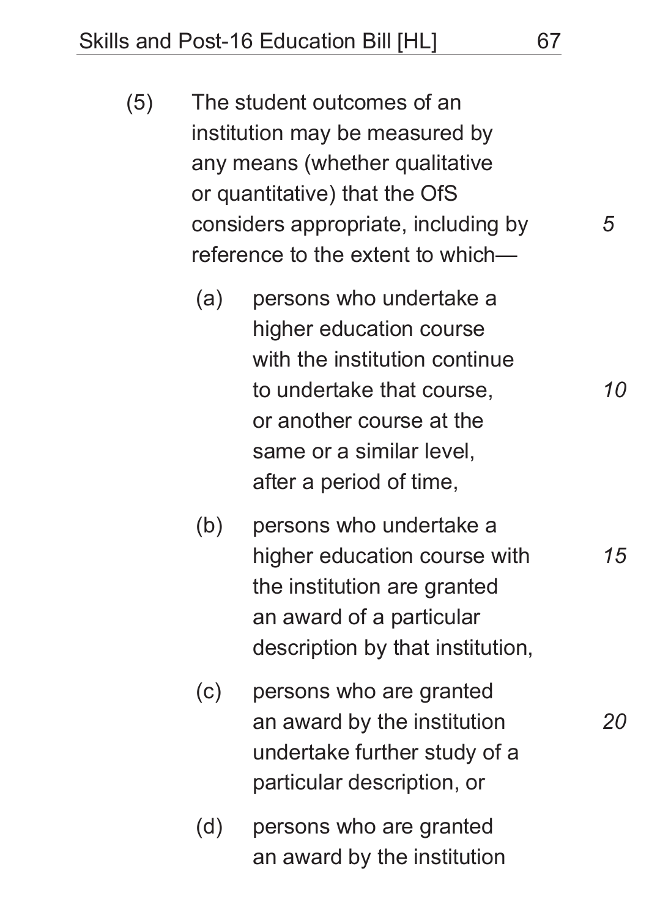(5) The student outcomes of an institution may be measured by any means (whether qualitative or quantitative) that the OfS considers appropriate, including by reference to the extent to which—

(a) persons who undertake a higher education course with the institution continue to undertake that course, or another course at the same or a similar level, after a period of time,

(b) persons who undertake a higher education course with the institution are granted an award of a particular description by that institution,

(c) persons who are granted an award by the institution undertake further study of a particular description, or

(d) persons who are granted an award by the institution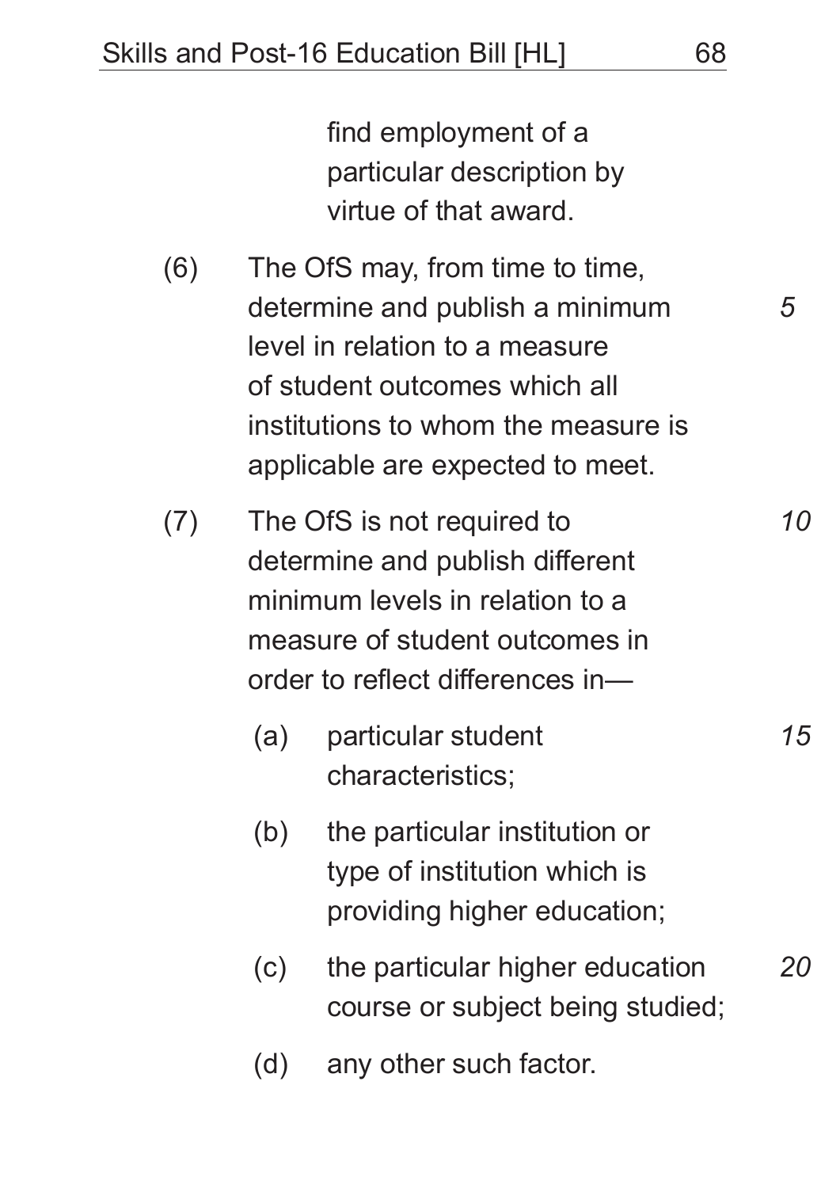find employment of a particular description by virtue of that award.

(6) The OfS may, from time to time, determine and publish a minimum level in relation to a measure of student outcomes which all institutions to whom the measure is applicable are expected to meet.

(7) The OfS is not required to determine and publish different minimum levels in relation to a measure of student outcomes in order to reflect differences in—

(a) particular student characteristics;

(b) the particular institution or type of institution which is providing higher education;

(c) the particular higher education course or subject being studied;

(d) any other such factor.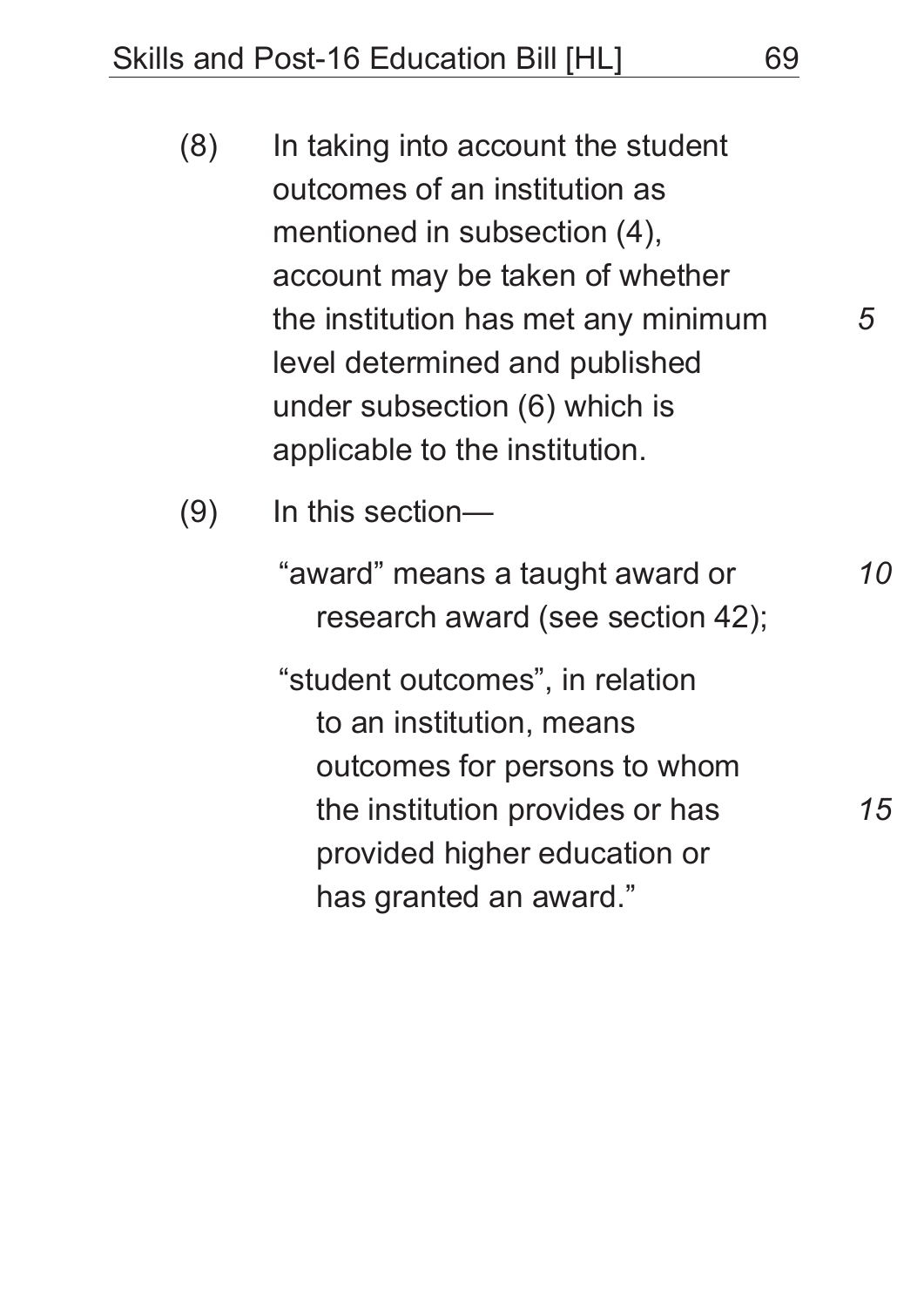(8) In taking into account the student outcomes of an institution as mentioned in subsection (4), account may be taken of whether the institution has met any minimum level determined and published under subsection (6) which is applicable to the institution.

(9) In this section—

"award" means a taught award or research award (see section 42);

"student outcomes", in relation to an institution, means outcomes for persons to whom the institution provides or has provided higher education or has granted an award."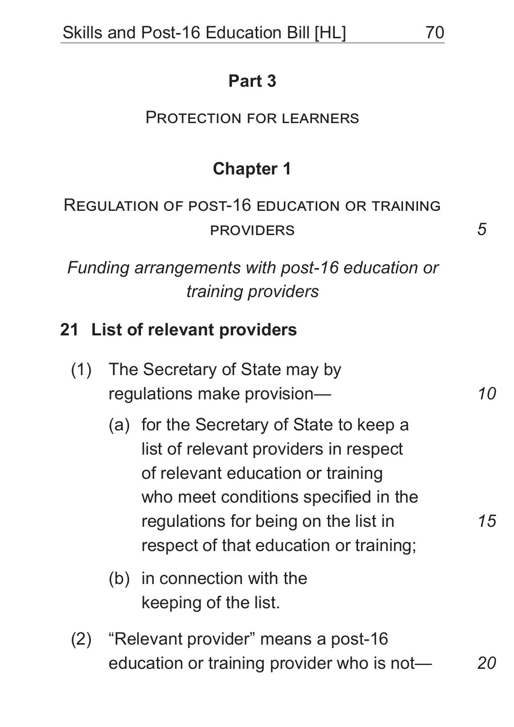# Part 3

## Protection for learners

## Chapter 1

## Regulation of post-16 education or training providers

*Funding arrangements with post-16 education or training providers*

### 21 List of relevant providers

(1) The Secretary of State may by regulations make provision—

(a) for the Secretary of State to keep a list of relevant providers in respect of relevant education or training who meet conditions specified in the regulations for being on the list in respect of that education or training;

(b) in connection with the keeping of the list.

(2) "Relevant provider" means a post-16 education or training provider who is not—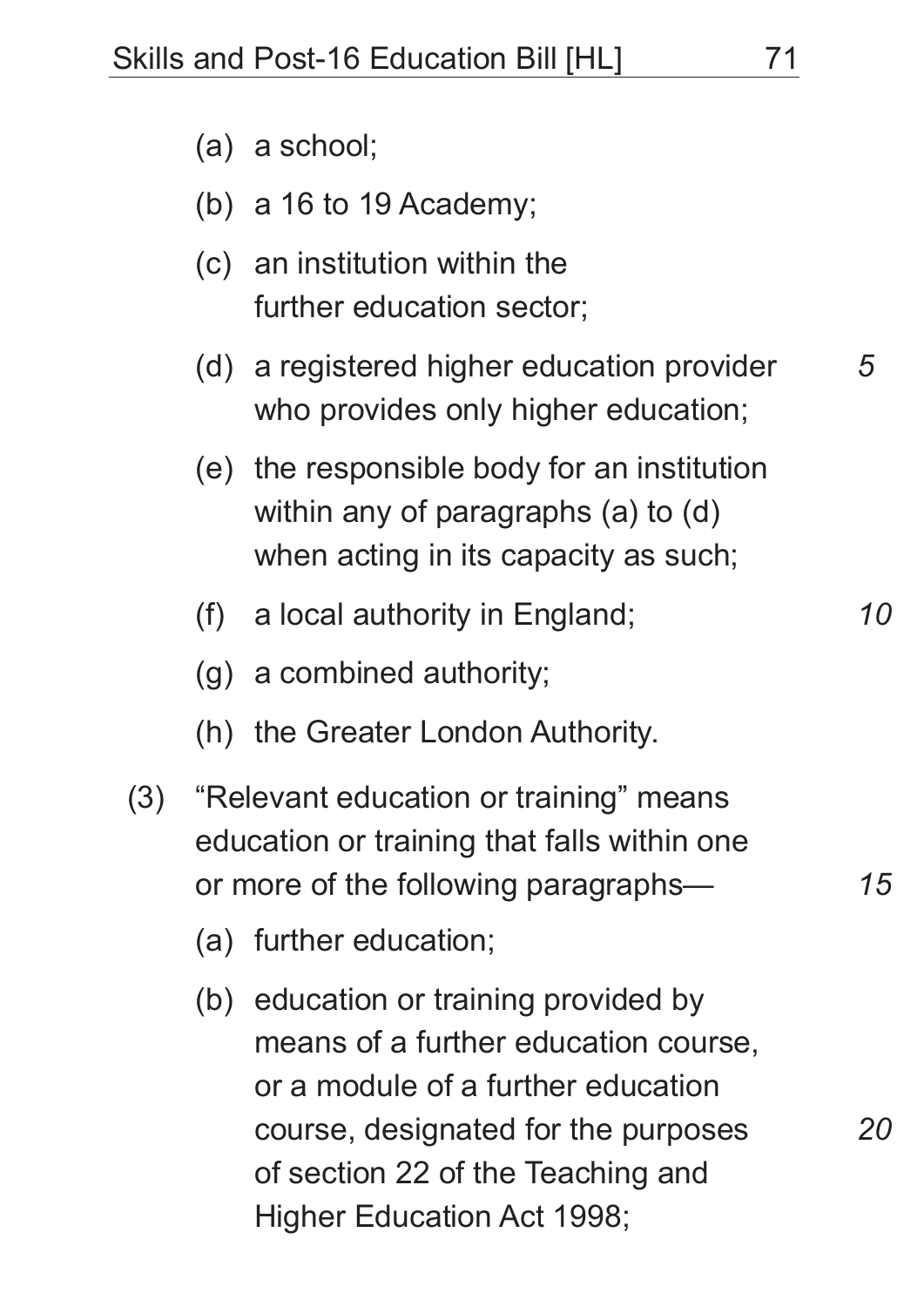(a) a school;

(b) a 16 to 19 Academy;

(c) an institution within the further education sector;

(d) a registered higher education provider who provides only higher education;

(e) the responsible body for an institution within any of paragraphs (a) to (d) when acting in its capacity as such;

(f) a local authority in England;

(g) a combined authority;

(h) the Greater London Authority.

(3) "Relevant education or training" means education or training that falls within one or more of the following paragraphs—

(a) further education;

(b) education or training provided by means of a further education course, or a module of a further education course, designated for the purposes of section 22 of the Teaching and Higher Education Act 1998;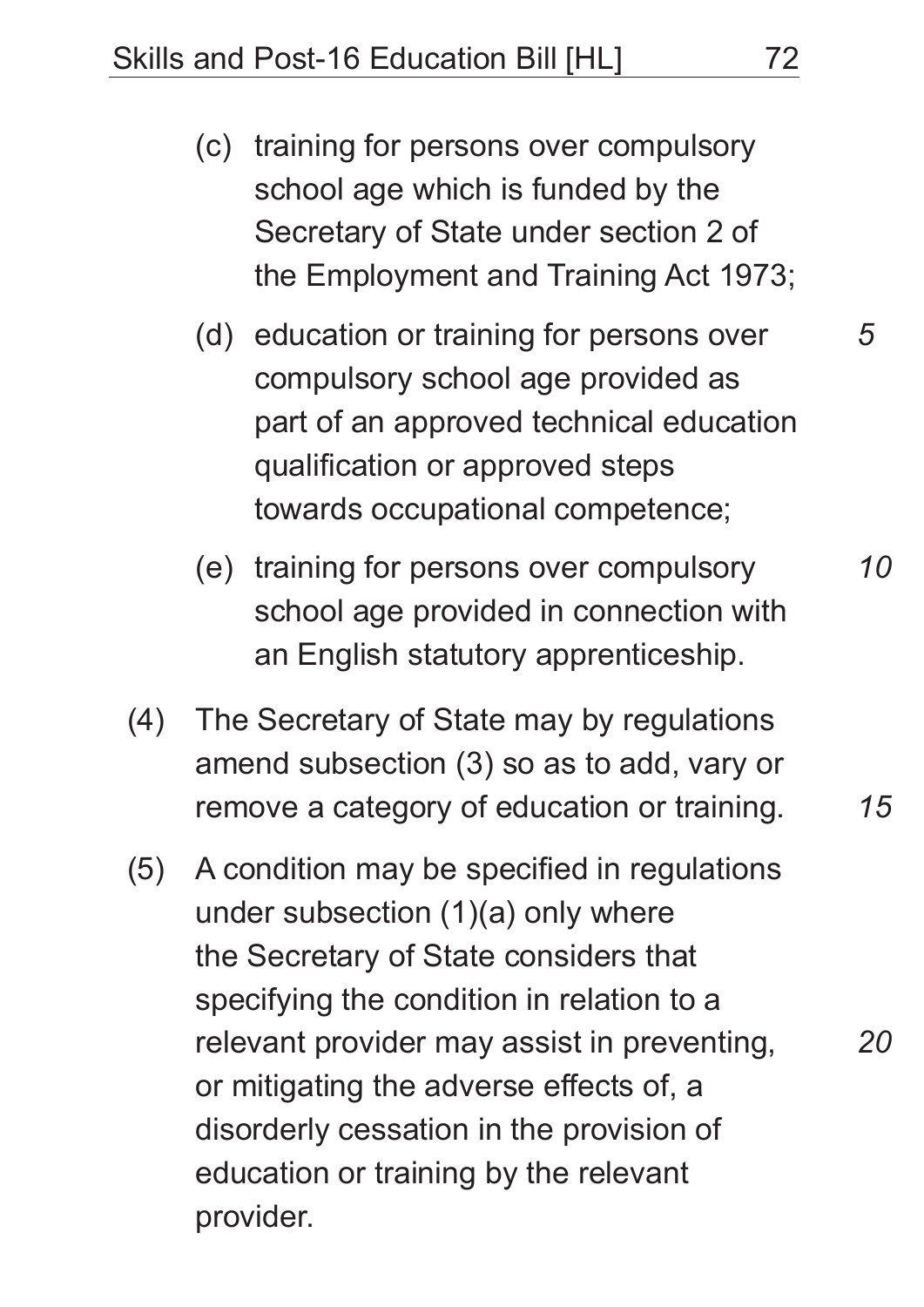(c) training for persons over compulsory school age which is funded by the Secretary of State under section 2 of the Employment and Training Act 1973;

(d) education or training for persons over compulsory school age provided as part of an approved technical education qualification or approved steps towards occupational competence;

(e) training for persons over compulsory school age provided in connection with an English statutory apprenticeship.

(4) The Secretary of State may by regulations amend subsection (3) so as to add, vary or remove a category of education or training.

(5) A condition may be specified in regulations under subsection (1)(a) only where the Secretary of State considers that specifying the condition in relation to a relevant provider may assist in preventing, or mitigating the adverse effects of, a disorderly cessation in the provision of education or training by the relevant provider.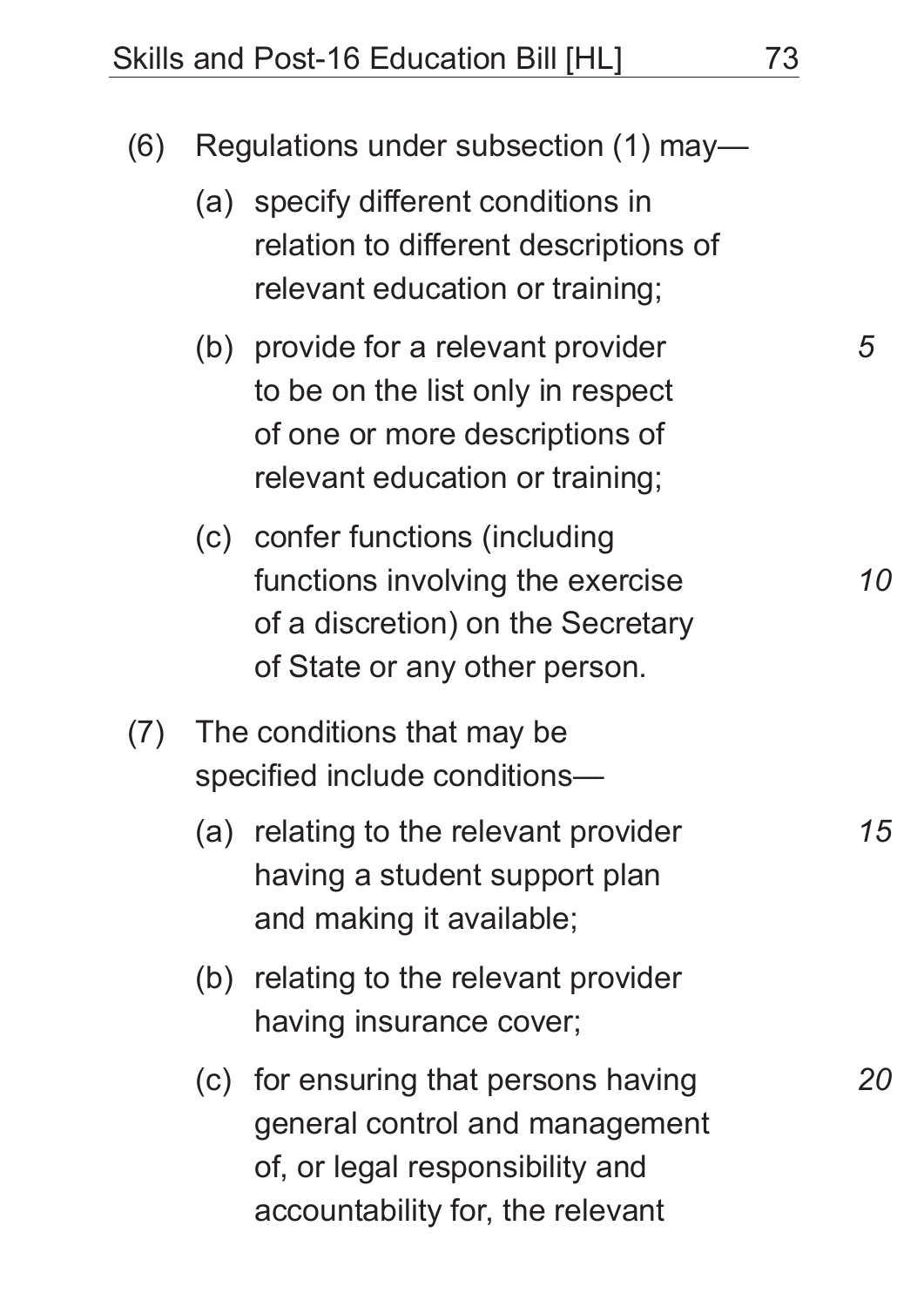(6) Regulations under subsection (1) may—

  (a) specify different conditions in relation to different descriptions of relevant education or training;

  (b) provide for a relevant provider to be on the list only in respect of one or more descriptions of relevant education or training;

  (c) confer functions (including functions involving the exercise of a discretion) on the Secretary of State or any other person.

(7) The conditions that may be specified include conditions—

  (a) relating to the relevant provider having a student support plan and making it available;

  (b) relating to the relevant provider having insurance cover;

  (c) for ensuring that persons having general control and management of, or legal responsibility and accountability for, the relevant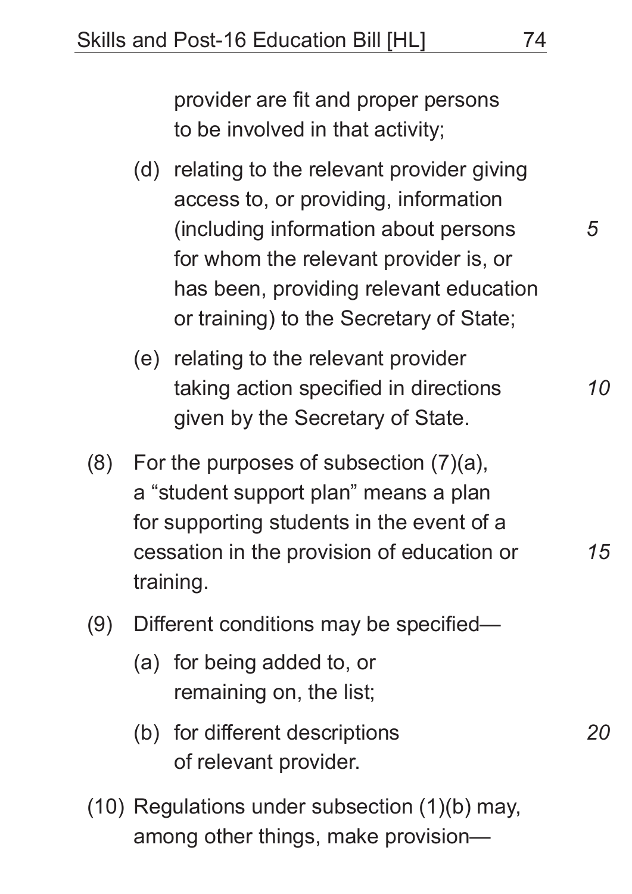provider are fit and proper persons to be involved in that activity;

(d) relating to the relevant provider giving access to, or providing, information (including information about persons for whom the relevant provider is, or has been, providing relevant education or training) to the Secretary of State;

(e) relating to the relevant provider taking action specified in directions given by the Secretary of State.

(8) For the purposes of subsection (7)(a), a "student support plan" means a plan for supporting students in the event of a cessation in the provision of education or training.

(9) Different conditions may be specified—

(a) for being added to, or remaining on, the list;

(b) for different descriptions of relevant provider.

(10) Regulations under subsection (1)(b) may, among other things, make provision—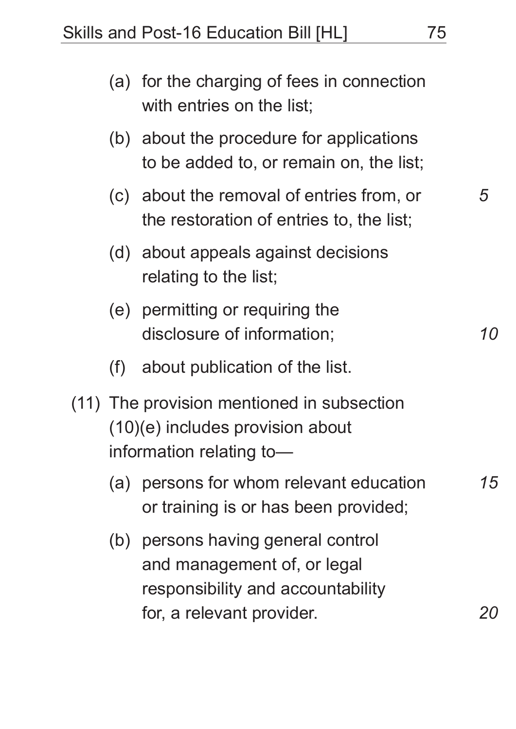(a) for the charging of fees in connection with entries on the list;

(b) about the procedure for applications to be added to, or remain on, the list;

(c) about the removal of entries from, or the restoration of entries to, the list;

(d) about appeals against decisions relating to the list;

(e) permitting or requiring the disclosure of information;

(f) about publication of the list.

(11) The provision mentioned in subsection (10)(e) includes provision about information relating to—

(a) persons for whom relevant education or training is or has been provided;

(b) persons having general control and management of, or legal responsibility and accountability for, a relevant provider.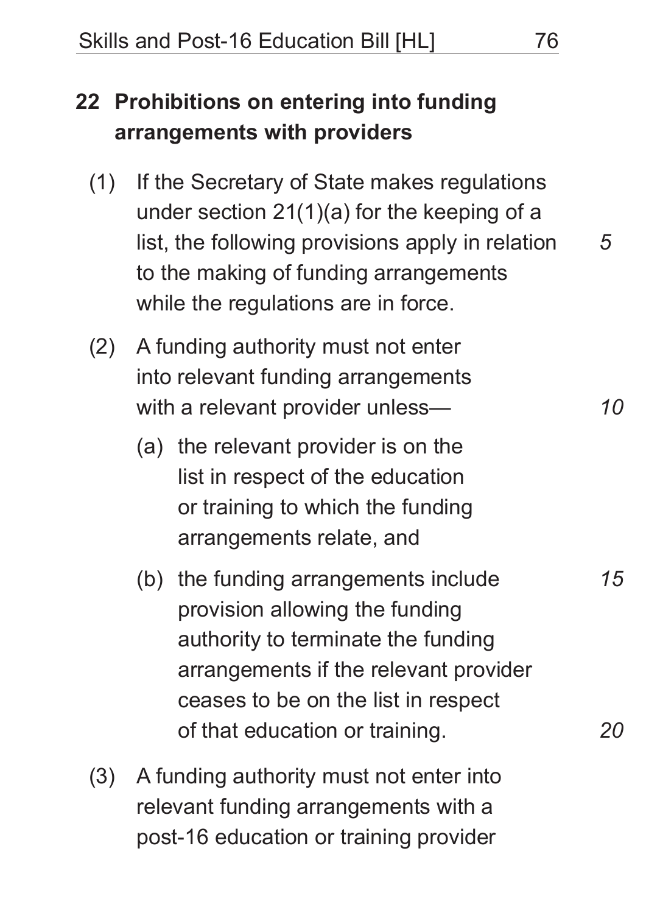## 22 Prohibitions on entering into funding arrangements with providers

(1) If the Secretary of State makes regulations under section 21(1)(a) for the keeping of a list, the following provisions apply in relation to the making of funding arrangements while the regulations are in force.

(2) A funding authority must not enter into relevant funding arrangements with a relevant provider unless—

(a) the relevant provider is on the list in respect of the education or training to which the funding arrangements relate, and

(b) the funding arrangements include provision allowing the funding authority to terminate the funding arrangements if the relevant provider ceases to be on the list in respect of that education or training.

(3) A funding authority must not enter into relevant funding arrangements with a post-16 education or training provider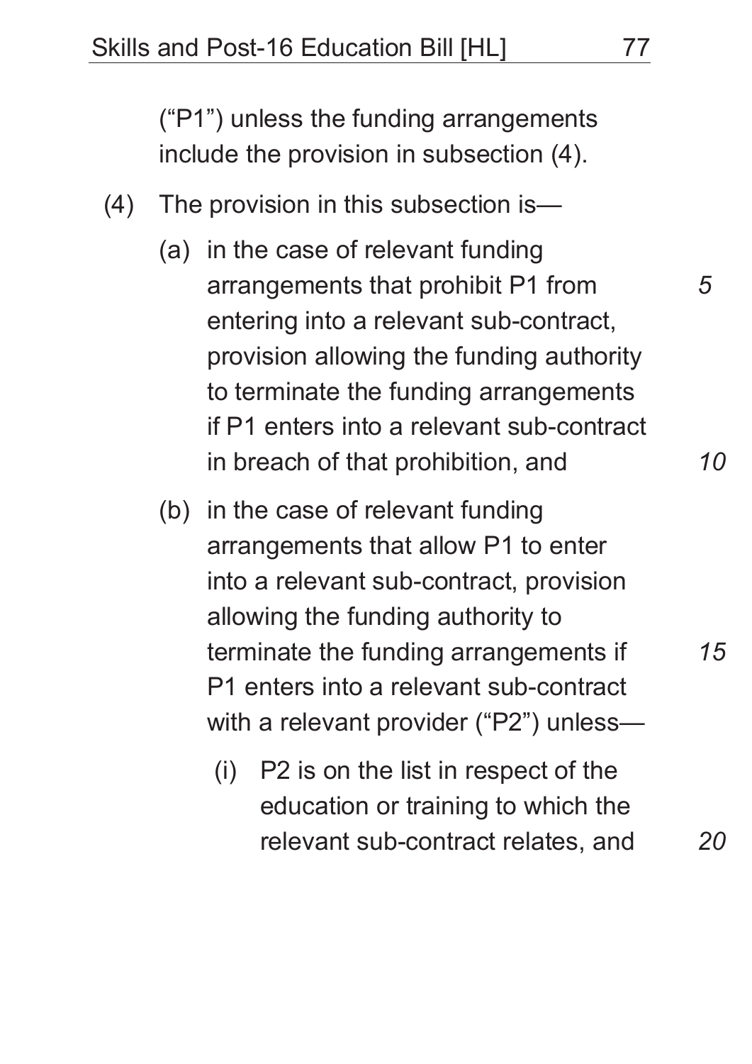("P1") unless the funding arrangements include the provision in subsection (4).

(4) The provision in this subsection is—

(a) in the case of relevant funding arrangements that prohibit P1 from entering into a relevant sub-contract, provision allowing the funding authority to terminate the funding arrangements if P1 enters into a relevant sub-contract in breach of that prohibition, and

(b) in the case of relevant funding arrangements that allow P1 to enter into a relevant sub-contract, provision allowing the funding authority to terminate the funding arrangements if P1 enters into a relevant sub-contract with a relevant provider ("P2") unless—

(i) P2 is on the list in respect of the education or training to which the relevant sub-contract relates, and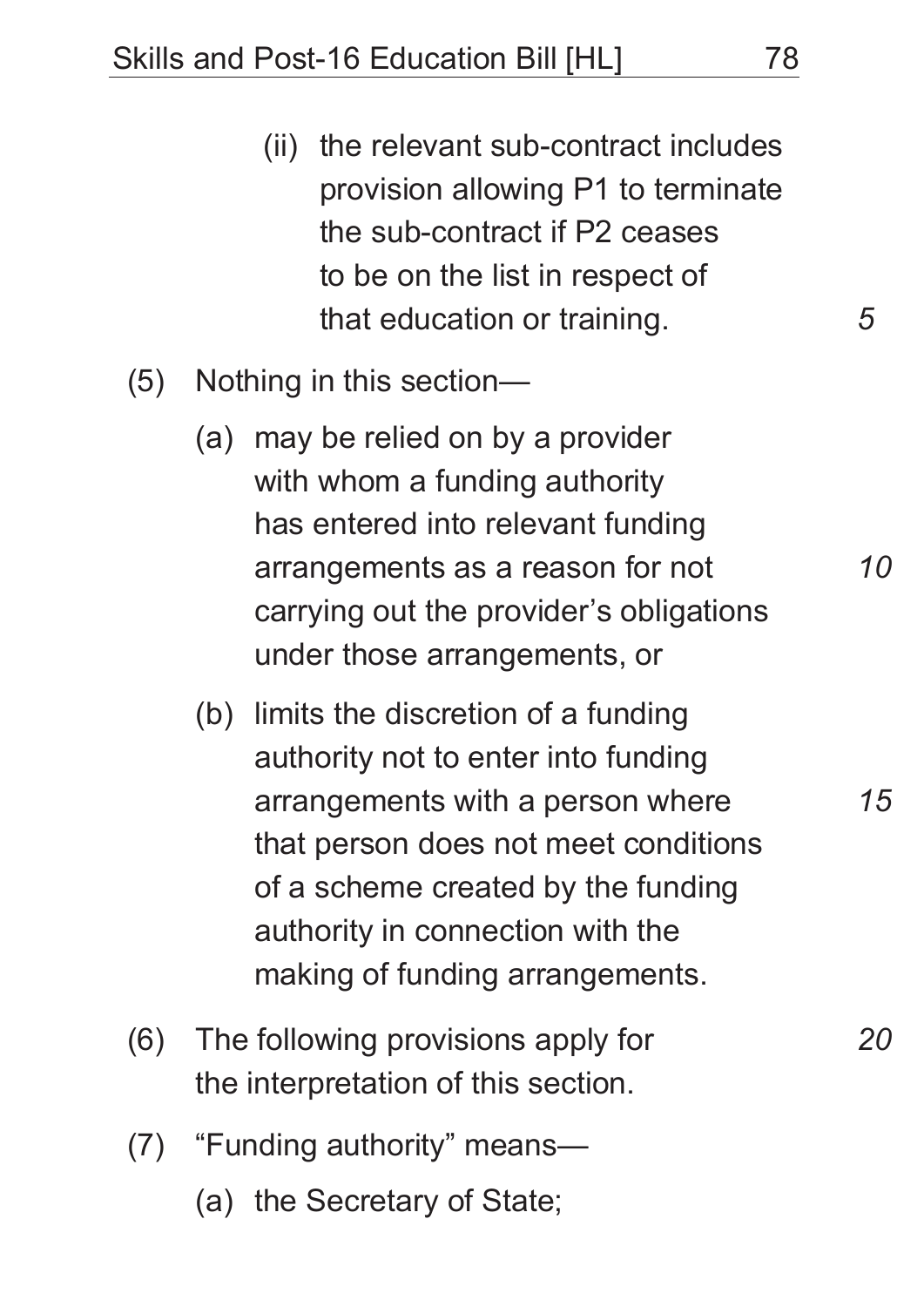(ii) the relevant sub-contract includes provision allowing P1 to terminate the sub-contract if P2 ceases to be on the list in respect of that education or training.

(5) Nothing in this section—

(a) may be relied on by a provider with whom a funding authority has entered into relevant funding arrangements as a reason for not carrying out the provider's obligations under those arrangements, or

(b) limits the discretion of a funding authority not to enter into funding arrangements with a person where that person does not meet conditions of a scheme created by the funding authority in connection with the making of funding arrangements.

(6) The following provisions apply for the interpretation of this section.

(7) "Funding authority" means—

(a) the Secretary of State;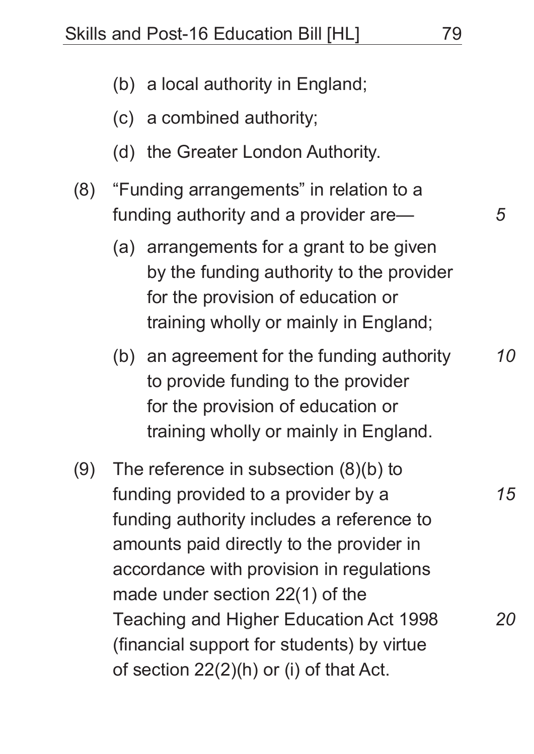(b) a local authority in England;

(c) a combined authority;

(d) the Greater London Authority.

(8) "Funding arrangements" in relation to a funding authority and a provider are—

(a) arrangements for a grant to be given by the funding authority to the provider for the provision of education or training wholly or mainly in England;

(b) an agreement for the funding authority to provide funding to the provider for the provision of education or training wholly or mainly in England.

(9) The reference in subsection (8)(b) to funding provided to a provider by a funding authority includes a reference to amounts paid directly to the provider in accordance with provision in regulations made under section 22(1) of the Teaching and Higher Education Act 1998 (financial support for students) by virtue of section 22(2)(h) or (i) of that Act.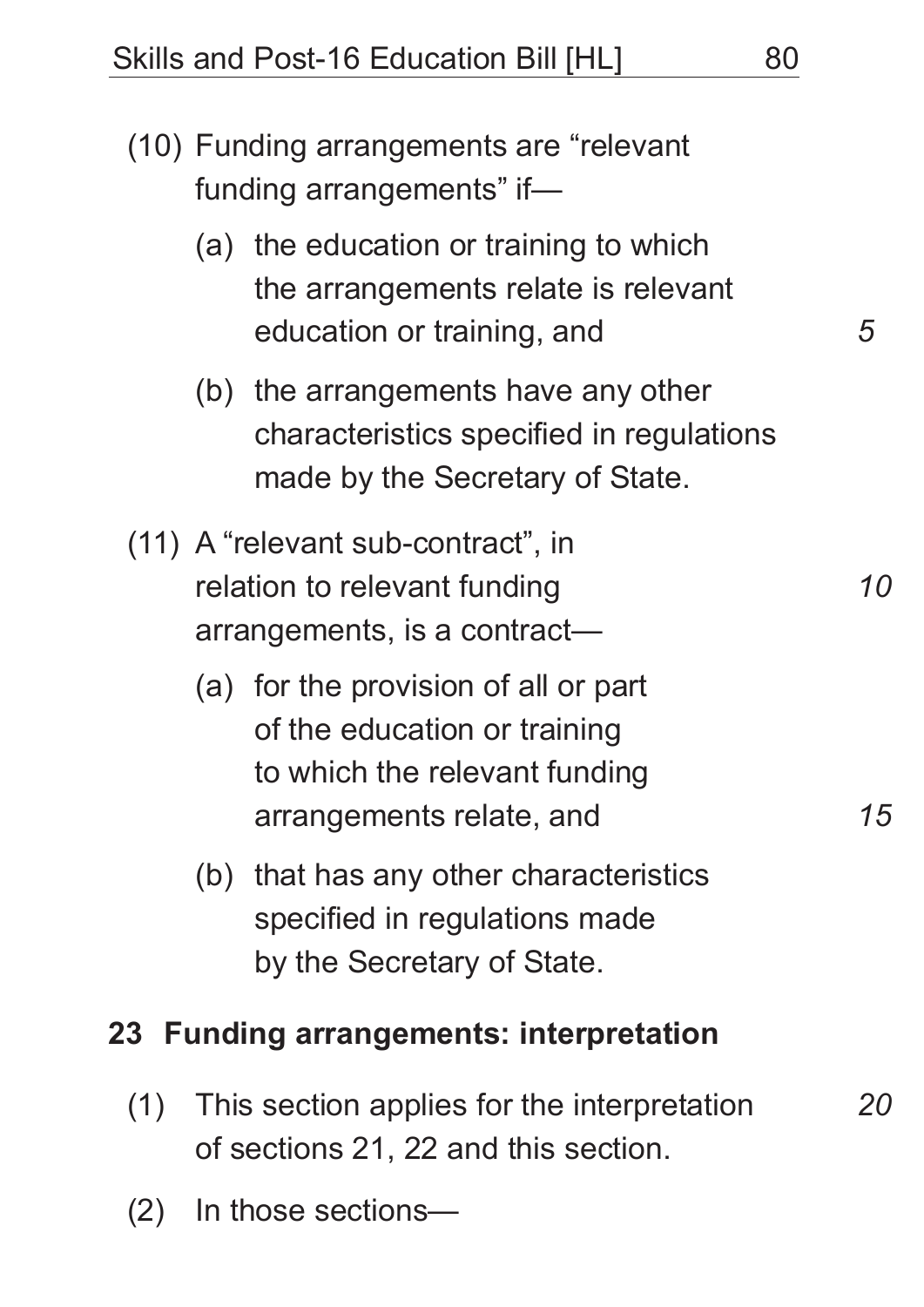(10) Funding arrangements are "relevant funding arrangements" if—

(a) the education or training to which the arrangements relate is relevant education or training, and

(b) the arrangements have any other characteristics specified in regulations made by the Secretary of State.

(11) A "relevant sub-contract", in relation to relevant funding arrangements, is a contract—

(a) for the provision of all or part of the education or training to which the relevant funding arrangements relate, and

(b) that has any other characteristics specified in regulations made by the Secretary of State.

### 23 Funding arrangements: interpretation

(1) This section applies for the interpretation of sections 21, 22 and this section.

(2) In those sections—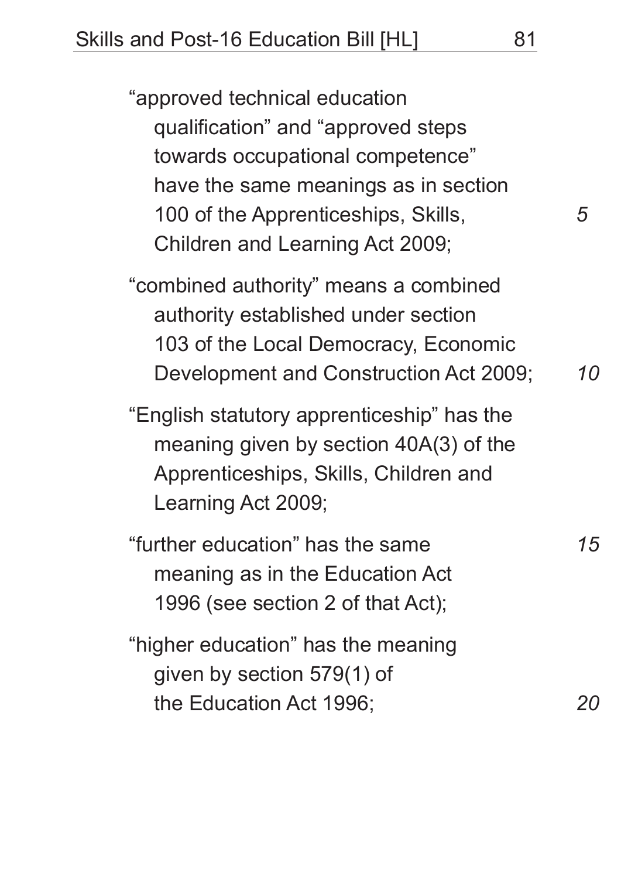"approved technical education qualification" and "approved steps towards occupational competence" have the same meanings as in section 100 of the Apprenticeships, Skills, Children and Learning Act 2009;

"combined authority" means a combined authority established under section 103 of the Local Democracy, Economic Development and Construction Act 2009;

"English statutory apprenticeship" has the meaning given by section 40A(3) of the Apprenticeships, Skills, Children and Learning Act 2009;

"further education" has the same meaning as in the Education Act 1996 (see section 2 of that Act);

"higher education" has the meaning given by section 579(1) of the Education Act 1996;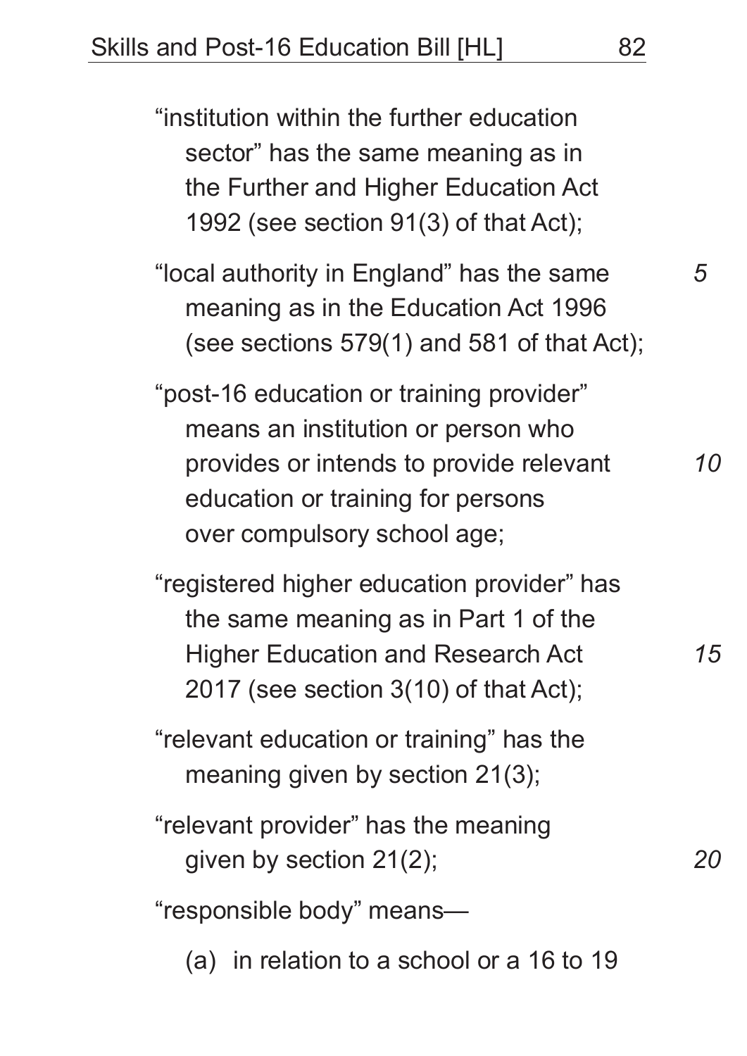"institution within the further education sector" has the same meaning as in the Further and Higher Education Act 1992 (see section 91(3) of that Act);

"local authority in England" has the same meaning as in the Education Act 1996 (see sections 579(1) and 581 of that Act);

"post-16 education or training provider" means an institution or person who provides or intends to provide relevant education or training for persons over compulsory school age;

"registered higher education provider" has the same meaning as in Part 1 of the Higher Education and Research Act 2017 (see section 3(10) of that Act);

"relevant education or training" has the meaning given by section 21(3);

"relevant provider" has the meaning given by section 21(2);

"responsible body" means—

(a) in relation to a school or a 16 to 19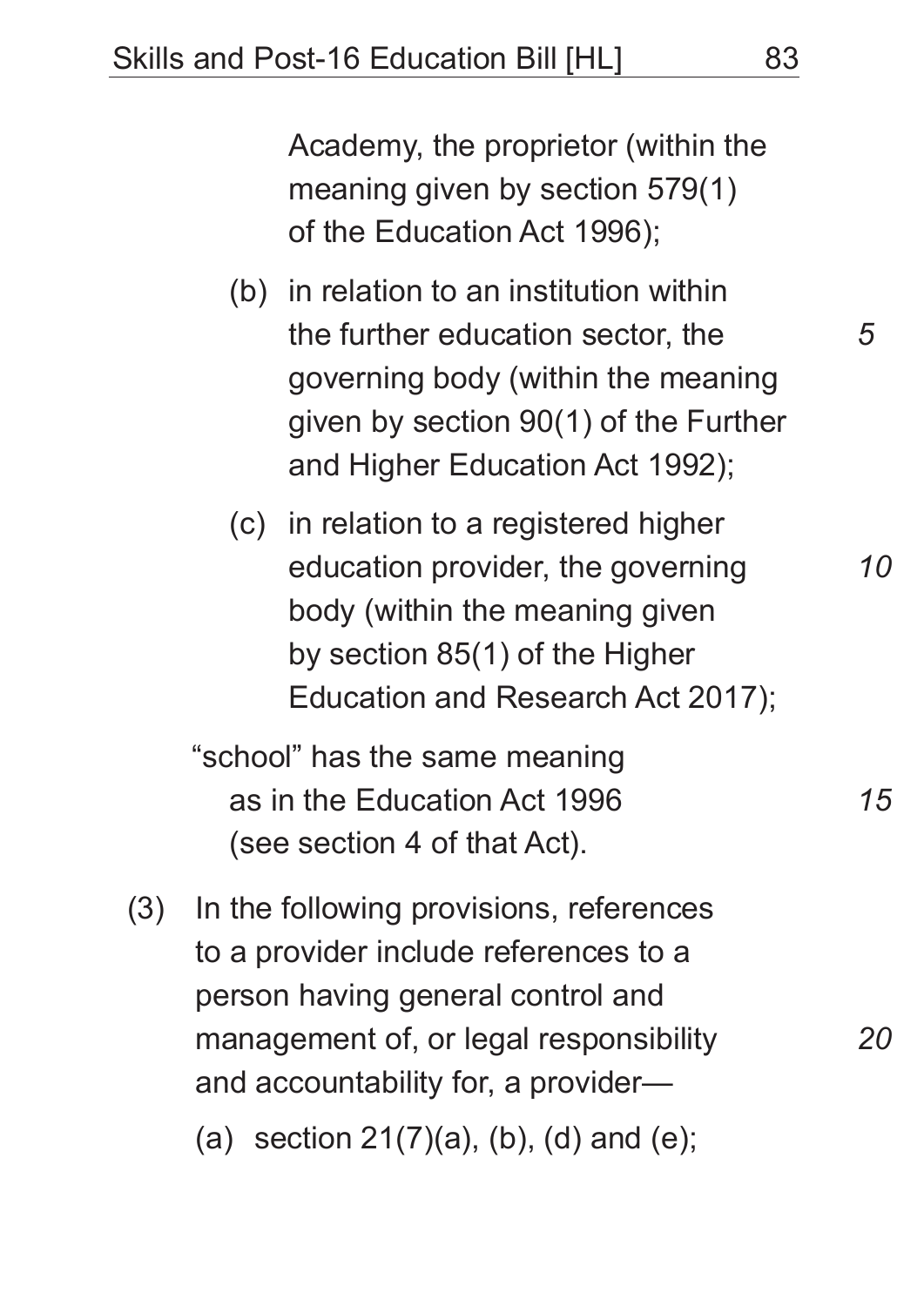Academy, the proprietor (within the meaning given by section 579(1) of the Education Act 1996);

(b) in relation to an institution within the further education sector, the governing body (within the meaning given by section 90(1) of the Further and Higher Education Act 1992);

(c) in relation to a registered higher education provider, the governing body (within the meaning given by section 85(1) of the Higher Education and Research Act 2017);

"school" has the same meaning as in the Education Act 1996 (see section 4 of that Act).

(3) In the following provisions, references to a provider include references to a person having general control and management of, or legal responsibility and accountability for, a provider—

(a) section 21(7)(a), (b), (d) and (e);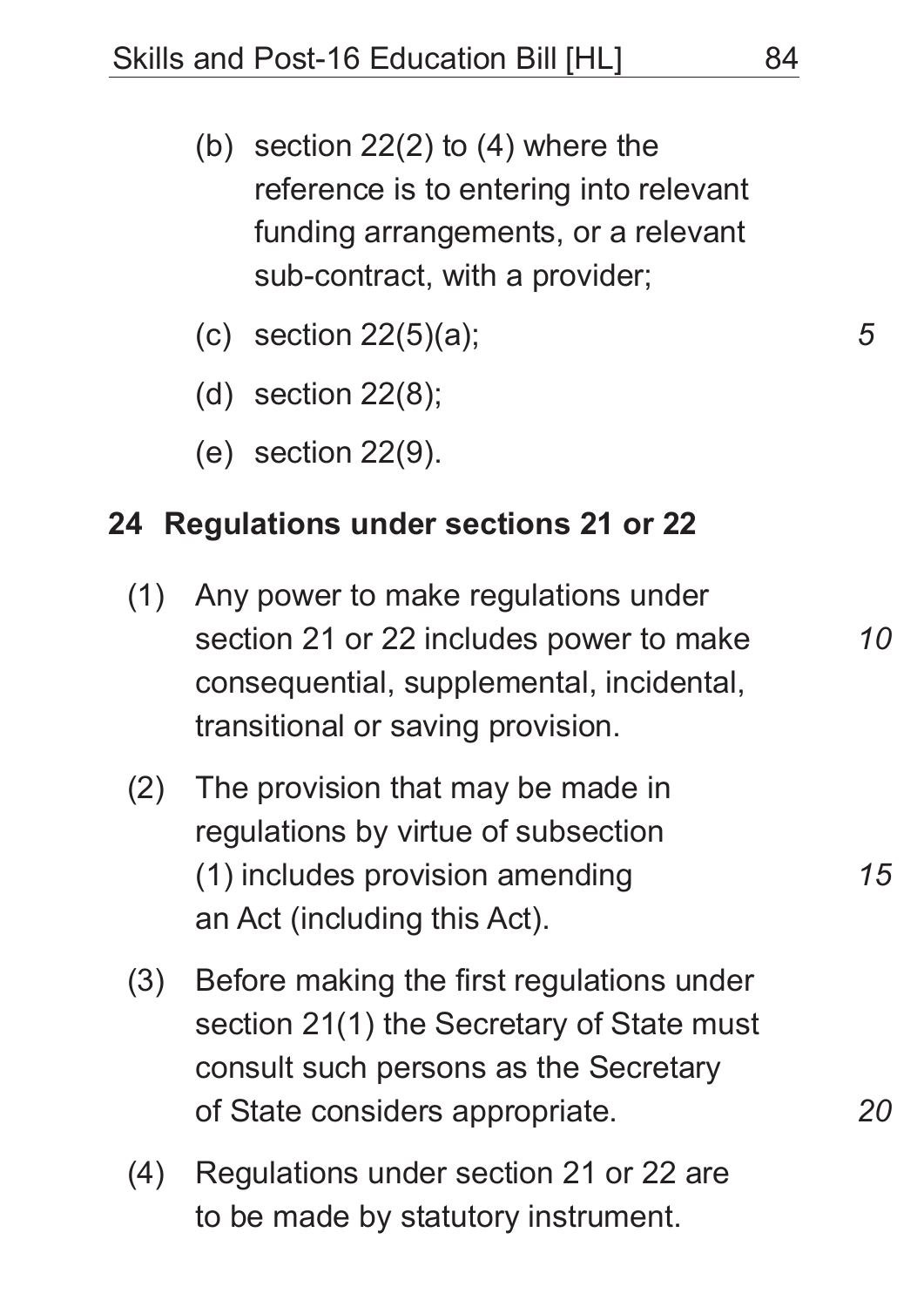(b) section 22(2) to (4) where the reference is to entering into relevant funding arrangements, or a relevant sub-contract, with a provider;

(c) section 22(5)(a);

(d) section 22(8);

(e) section 22(9).

## 24 Regulations under sections 21 or 22

(1) Any power to make regulations under section 21 or 22 includes power to make consequential, supplemental, incidental, transitional or saving provision.

(2) The provision that may be made in regulations by virtue of subsection (1) includes provision amending an Act (including this Act).

(3) Before making the first regulations under section 21(1) the Secretary of State must consult such persons as the Secretary of State considers appropriate.

(4) Regulations under section 21 or 22 are to be made by statutory instrument.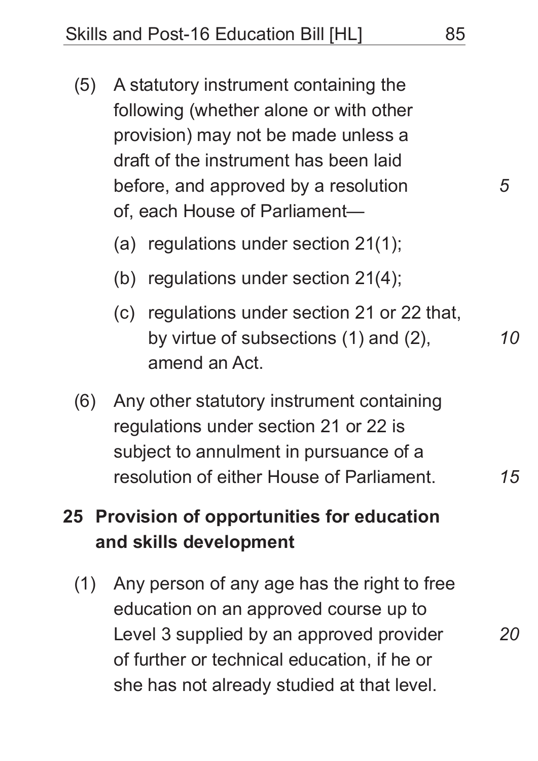(5) A statutory instrument containing the following (whether alone or with other provision) may not be made unless a draft of the instrument has been laid before, and approved by a resolution of, each House of Parliament—

   (a) regulations under section 21(1);

   (b) regulations under section 21(4);

   (c) regulations under section 21 or 22 that, by virtue of subsections (1) and (2), amend an Act.

(6) Any other statutory instrument containing regulations under section 21 or 22 is subject to annulment in pursuance of a resolution of either House of Parliament.

## 25 Provision of opportunities for education and skills development

(1) Any person of any age has the right to free education on an approved course up to Level 3 supplied by an approved provider of further or technical education, if he or she has not already studied at that level.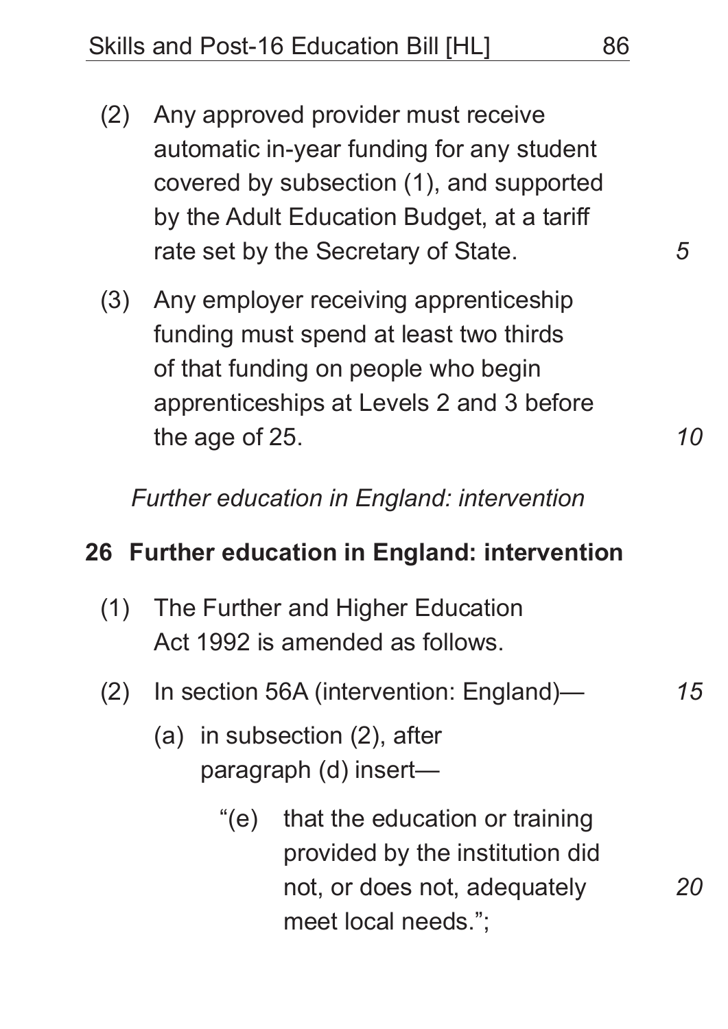(2) Any approved provider must receive automatic in-year funding for any student covered by subsection (1), and supported by the Adult Education Budget, at a tariff rate set by the Secretary of State.

(3) Any employer receiving apprenticeship funding must spend at least two thirds of that funding on people who begin apprenticeships at Levels 2 and 3 before the age of 25.

*Further education in England: intervention*

## 26 Further education in England: intervention

(1) The Further and Higher Education Act 1992 is amended as follows.

(2) In section 56A (intervention: England)—

(a) in subsection (2), after paragraph (d) insert—

"(e) that the education or training provided by the institution did not, or does not, adequately meet local needs.";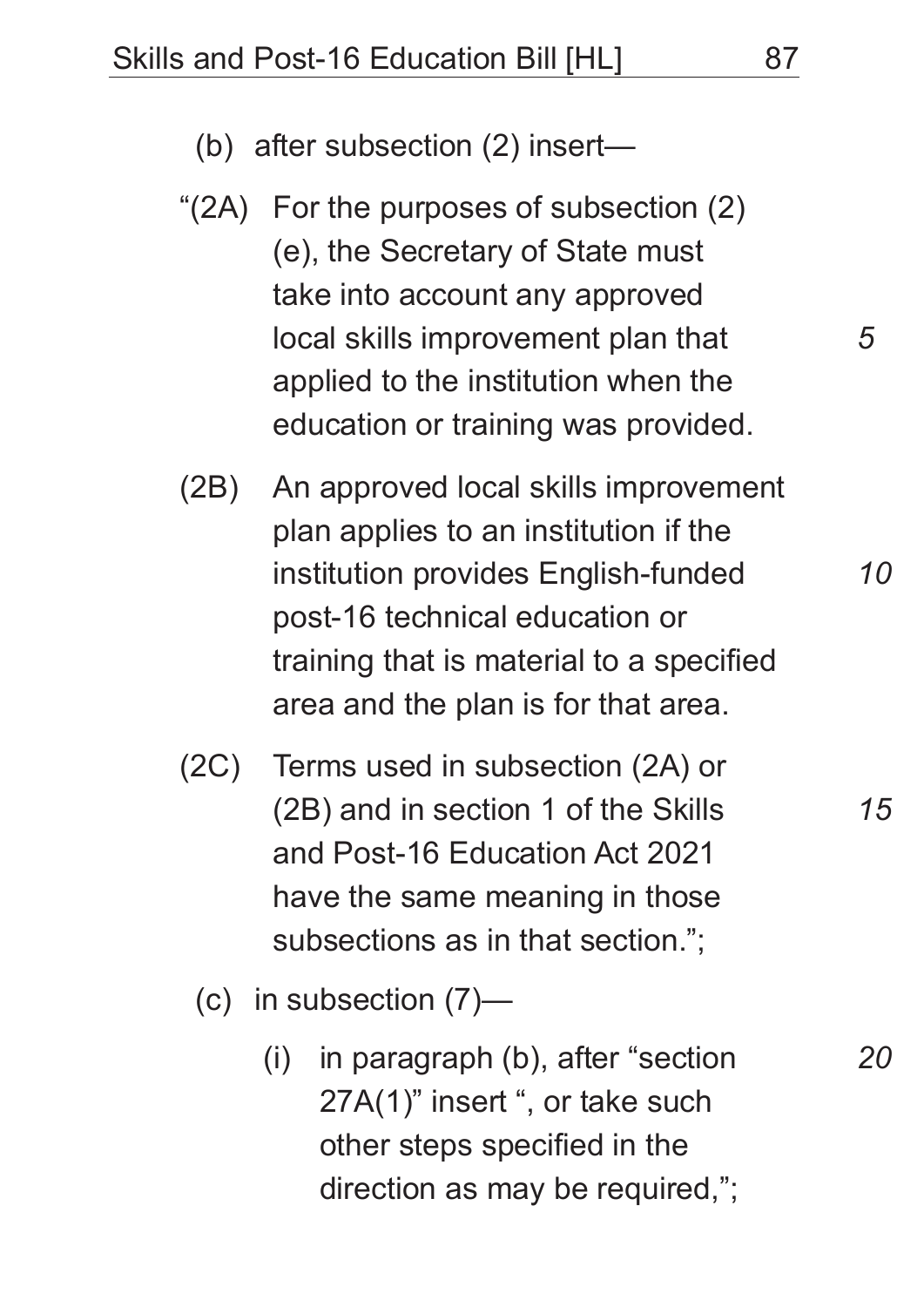(b) after subsection (2) insert—

"(2A) For the purposes of subsection (2)(e), the Secretary of State must take into account any approved local skills improvement plan that applied to the institution when the education or training was provided.

(2B) An approved local skills improvement plan applies to an institution if the institution provides English-funded post-16 technical education or training that is material to a specified area and the plan is for that area.

(2C) Terms used in subsection (2A) or (2B) and in section 1 of the Skills and Post-16 Education Act 2021 have the same meaning in those subsections as in that section.";

(c) in subsection (7)—

(i) in paragraph (b), after "section 27A(1)" insert ", or take such other steps specified in the direction as may be required,";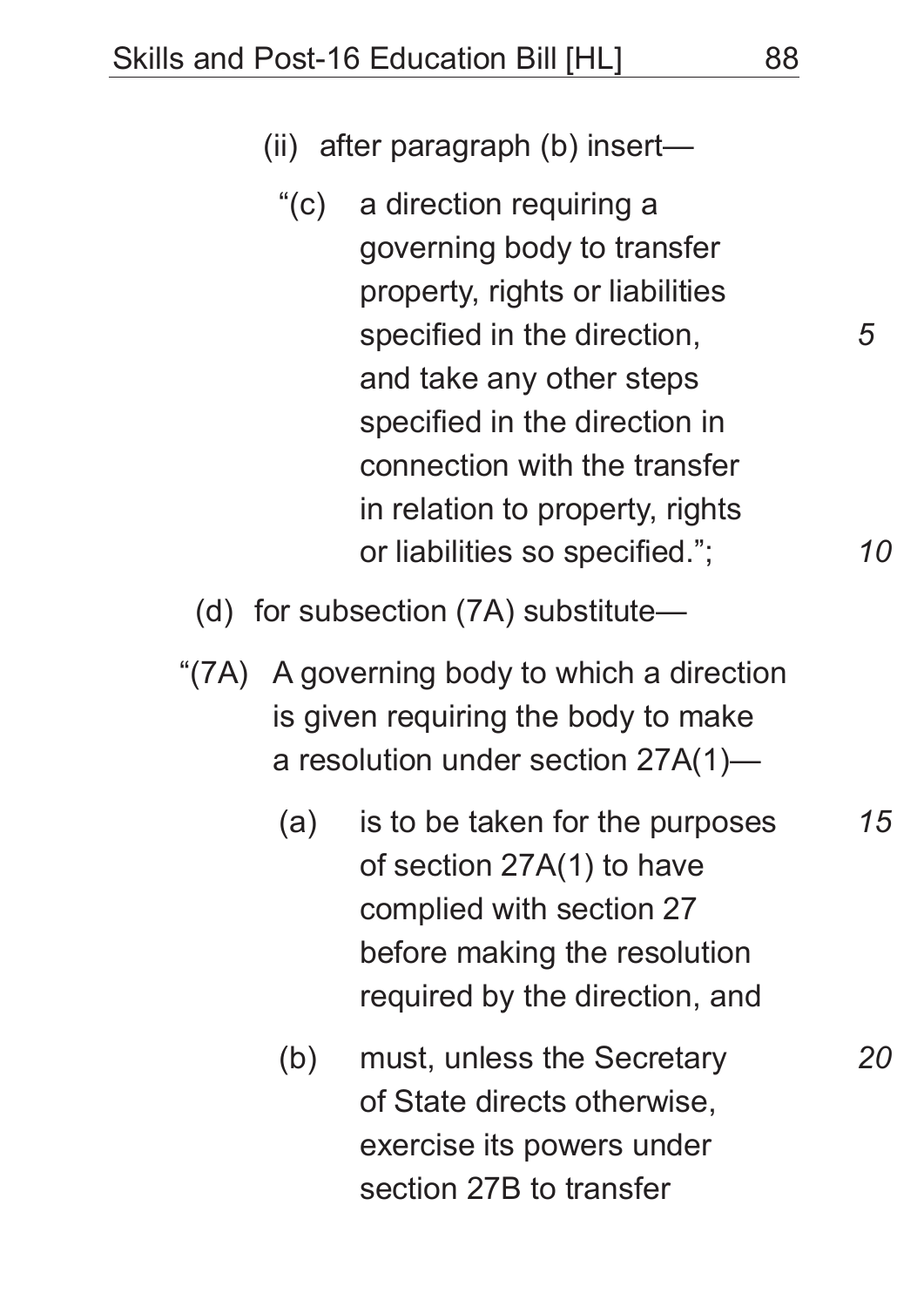(ii) after paragraph (b) insert—

“(c) a direction requiring a governing body to transfer property, rights or liabilities specified in the direction, and take any other steps specified in the direction in connection with the transfer in relation to property, rights or liabilities so specified.”;

(d) for subsection (7A) substitute—

“(7A) A governing body to which a direction is given requiring the body to make a resolution under section 27A(1)—

(a) is to be taken for the purposes of section 27A(1) to have complied with section 27 before making the resolution required by the direction, and

(b) must, unless the Secretary of State directs otherwise, exercise its powers under section 27B to transfer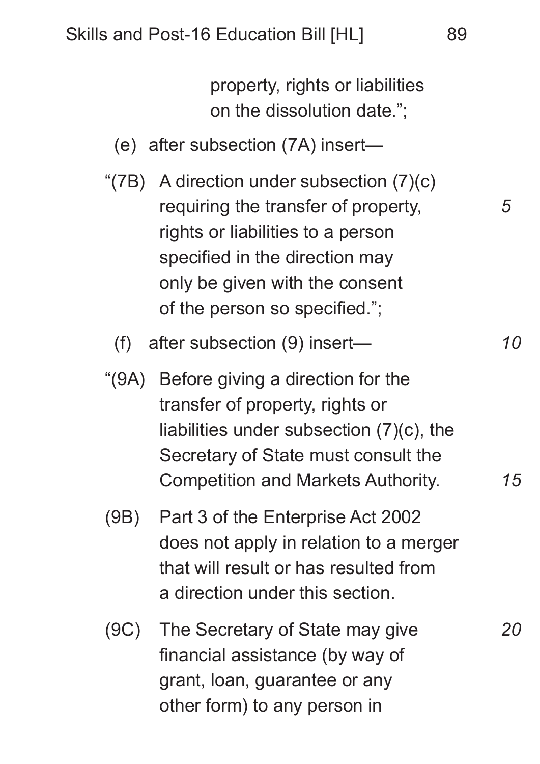property, rights or liabilities on the dissolution date.";

(e) after subsection (7A) insert—

"(7B) A direction under subsection (7)(c) requiring the transfer of property, rights or liabilities to a person specified in the direction may only be given with the consent of the person so specified.";

(f) after subsection (9) insert—

"(9A) Before giving a direction for the transfer of property, rights or liabilities under subsection (7)(c), the Secretary of State must consult the Competition and Markets Authority.

(9B) Part 3 of the Enterprise Act 2002 does not apply in relation to a merger that will result or has resulted from a direction under this section.

(9C) The Secretary of State may give financial assistance (by way of grant, loan, guarantee or any other form) to any person in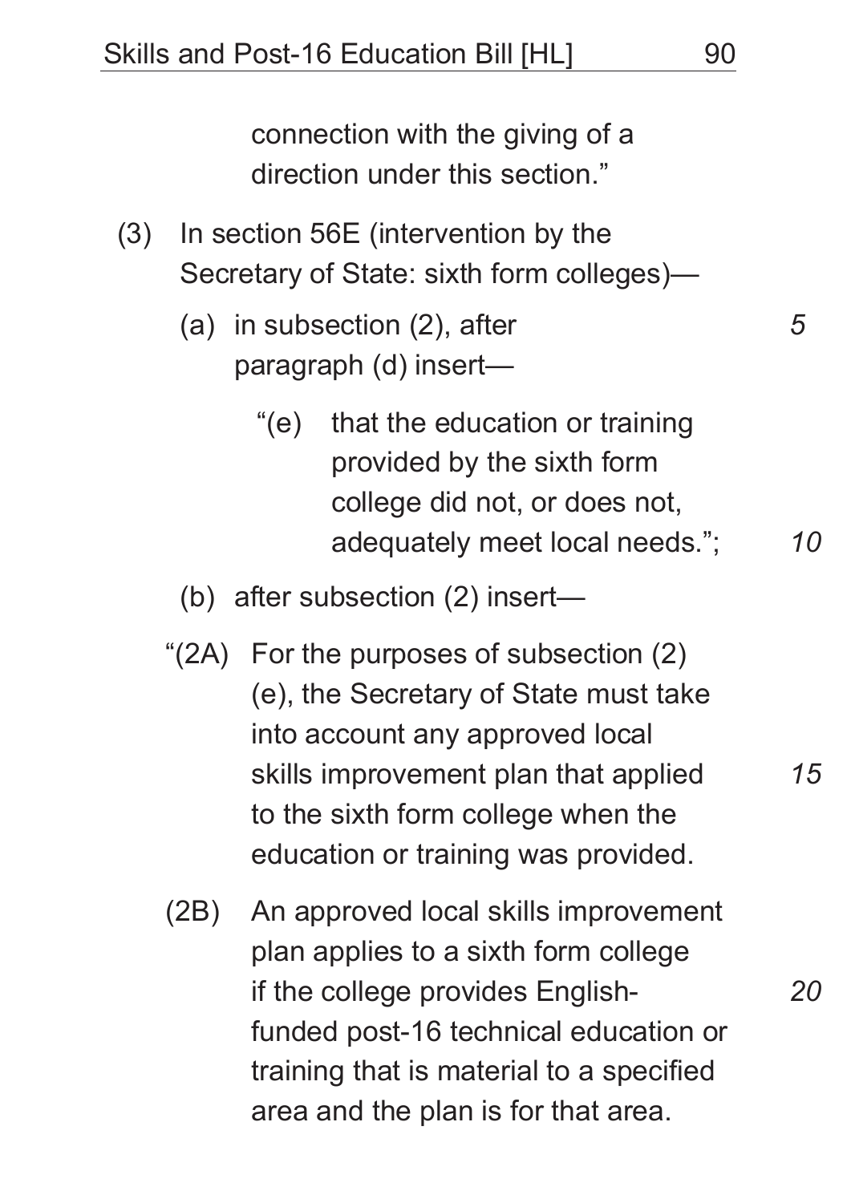connection with the giving of a direction under this section."

(3) In section 56E (intervention by the Secretary of State: sixth form colleges)—

(a) in subsection (2), after paragraph (d) insert—

"(e) that the education or training provided by the sixth form college did not, or does not, adequately meet local needs.";

(b) after subsection (2) insert—

"(2A) For the purposes of subsection (2)(e), the Secretary of State must take into account any approved local skills improvement plan that applied to the sixth form college when the education or training was provided.

(2B) An approved local skills improvement plan applies to a sixth form college if the college provides English-funded post-16 technical education or training that is material to a specified area and the plan is for that area.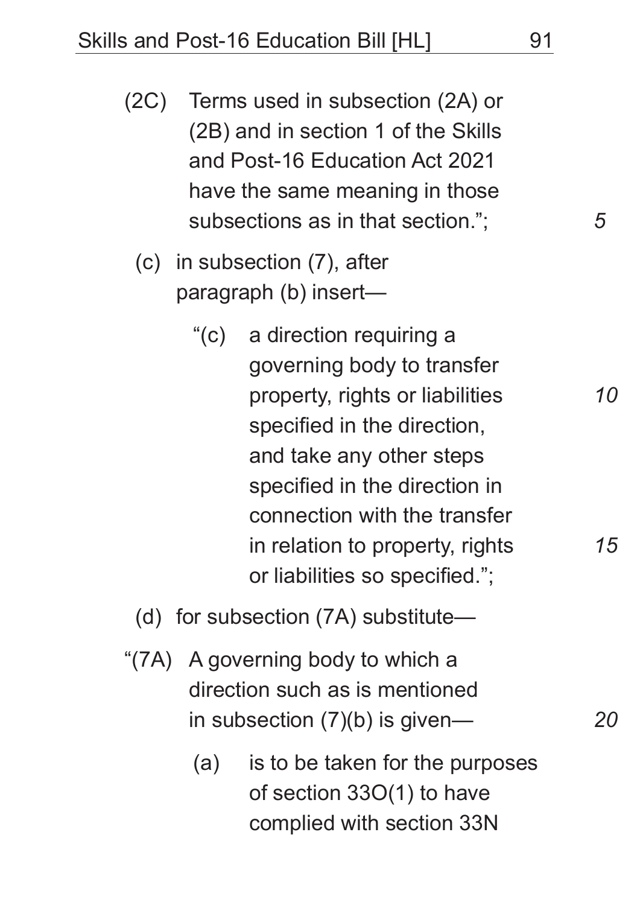(2C) Terms used in subsection (2A) or (2B) and in section 1 of the Skills and Post-16 Education Act 2021 have the same meaning in those subsections as in that section.";

(c) in subsection (7), after paragraph (b) insert—

"(c) a direction requiring a governing body to transfer property, rights or liabilities specified in the direction, and take any other steps specified in the direction in connection with the transfer in relation to property, rights or liabilities so specified.";

(d) for subsection (7A) substitute—

"(7A) A governing body to which a direction such as is mentioned in subsection (7)(b) is given—

(a) is to be taken for the purposes of section 33O(1) to have complied with section 33N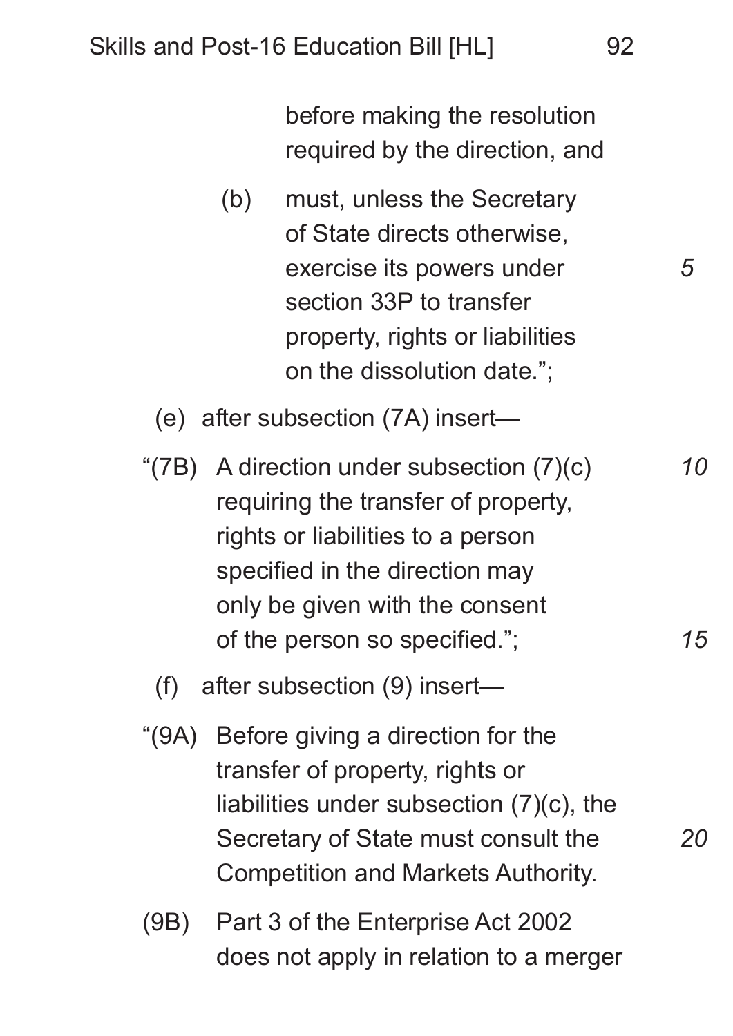before making the resolution required by the direction, and

(b) must, unless the Secretary of State directs otherwise, exercise its powers under section 33P to transfer property, rights or liabilities on the dissolution date.";

(e) after subsection (7A) insert—

"(7B) A direction under subsection (7)(c) requiring the transfer of property, rights or liabilities to a person specified in the direction may only be given with the consent of the person so specified.";

(f) after subsection (9) insert—

"(9A) Before giving a direction for the transfer of property, rights or liabilities under subsection (7)(c), the Secretary of State must consult the Competition and Markets Authority.

(9B) Part 3 of the Enterprise Act 2002 does not apply in relation to a merger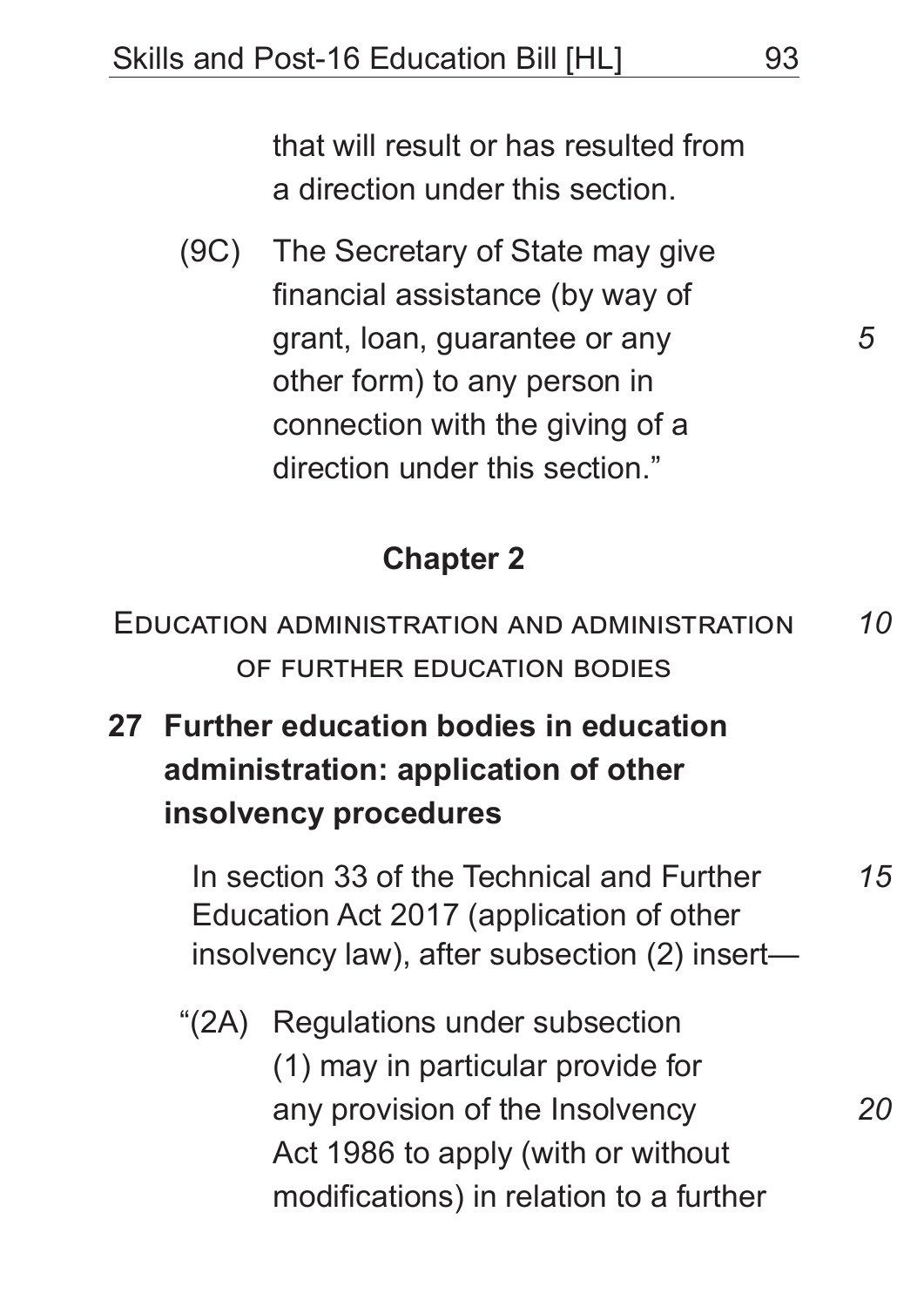that will result or has resulted from a direction under this section.

(9C) The Secretary of State may give financial assistance (by way of grant, loan, guarantee or any other form) to any person in connection with the giving of a direction under this section."

## Chapter 2

### Education administration and administration of further education bodies

### 27 Further education bodies in education administration: application of other insolvency procedures

In section 33 of the Technical and Further Education Act 2017 (application of other insolvency law), after subsection (2) insert—

"(2A) Regulations under subsection (1) may in particular provide for any provision of the Insolvency Act 1986 to apply (with or without modifications) in relation to a further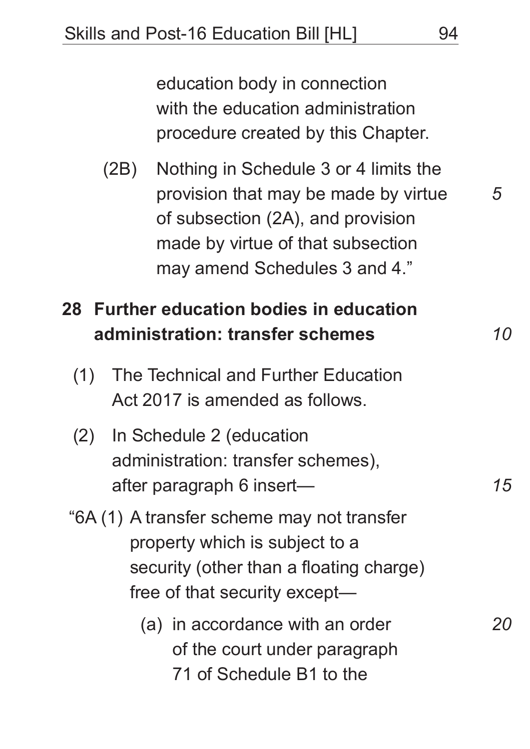education body in connection with the education administration procedure created by this Chapter.

(2B) Nothing in Schedule 3 or 4 limits the provision that may be made by virtue of subsection (2A), and provision made by virtue of that subsection may amend Schedules 3 and 4."

## 28 Further education bodies in education administration: transfer schemes

(1) The Technical and Further Education Act 2017 is amended as follows.

(2) In Schedule 2 (education administration: transfer schemes), after paragraph 6 insert—

"6A (1) A transfer scheme may not transfer property which is subject to a security (other than a floating charge) free of that security except—

(a) in accordance with an order of the court under paragraph 71 of Schedule B1 to the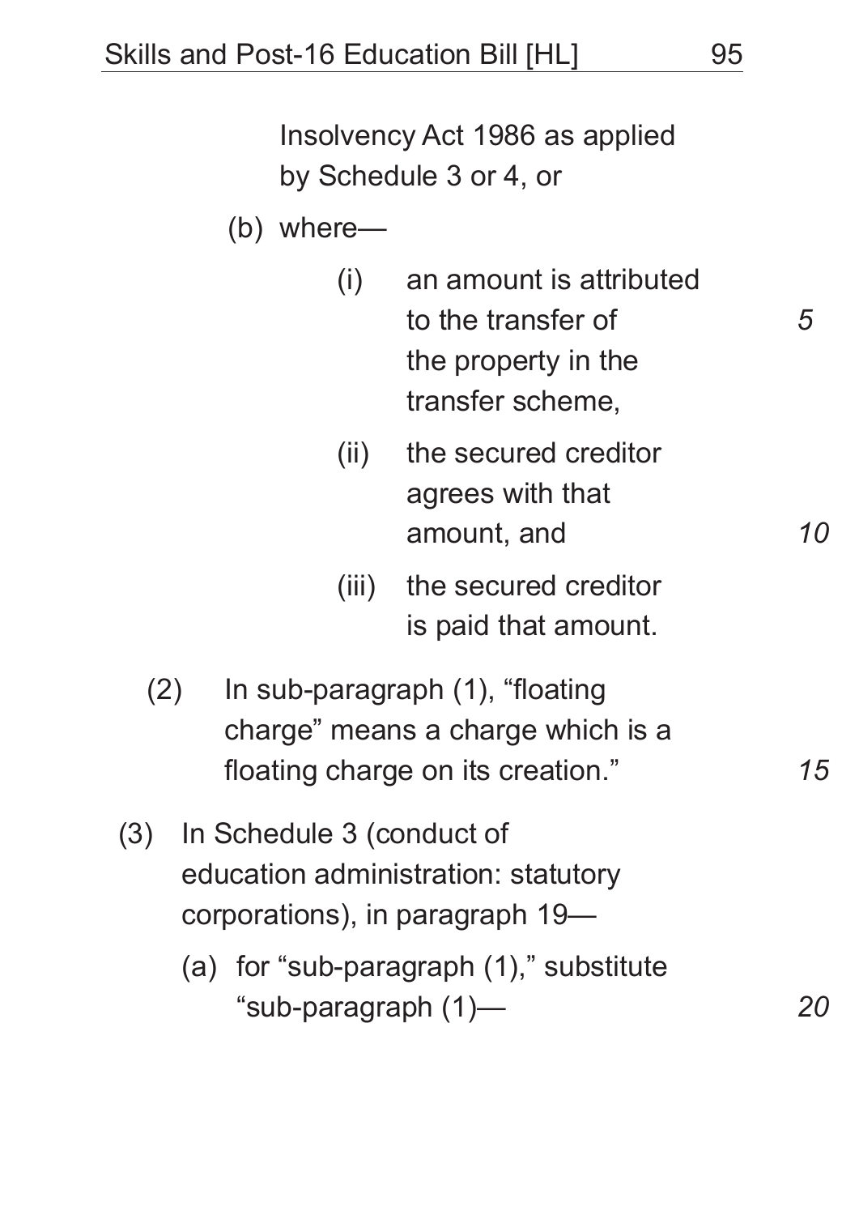Insolvency Act 1986 as applied by Schedule 3 or 4, or

(b) where—

(i) an amount is attributed to the transfer of the property in the transfer scheme,

(ii) the secured creditor agrees with that amount, and

(iii) the secured creditor is paid that amount.

(2) In sub-paragraph (1), "floating charge" means a charge which is a floating charge on its creation."

(3) In Schedule 3 (conduct of education administration: statutory corporations), in paragraph 19—

(a) for "sub-paragraph (1)," substitute "sub-paragraph (1)—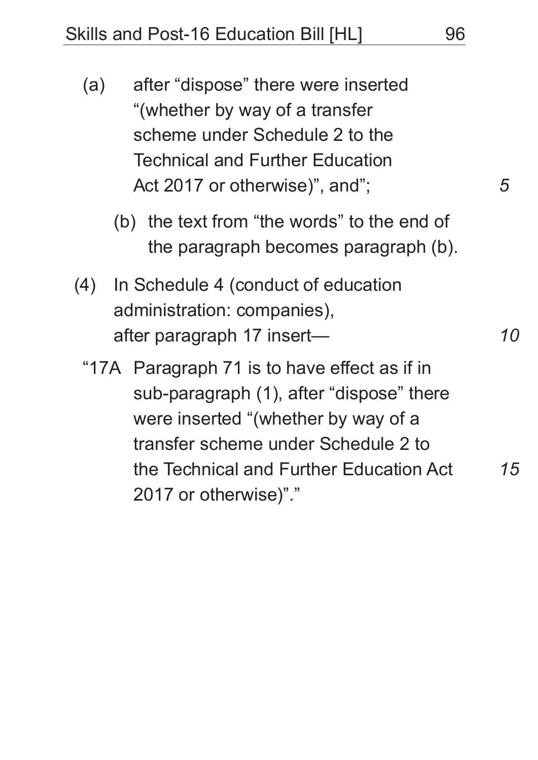(a) after “dispose” there were inserted “(whether by way of a transfer scheme under Schedule 2 to the Technical and Further Education Act 2017 or otherwise)”, and”;

(b) the text from “the words” to the end of the paragraph becomes paragraph (b).

(4) In Schedule 4 (conduct of education administration: companies), after paragraph 17 insert—

“17A Paragraph 71 is to have effect as if in sub-paragraph (1), after “dispose” there were inserted “(whether by way of a transfer scheme under Schedule 2 to the Technical and Further Education Act 2017 or otherwise)”.”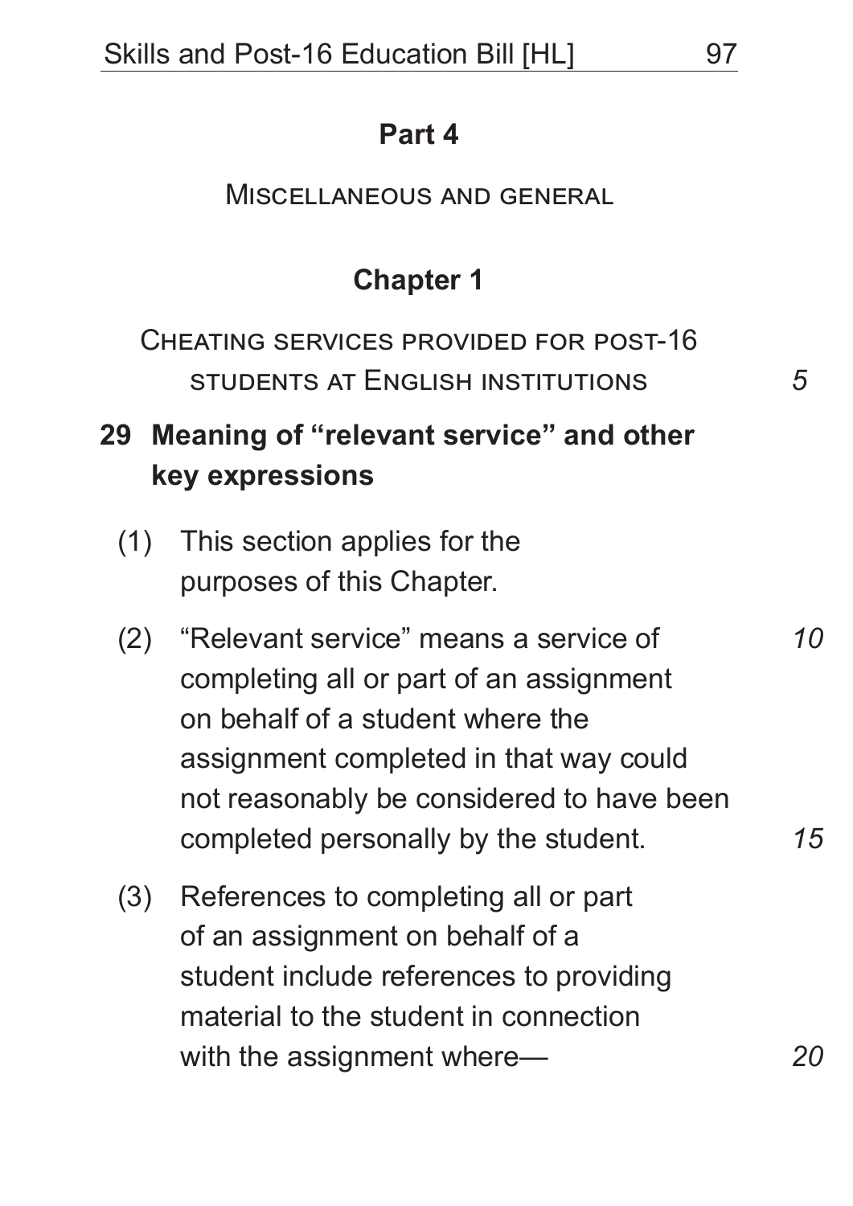## Part 4

Miscellaneous and general

### Chapter 1

Cheating services provided for post-16 students at English institutions

#### 29 Meaning of "relevant service" and other key expressions

(1) This section applies for the purposes of this Chapter.

(2) "Relevant service" means a service of completing all or part of an assignment on behalf of a student where the assignment completed in that way could not reasonably be considered to have been completed personally by the student.

(3) References to completing all or part of an assignment on behalf of a student include references to providing material to the student in connection with the assignment where—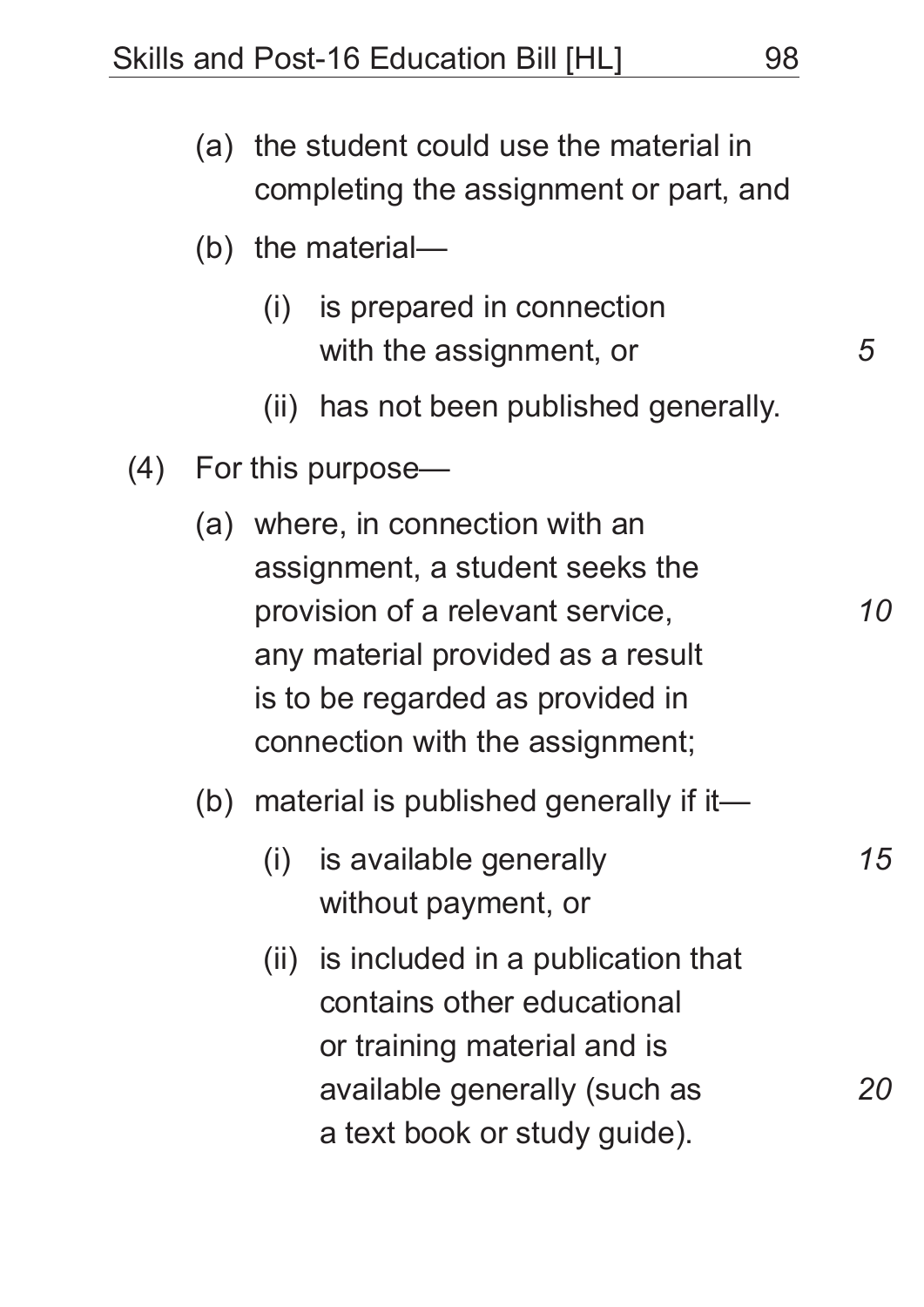(a) the student could use the material in completing the assignment or part, and

(b) the material—

(i) is prepared in connection with the assignment, or

(ii) has not been published generally.

(4) For this purpose—

(a) where, in connection with an assignment, a student seeks the provision of a relevant service, any material provided as a result is to be regarded as provided in connection with the assignment;

(b) material is published generally if it—

(i) is available generally without payment, or

(ii) is included in a publication that contains other educational or training material and is available generally (such as a text book or study guide).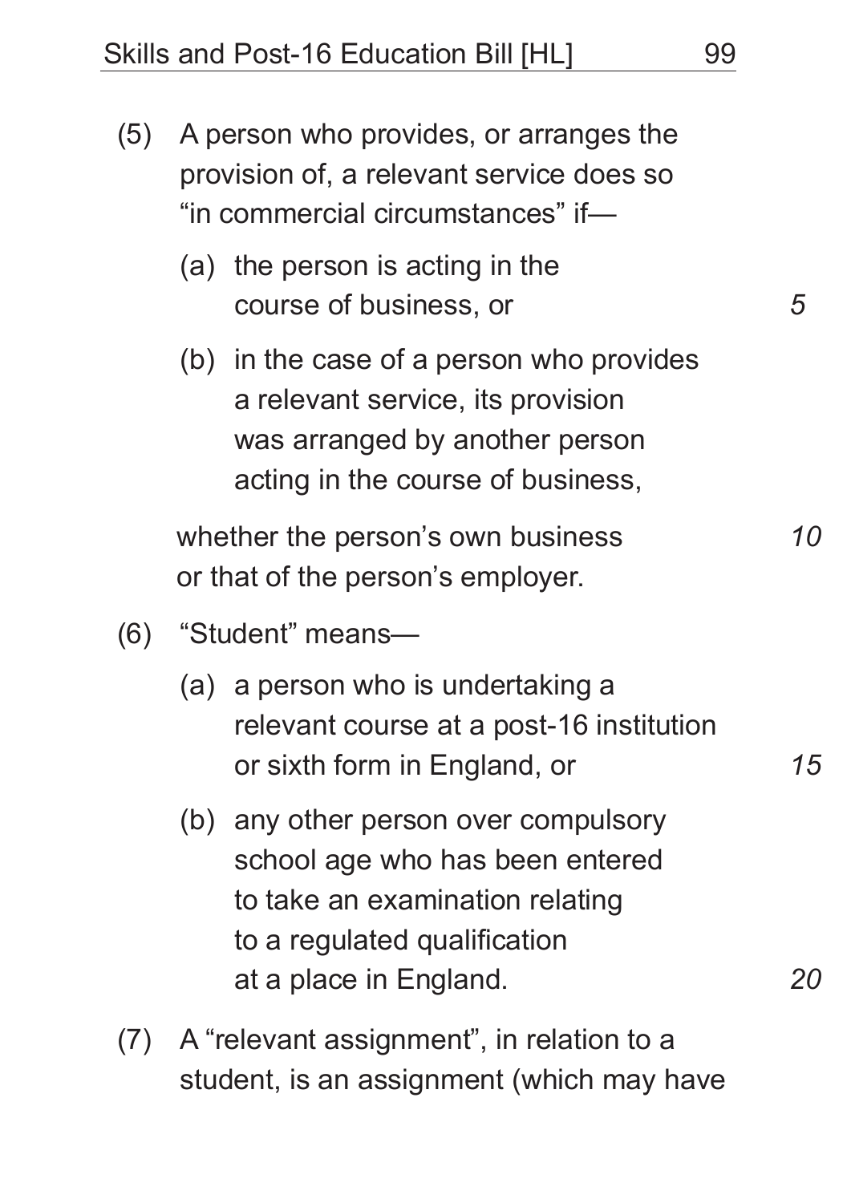(5) A person who provides, or arranges the provision of, a relevant service does so "in commercial circumstances" if—

   (a) the person is acting in the course of business, or

   (b) in the case of a person who provides a relevant service, its provision was arranged by another person acting in the course of business,

   whether the person's own business or that of the person's employer.

(6) "Student" means—

   (a) a person who is undertaking a relevant course at a post-16 institution or sixth form in England, or

   (b) any other person over compulsory school age who has been entered to take an examination relating to a regulated qualification at a place in England.

(7) A "relevant assignment", in relation to a student, is an assignment (which may have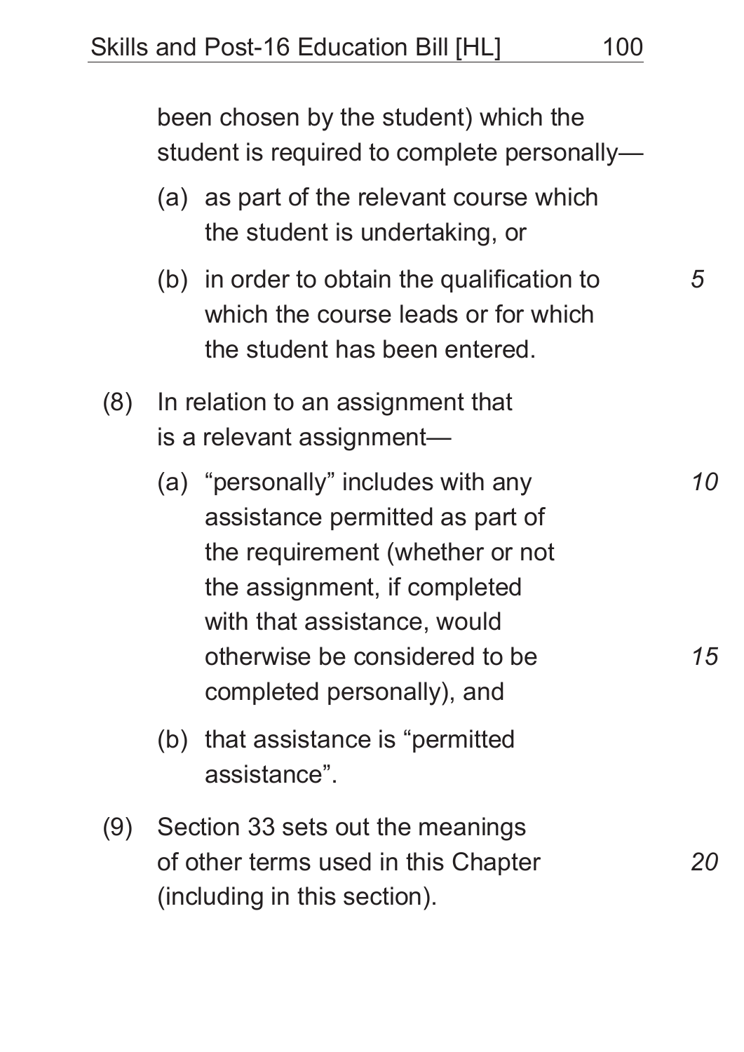been chosen by the student) which the student is required to complete personally—

(a) as part of the relevant course which the student is undertaking, or

(b) in order to obtain the qualification to which the course leads or for which the student has been entered.

(8) In relation to an assignment that is a relevant assignment—

(a) "personally" includes with any assistance permitted as part of the requirement (whether or not the assignment, if completed with that assistance, would otherwise be considered to be completed personally), and

(b) that assistance is "permitted assistance".

(9) Section 33 sets out the meanings of other terms used in this Chapter (including in this section).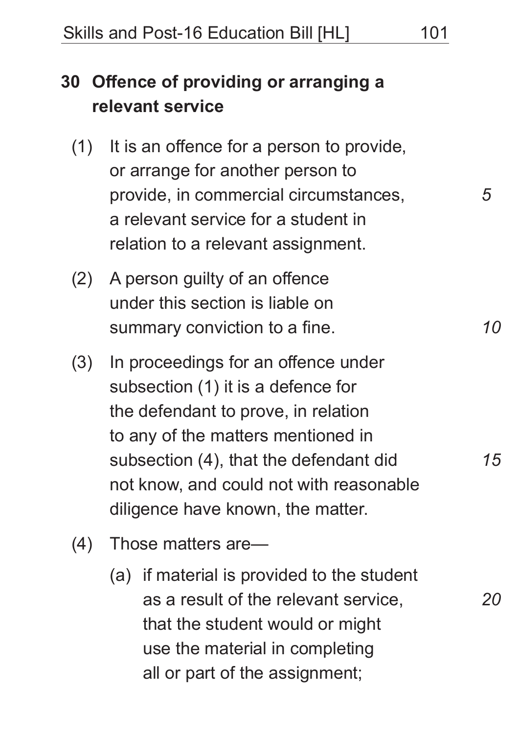## 30 Offence of providing or arranging a relevant service

(1) It is an offence for a person to provide, or arrange for another person to provide, in commercial circumstances, a relevant service for a student in relation to a relevant assignment.

(2) A person guilty of an offence under this section is liable on summary conviction to a fine.

(3) In proceedings for an offence under subsection (1) it is a defence for the defendant to prove, in relation to any of the matters mentioned in subsection (4), that the defendant did not know, and could not with reasonable diligence have known, the matter.

(4) Those matters are—

(a) if material is provided to the student as a result of the relevant service, that the student would or might use the material in completing all or part of the assignment;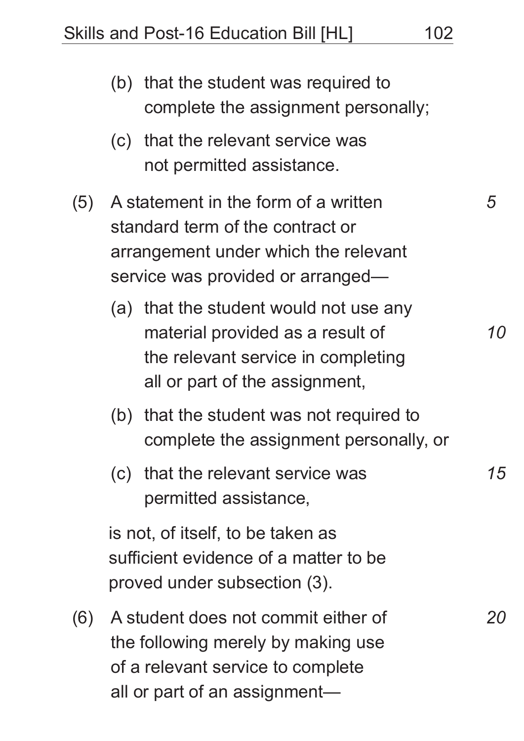(b) that the student was required to complete the assignment personally;

(c) that the relevant service was not permitted assistance.

(5) A statement in the form of a written standard term of the contract or arrangement under which the relevant service was provided or arranged—

(a) that the student would not use any material provided as a result of the relevant service in completing all or part of the assignment,

(b) that the student was not required to complete the assignment personally, or

(c) that the relevant service was permitted assistance,

is not, of itself, to be taken as sufficient evidence of a matter to be proved under subsection (3).

(6) A student does not commit either of the following merely by making use of a relevant service to complete all or part of an assignment—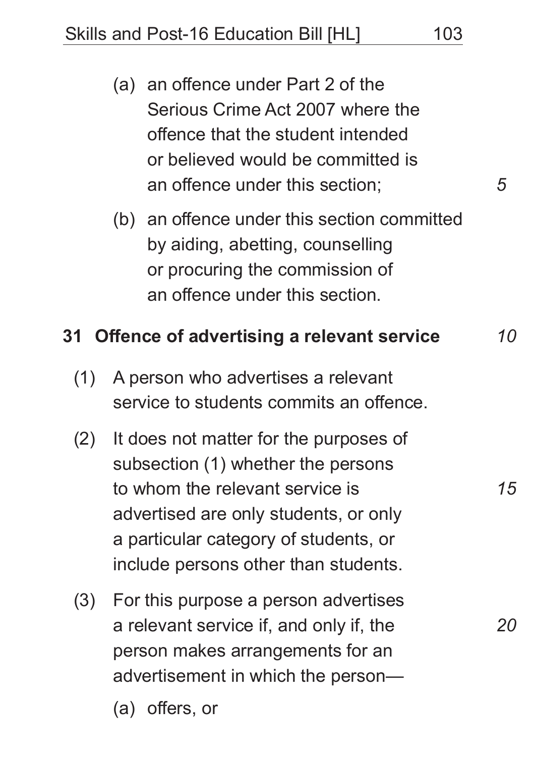(a) an offence under Part 2 of the Serious Crime Act 2007 where the offence that the student intended or believed would be committed is an offence under this section;

(b) an offence under this section committed by aiding, abetting, counselling or procuring the commission of an offence under this section.

### 31 Offence of advertising a relevant service

(1) A person who advertises a relevant service to students commits an offence.

(2) It does not matter for the purposes of subsection (1) whether the persons to whom the relevant service is advertised are only students, or only a particular category of students, or include persons other than students.

(3) For this purpose a person advertises a relevant service if, and only if, the person makes arrangements for an advertisement in which the person—

(a) offers, or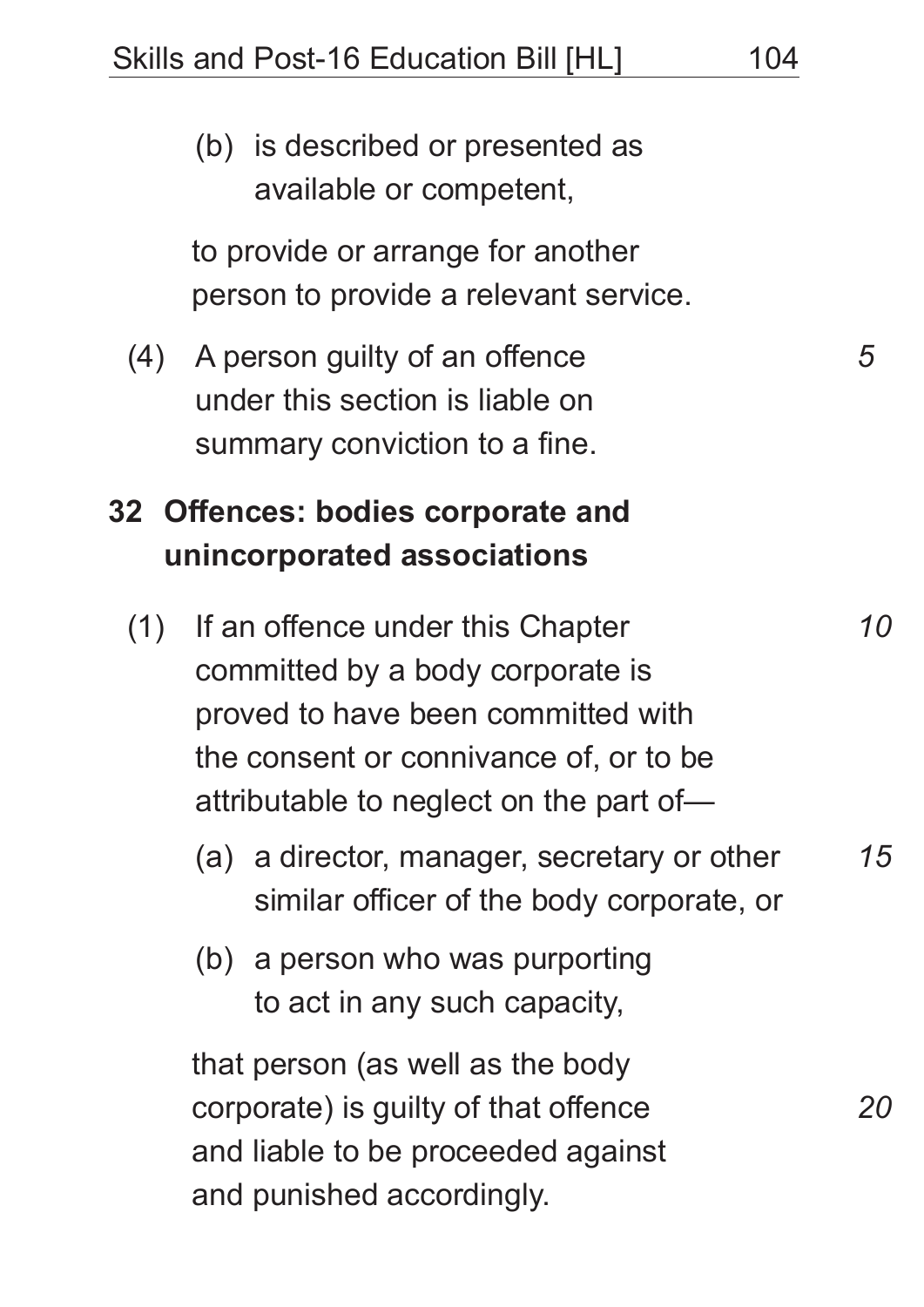(b) is described or presented as available or competent,

to provide or arrange for another person to provide a relevant service.

(4) A person guilty of an offence under this section is liable on summary conviction to a fine.

## 32 Offences: bodies corporate and unincorporated associations

(1) If an offence under this Chapter committed by a body corporate is proved to have been committed with the consent or connivance of, or to be attributable to neglect on the part of—

(a) a director, manager, secretary or other similar officer of the body corporate, or

(b) a person who was purporting to act in any such capacity,

that person (as well as the body corporate) is guilty of that offence and liable to be proceeded against and punished accordingly.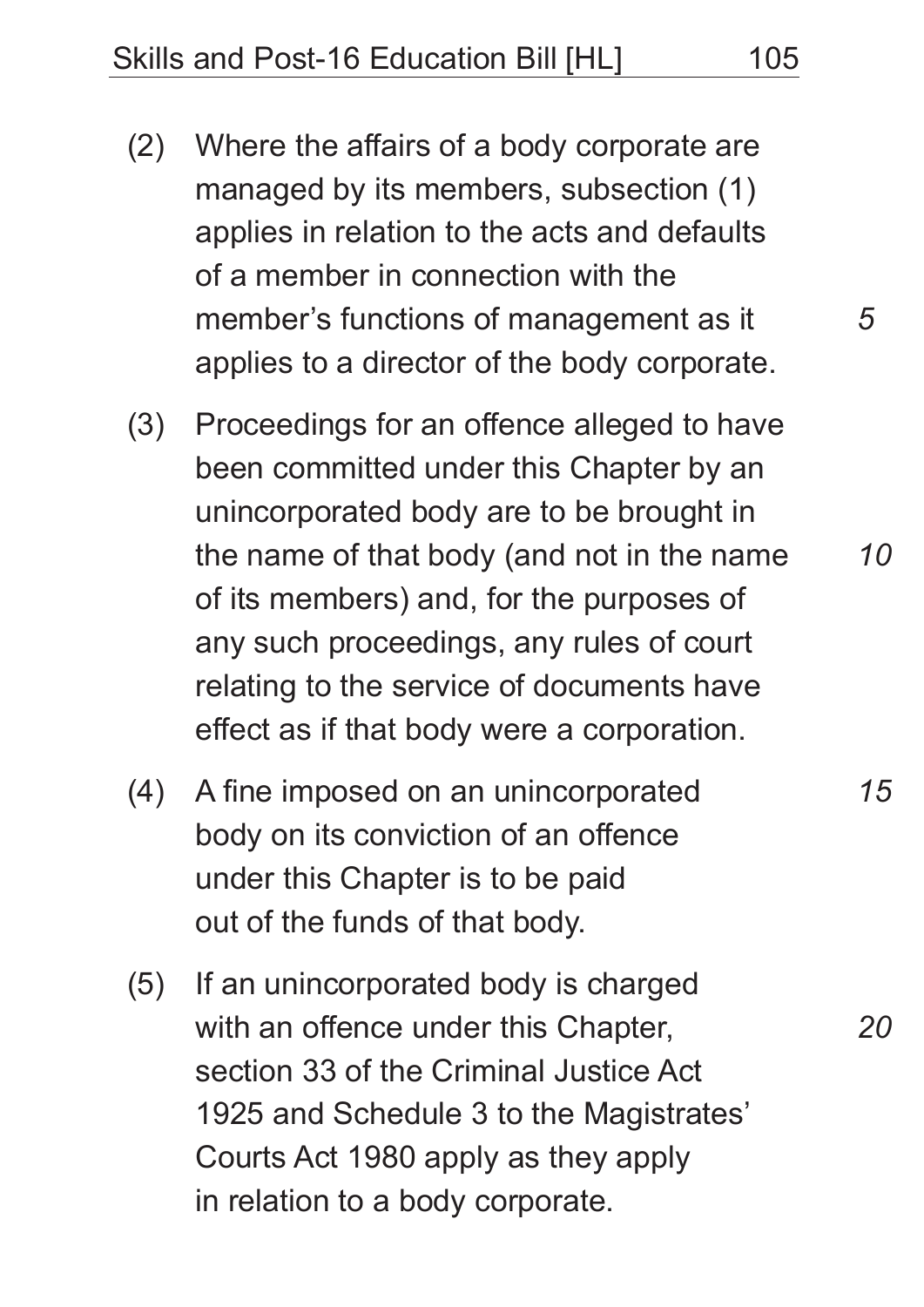(2) Where the affairs of a body corporate are managed by its members, subsection (1) applies in relation to the acts and defaults of a member in connection with the member's functions of management as it applies to a director of the body corporate.

(3) Proceedings for an offence alleged to have been committed under this Chapter by an unincorporated body are to be brought in the name of that body (and not in the name of its members) and, for the purposes of any such proceedings, any rules of court relating to the service of documents have effect as if that body were a corporation.

(4) A fine imposed on an unincorporated body on its conviction of an offence under this Chapter is to be paid out of the funds of that body.

(5) If an unincorporated body is charged with an offence under this Chapter, section 33 of the Criminal Justice Act 1925 and Schedule 3 to the Magistrates' Courts Act 1980 apply as they apply in relation to a body corporate.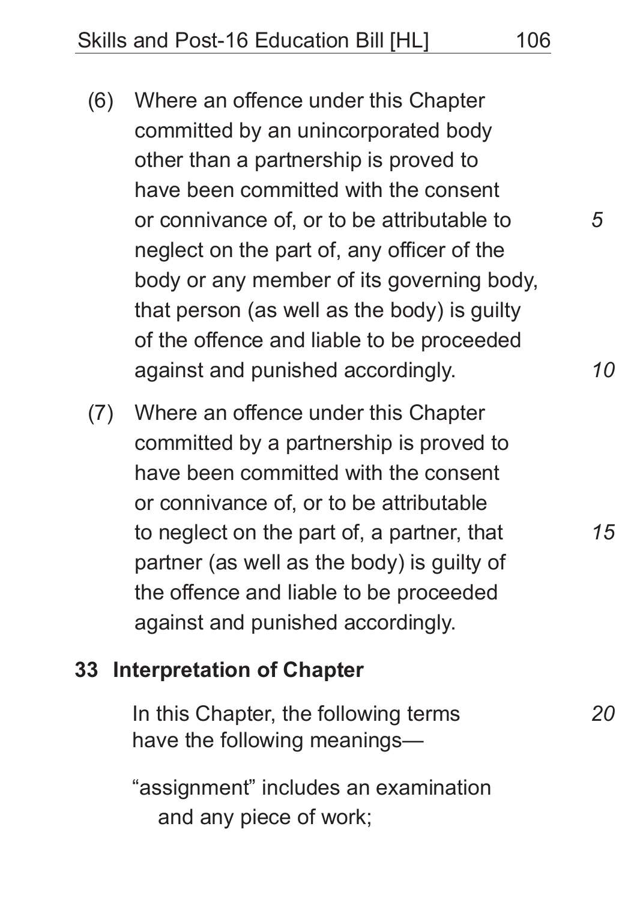(6) Where an offence under this Chapter committed by an unincorporated body other than a partnership is proved to have been committed with the consent or connivance of, or to be attributable to neglect on the part of, any officer of the body or any member of its governing body, that person (as well as the body) is guilty of the offence and liable to be proceeded against and punished accordingly.

(7) Where an offence under this Chapter committed by a partnership is proved to have been committed with the consent or connivance of, or to be attributable to neglect on the part of, a partner, that partner (as well as the body) is guilty of the offence and liable to be proceeded against and punished accordingly.

## 33 Interpretation of Chapter

In this Chapter, the following terms have the following meanings—

"assignment" includes an examination and any piece of work;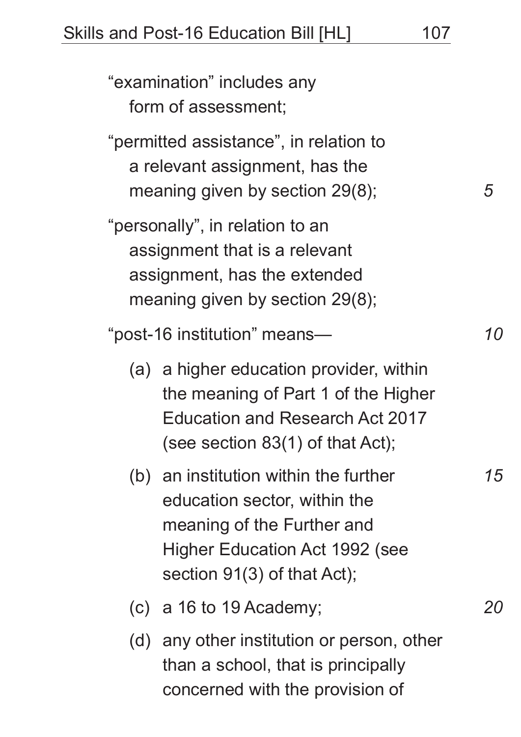"examination" includes any form of assessment;

"permitted assistance", in relation to a relevant assignment, has the meaning given by section 29(8);

"personally", in relation to an assignment that is a relevant assignment, has the extended meaning given by section 29(8);

"post-16 institution" means—

(a) a higher education provider, within the meaning of Part 1 of the Higher Education and Research Act 2017 (see section 83(1) of that Act);

(b) an institution within the further education sector, within the meaning of the Further and Higher Education Act 1992 (see section 91(3) of that Act);

(c) a 16 to 19 Academy;

(d) any other institution or person, other than a school, that is principally concerned with the provision of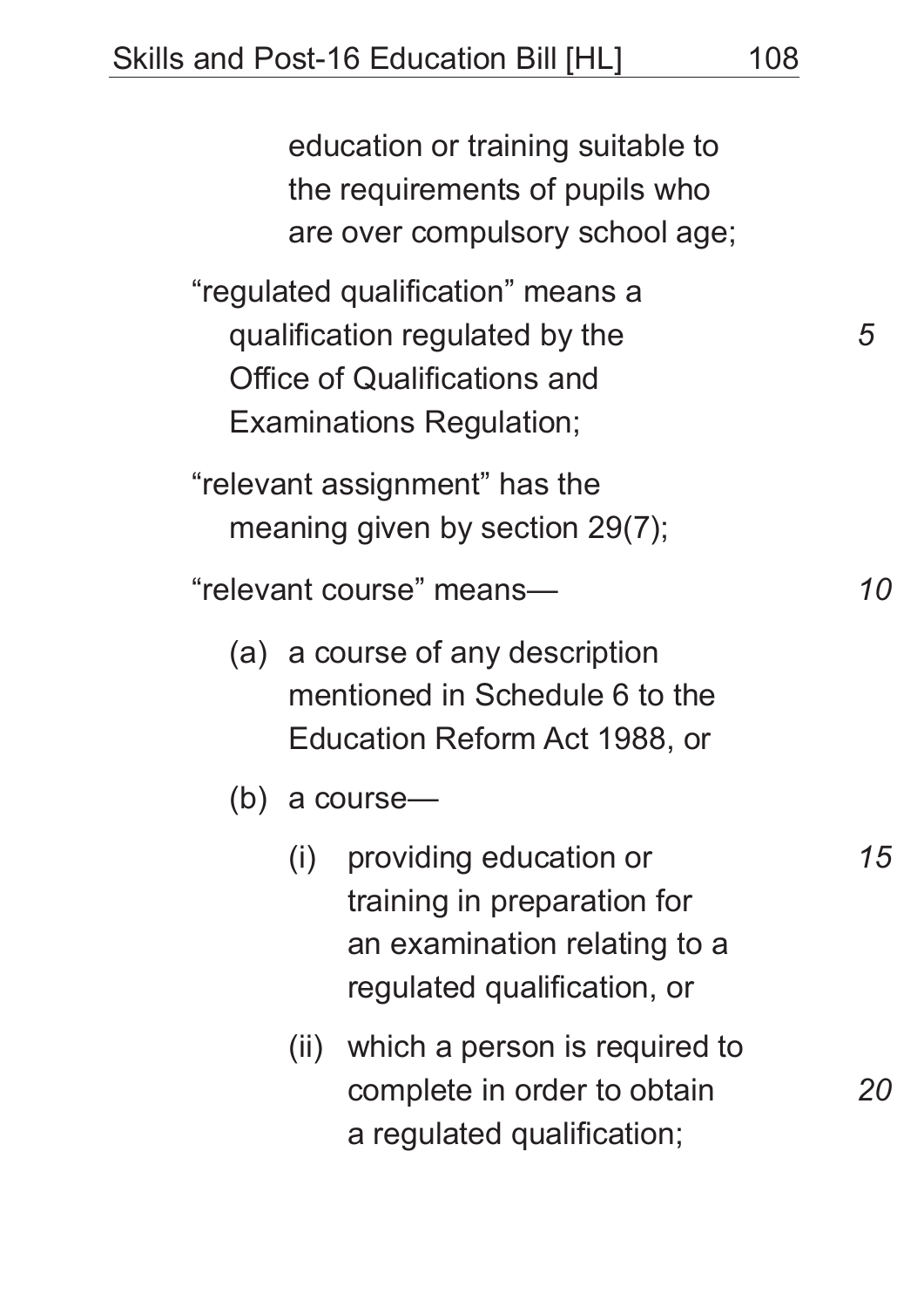education or training suitable to the requirements of pupils who are over compulsory school age;

"regulated qualification" means a qualification regulated by the Office of Qualifications and Examinations Regulation;

"relevant assignment" has the meaning given by section 29(7);

"relevant course" means—

(a) a course of any description mentioned in Schedule 6 to the Education Reform Act 1988, or

(b) a course—

(i) providing education or training in preparation for an examination relating to a regulated qualification, or

(ii) which a person is required to complete in order to obtain a regulated qualification;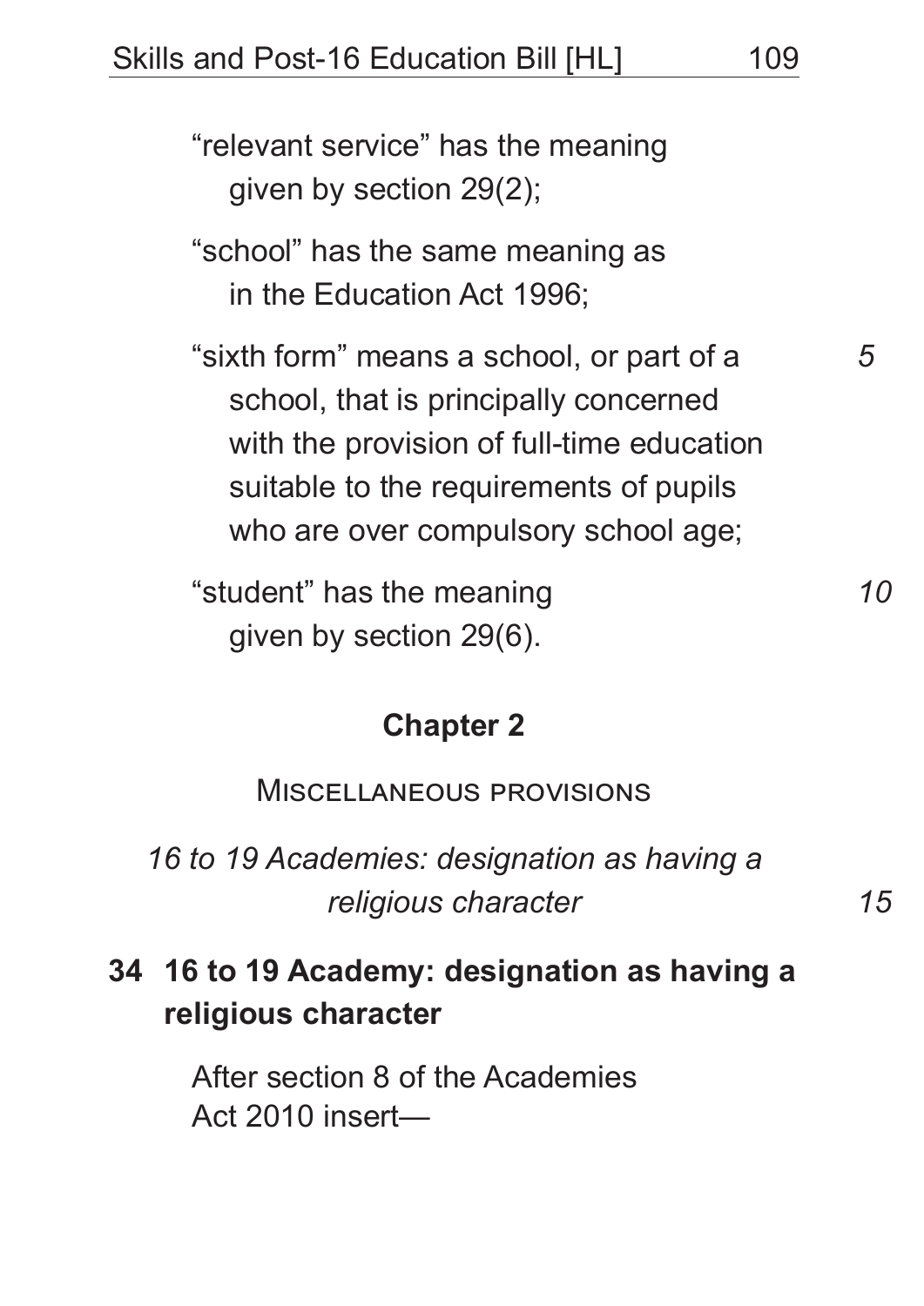"relevant service" has the meaning given by section 29(2);

"school" has the same meaning as in the Education Act 1996;

"sixth form" means a school, or part of a school, that is principally concerned with the provision of full-time education suitable to the requirements of pupils who are over compulsory school age;

"student" has the meaning given by section 29(6).

## Chapter 2

### Miscellaneous provisions

*16 to 19 Academies: designation as having a religious character*

**34 16 to 19 Academy: designation as having a religious character**

After section 8 of the Academies Act 2010 insert—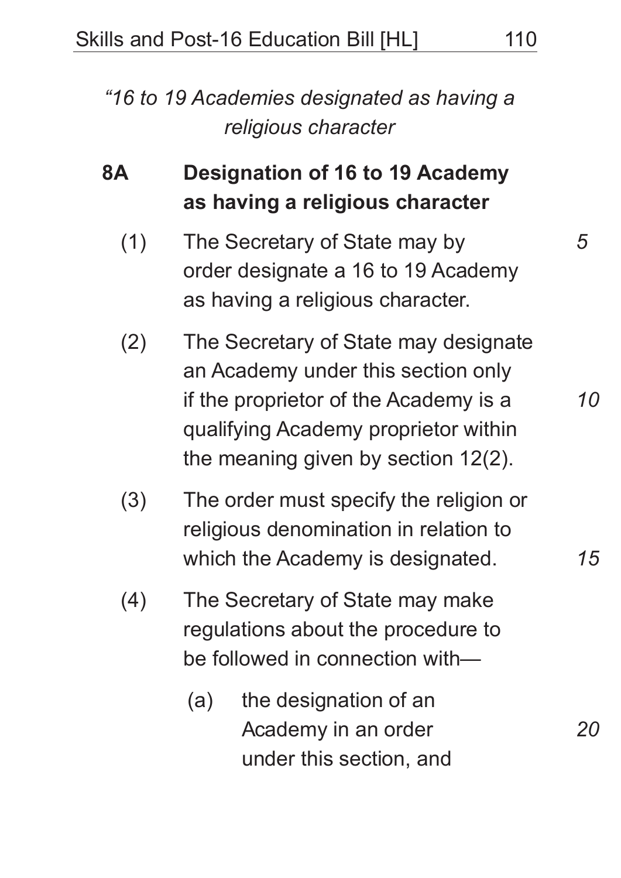*“16 to 19 Academies designated as having a religious character*

**8A Designation of 16 to 19 Academy as having a religious character**

(1) The Secretary of State may by order designate a 16 to 19 Academy as having a religious character.

(2) The Secretary of State may designate an Academy under this section only if the proprietor of the Academy is a qualifying Academy proprietor within the meaning given by section 12(2).

(3) The order must specify the religion or religious denomination in relation to which the Academy is designated.

(4) The Secretary of State may make regulations about the procedure to be followed in connection with—

(a) the designation of an Academy in an order under this section, and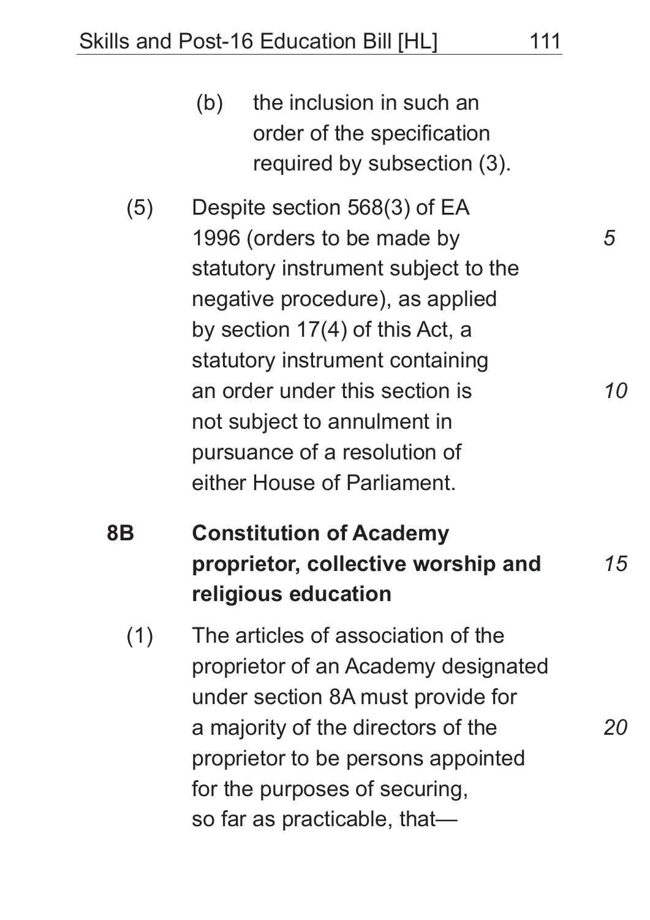(b) the inclusion in such an order of the specification required by subsection (3).

(5) Despite section 568(3) of EA 1996 (orders to be made by statutory instrument subject to the negative procedure), as applied by section 17(4) of this Act, a statutory instrument containing an order under this section is not subject to annulment in pursuance of a resolution of either House of Parliament.

**8B Constitution of Academy proprietor, collective worship and religious education**

(1) The articles of association of the proprietor of an Academy designated under section 8A must provide for a majority of the directors of the proprietor to be persons appointed for the purposes of securing, so far as practicable, that—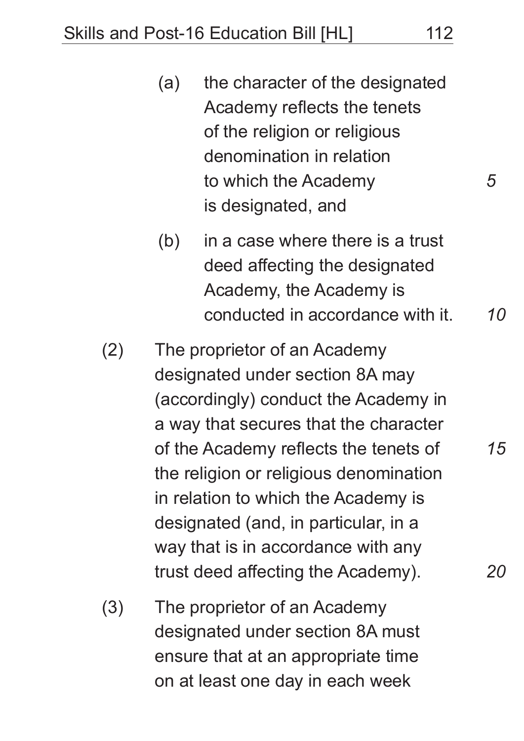(a) the character of the designated Academy reflects the tenets of the religion or religious denomination in relation to which the Academy is designated, and

(b) in a case where there is a trust deed affecting the designated Academy, the Academy is conducted in accordance with it.

(2) The proprietor of an Academy designated under section 8A may (accordingly) conduct the Academy in a way that secures that the character of the Academy reflects the tenets of the religion or religious denomination in relation to which the Academy is designated (and, in particular, in a way that is in accordance with any trust deed affecting the Academy).

(3) The proprietor of an Academy designated under section 8A must ensure that at an appropriate time on at least one day in each week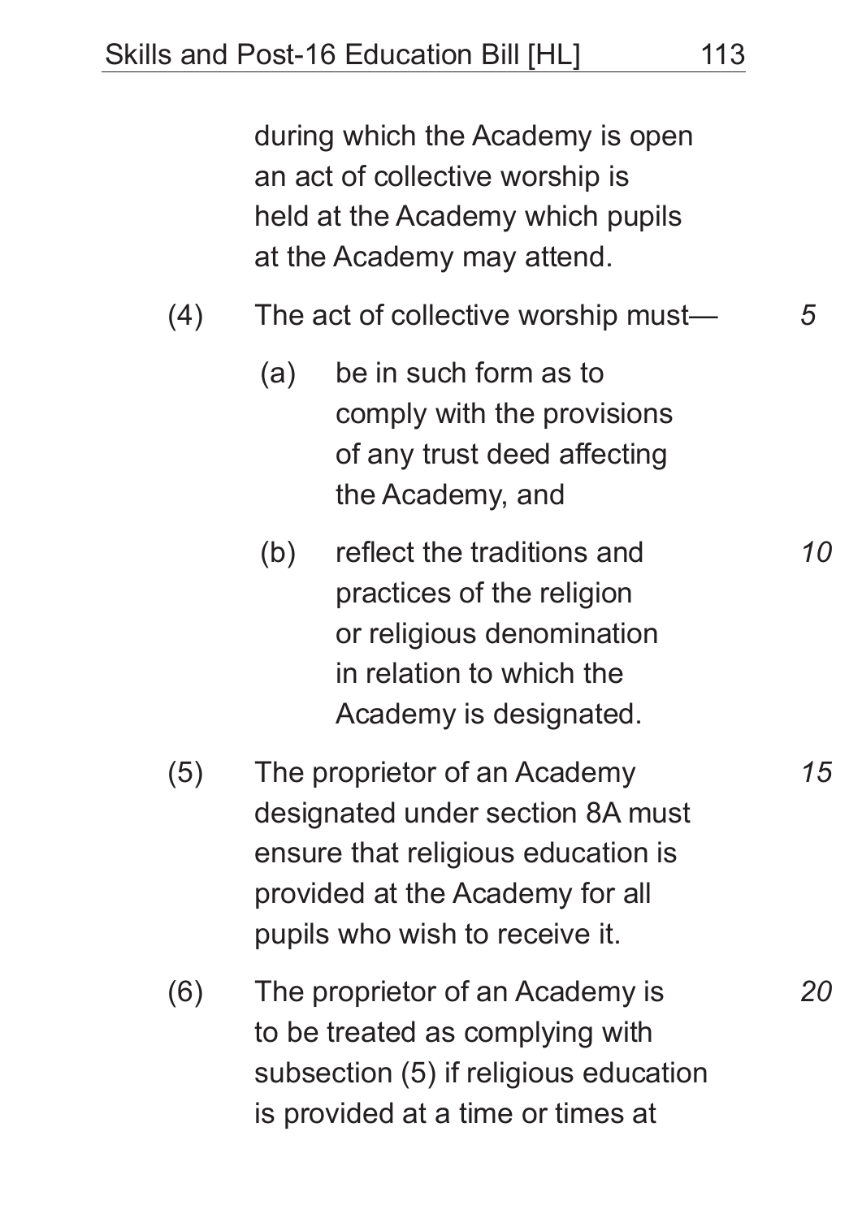during which the Academy is open an act of collective worship is held at the Academy which pupils at the Academy may attend.

(4) The act of collective worship must—

(a) be in such form as to comply with the provisions of any trust deed affecting the Academy, and

(b) reflect the traditions and practices of the religion or religious denomination in relation to which the Academy is designated.

(5) The proprietor of an Academy designated under section 8A must ensure that religious education is provided at the Academy for all pupils who wish to receive it.

(6) The proprietor of an Academy is to be treated as complying with subsection (5) if religious education is provided at a time or times at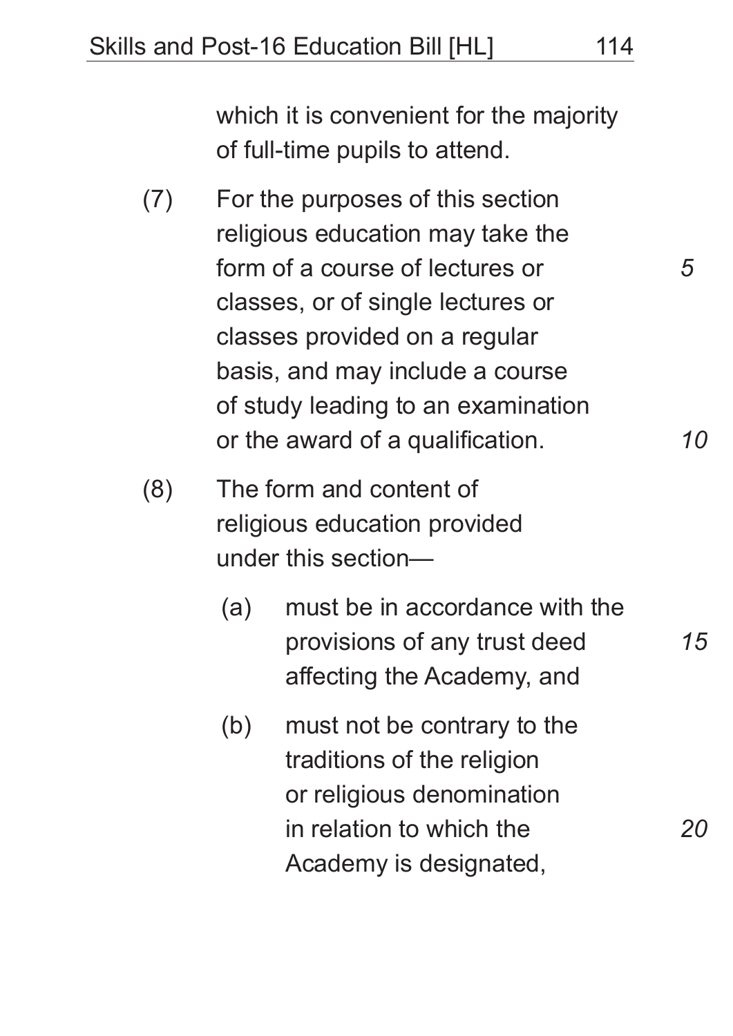which it is convenient for the majority of full-time pupils to attend.

(7) For the purposes of this section religious education may take the form of a course of lectures or classes, or of single lectures or classes provided on a regular basis, and may include a course of study leading to an examination or the award of a qualification.

(8) The form and content of religious education provided under this section—

- (a) must be in accordance with the provisions of any trust deed affecting the Academy, and
- (b) must not be contrary to the traditions of the religion or religious denomination in relation to which the Academy is designated,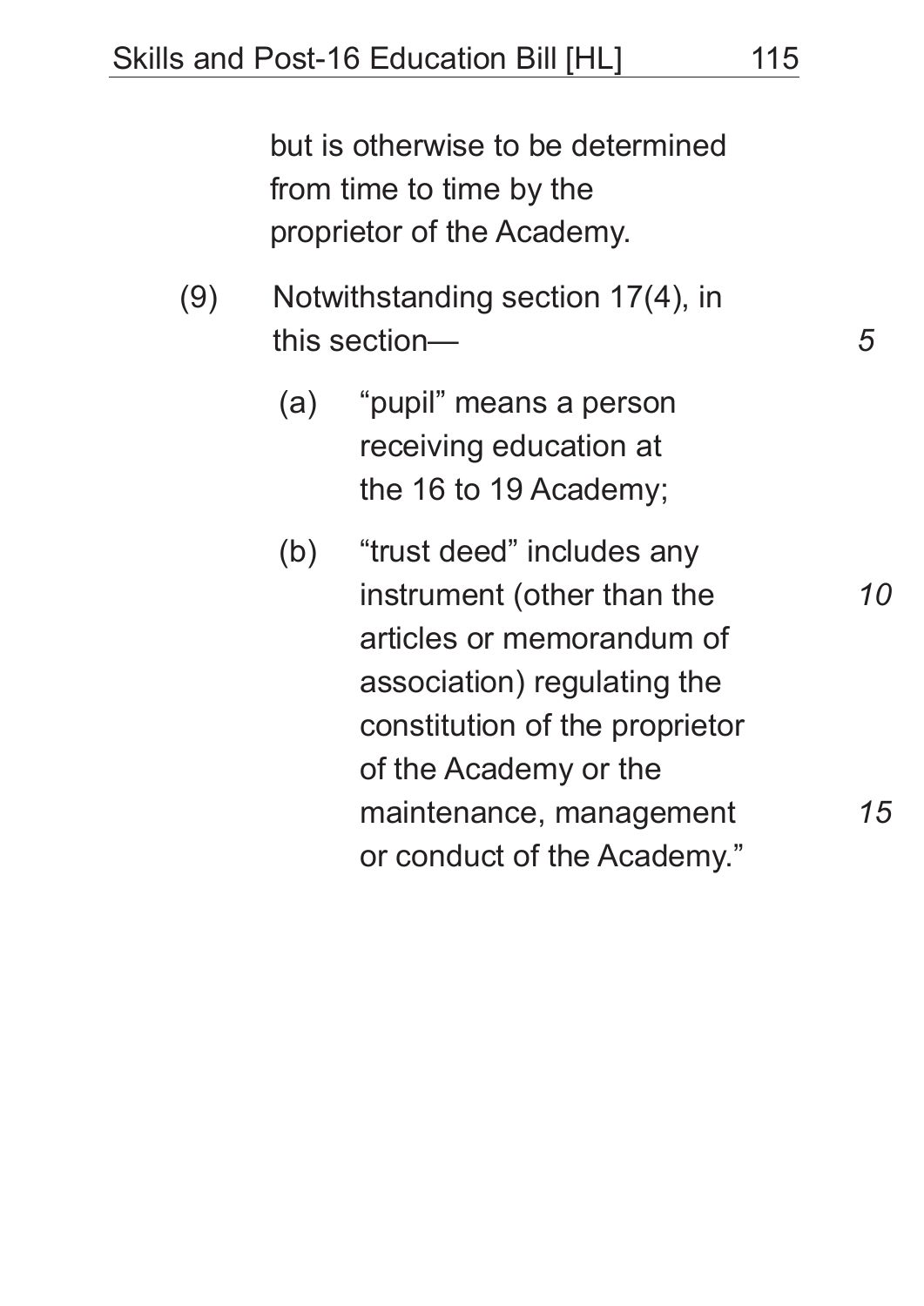but is otherwise to be determined from time to time by the proprietor of the Academy.

(9) Notwithstanding section 17(4), in this section—

(a) "pupil" means a person receiving education at the 16 to 19 Academy;

(b) "trust deed" includes any instrument (other than the articles or memorandum of association) regulating the constitution of the proprietor of the Academy or the maintenance, management or conduct of the Academy."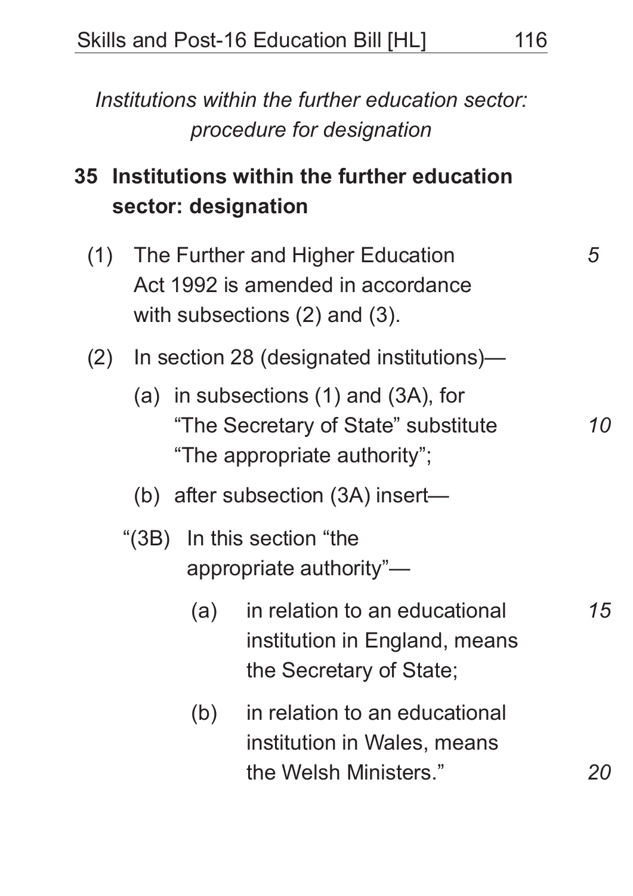*Institutions within the further education sector: procedure for designation*

**35 Institutions within the further education sector: designation**

(1) The Further and Higher Education Act 1992 is amended in accordance with subsections (2) and (3).

(2) In section 28 (designated institutions)—

(a) in subsections (1) and (3A), for "The Secretary of State" substitute "The appropriate authority";

(b) after subsection (3A) insert—

"(3B) In this section "the appropriate authority"—

(a) in relation to an educational institution in England, means the Secretary of State;

(b) in relation to an educational institution in Wales, means the Welsh Ministers."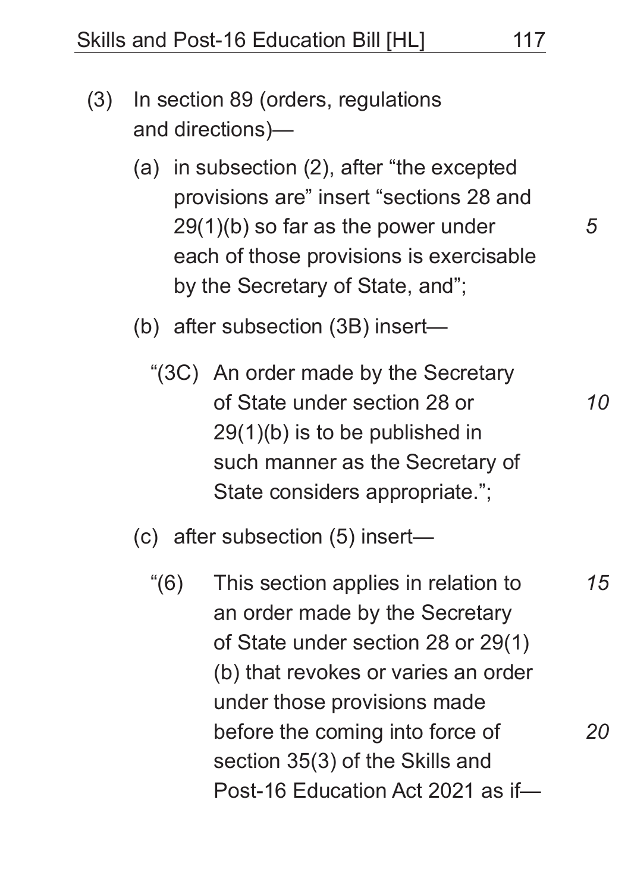(3) In section 89 (orders, regulations and directions)—

  (a) in subsection (2), after "the excepted provisions are" insert "sections 28 and 29(1)(b) so far as the power under each of those provisions is exercisable by the Secretary of State, and";

  (b) after subsection (3B) insert—

    "(3C) An order made by the Secretary of State under section 28 or 29(1)(b) is to be published in such manner as the Secretary of State considers appropriate.";

  (c) after subsection (5) insert—

    "(6) This section applies in relation to an order made by the Secretary of State under section 28 or 29(1)(b) that revokes or varies an order under those provisions made before the coming into force of section 35(3) of the Skills and Post-16 Education Act 2021 as if—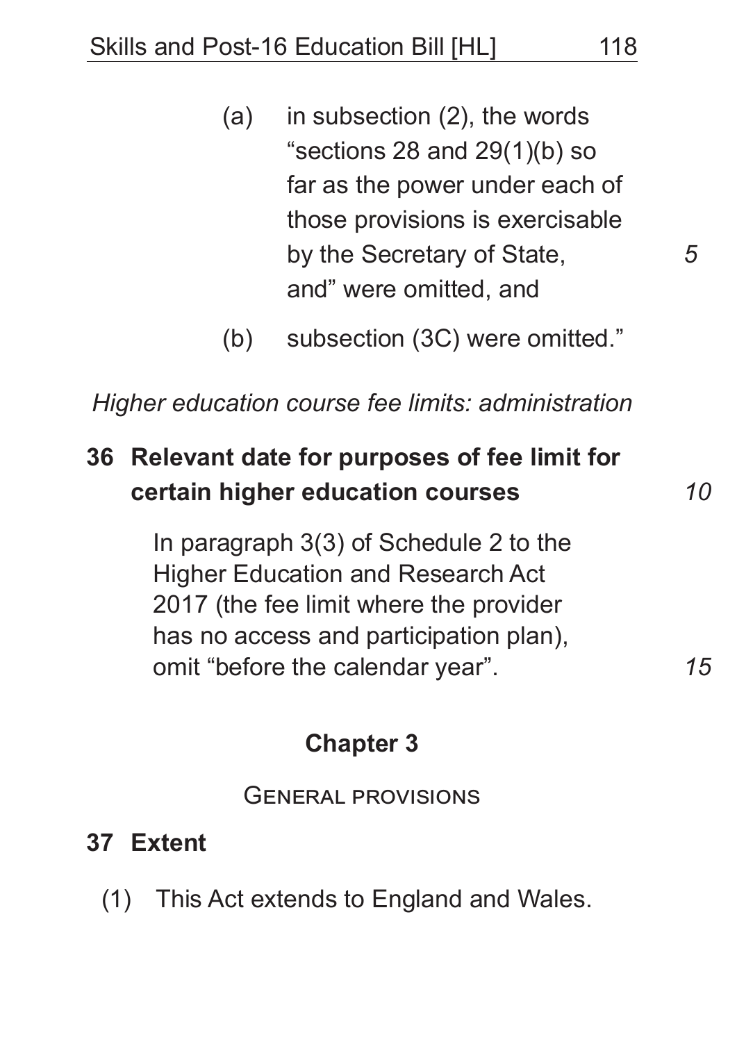(a) in subsection (2), the words "sections 28 and 29(1)(b) so far as the power under each of those provisions is exercisable by the Secretary of State, and" were omitted, and

(b) subsection (3C) were omitted."

*Higher education course fee limits: administration*

**36 Relevant date for purposes of fee limit for certain higher education courses**

In paragraph 3(3) of Schedule 2 to the Higher Education and Research Act 2017 (the fee limit where the provider has no access and participation plan), omit "before the calendar year".

## Chapter 3

### General provisions

**37 Extent**

(1) This Act extends to England and Wales.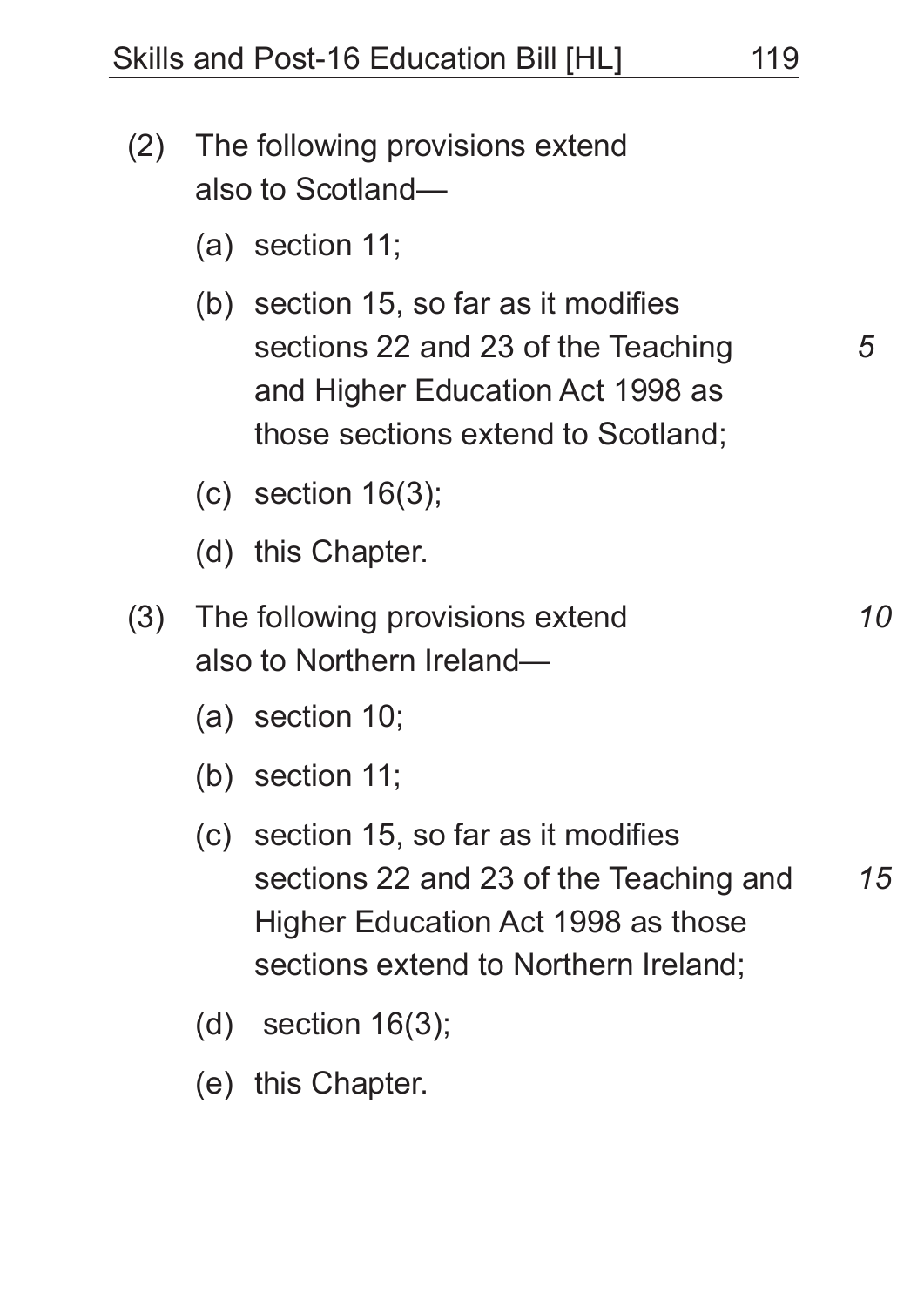(2) The following provisions extend also to Scotland—

  (a) section 11;

  (b) section 15, so far as it modifies sections 22 and 23 of the Teaching and Higher Education Act 1998 as those sections extend to Scotland;

  (c) section 16(3);

  (d) this Chapter.

(3) The following provisions extend also to Northern Ireland—

  (a) section 10;

  (b) section 11;

  (c) section 15, so far as it modifies sections 22 and 23 of the Teaching and Higher Education Act 1998 as those sections extend to Northern Ireland;

  (d) section 16(3);

  (e) this Chapter.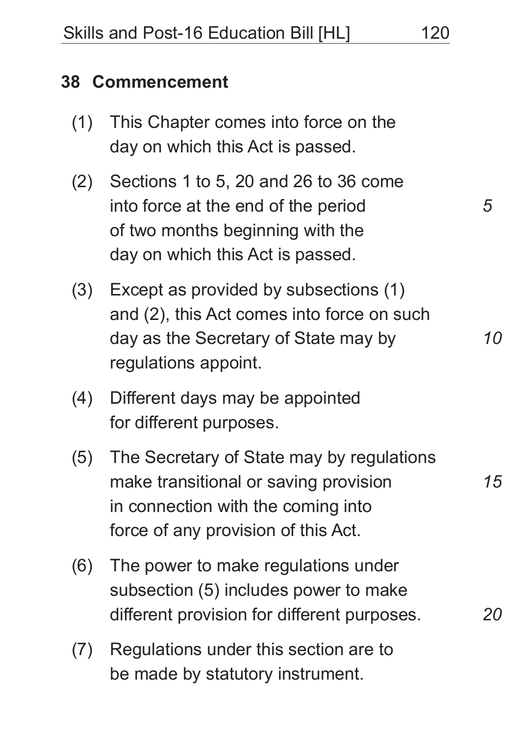## 38 Commencement

(1) This Chapter comes into force on the day on which this Act is passed.

(2) Sections 1 to 5, 20 and 26 to 36 come into force at the end of the period of two months beginning with the day on which this Act is passed.

(3) Except as provided by subsections (1) and (2), this Act comes into force on such day as the Secretary of State may by regulations appoint.

(4) Different days may be appointed for different purposes.

(5) The Secretary of State may by regulations make transitional or saving provision in connection with the coming into force of any provision of this Act.

(6) The power to make regulations under subsection (5) includes power to make different provision for different purposes.

(7) Regulations under this section are to be made by statutory instrument.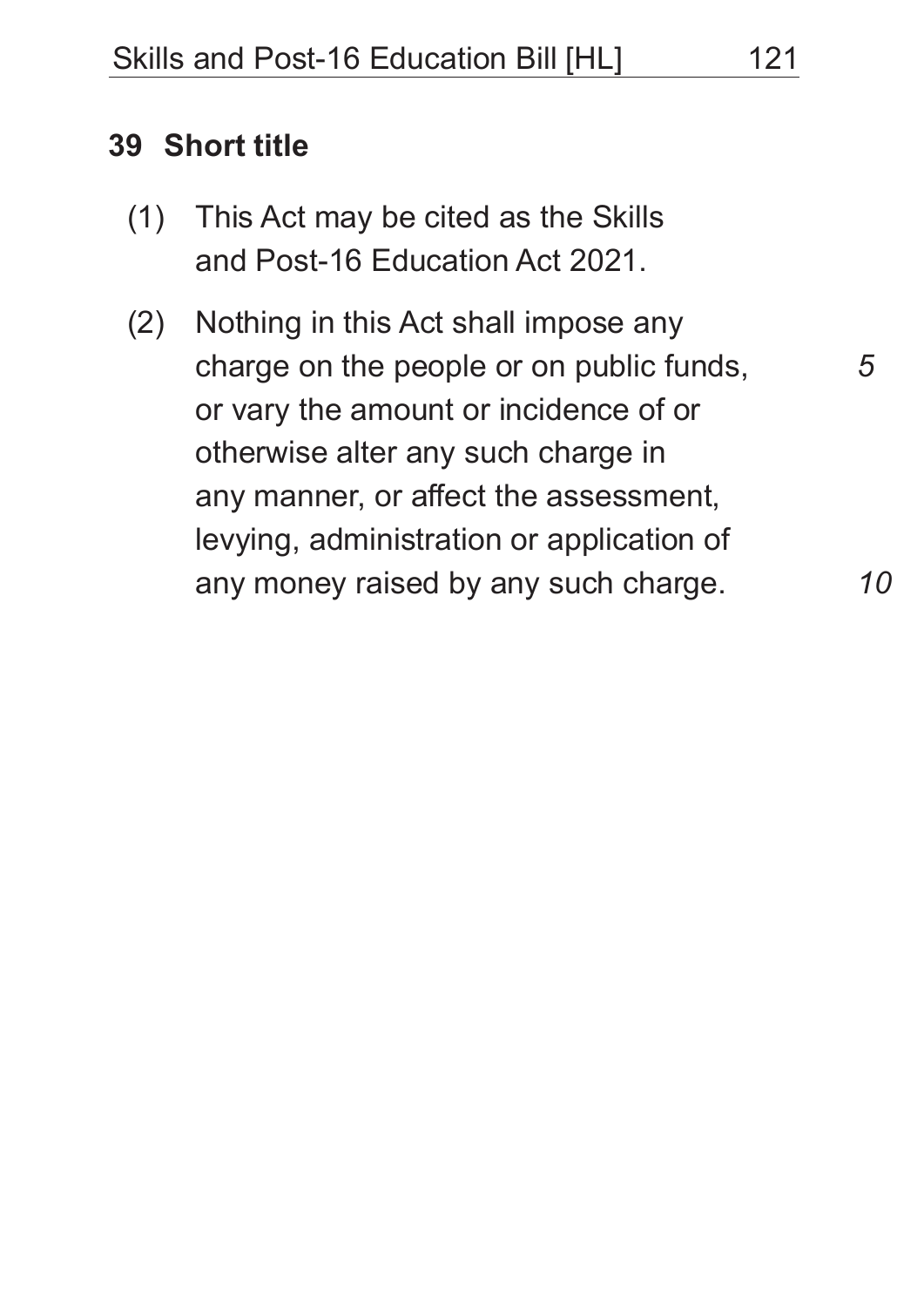## 39 Short title

(1) This Act may be cited as the Skills and Post-16 Education Act 2021.

(2) Nothing in this Act shall impose any charge on the people or on public funds, or vary the amount or incidence of or otherwise alter any such charge in any manner, or affect the assessment, levying, administration or application of any money raised by any such charge.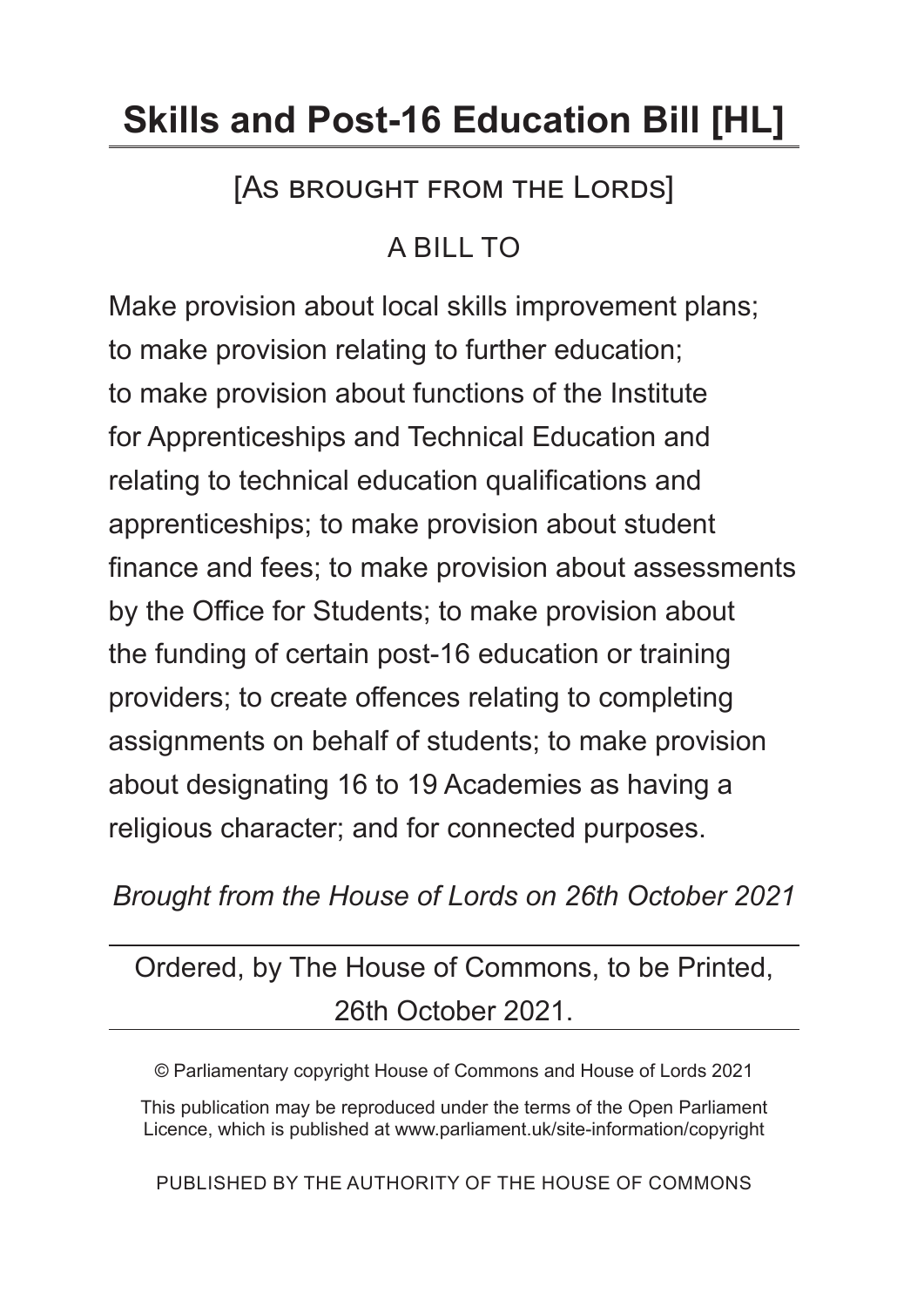# Skills and Post-16 Education Bill [HL]

[As brought from the Lords]

A BILL TO

Make provision about local skills improvement plans; to make provision relating to further education; to make provision about functions of the Institute for Apprenticeships and Technical Education and relating to technical education qualifications and apprenticeships; to make provision about student finance and fees; to make provision about assessments by the Office for Students; to make provision about the funding of certain post-16 education or training providers; to create offences relating to completing assignments on behalf of students; to make provision about designating 16 to 19 Academies as having a religious character; and for connected purposes.

*Brought from the House of Lords on 26th October 2021*

---

Ordered, by The House of Commons, to be Printed, 26th October 2021.

---

© Parliamentary copyright House of Commons and House of Lords 2021

This publication may be reproduced under the terms of the Open Parliament Licence, which is published at www.parliament.uk/site-information/copyright

PUBLISHED BY THE AUTHORITY OF THE HOUSE OF COMMONS